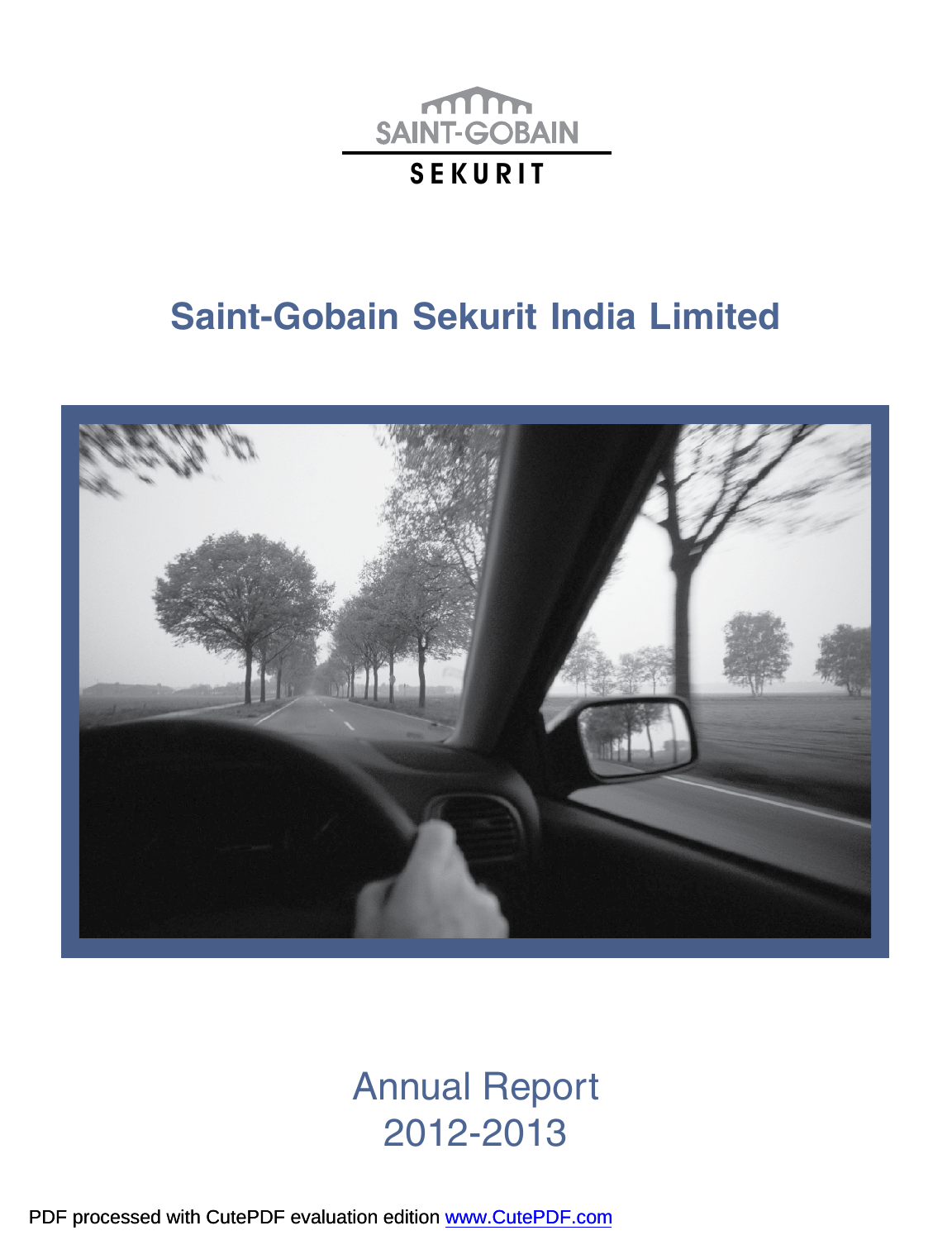SAINT-GOBAIN

SEKURIT

# Saint-Gobain Sekurit India Limited

## Annual Report 2012-2013

PDF processed with CutePDF evaluation edition www.CutePDF.com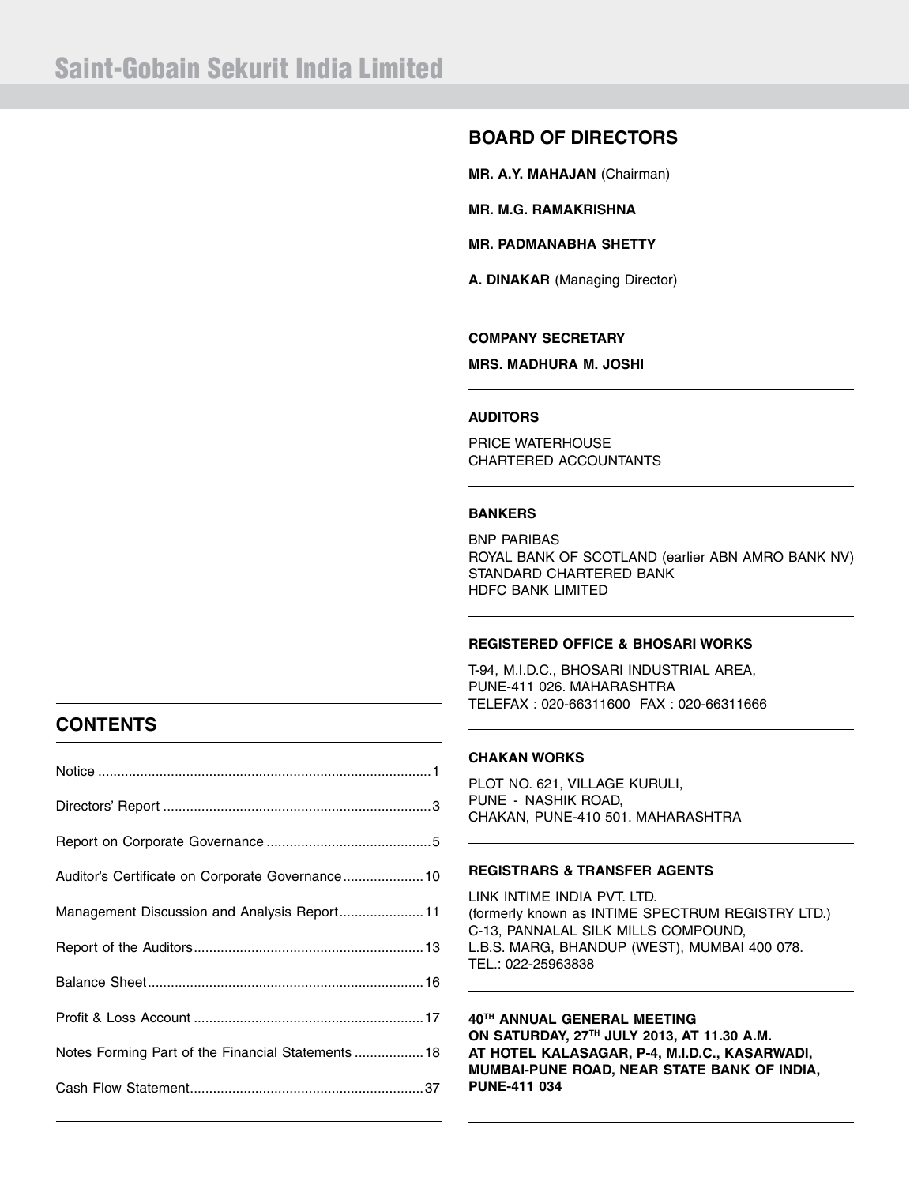# Saint-Gobain Sekurit India Limited

## BOARD OF DIRECTORS

**MR. A.Y. MAHAJAN** (Chairman)

**MR. M.G. RAMAKRISHNA**

**MR. PADMANABHA SHETTY**

**A. DINAKAR** (Managing Director)

---

**COMPANY SECRETARY**

**MRS. MADHURA M. JOSHI**

---

**AUDITORS**

PRICE WATERHOUSE
CHARTERED ACCOUNTANTS

---

**BANKERS**

BNP PARIBAS
ROYAL BANK OF SCOTLAND (earlier ABN AMRO BANK NV)
STANDARD CHARTERED BANK
HDFC BANK LIMITED

---

**REGISTERED OFFICE & BHOSARI WORKS**

T-94, M.I.D.C., BHOSARI INDUSTRIAL AREA,
PUNE-411 026. MAHARASHTRA
TELEFAX : 020-66311600 FAX : 020-66311666

---

**CHAKAN WORKS**

PLOT NO. 621, VILLAGE KURULI,
PUNE - NASHIK ROAD,
CHAKAN, PUNE-410 501. MAHARASHTRA

---

**REGISTRARS & TRANSFER AGENTS**

LINK INTIME INDIA PVT. LTD.
(formerly known as INTIME SPECTRUM REGISTRY LTD.)
C-13, PANNALAL SILK MILLS COMPOUND,
L.B.S. MARG, BHANDUP (WEST), MUMBAI 400 078.
TEL.: 022-25963838

---

**40TH ANNUAL GENERAL MEETING**
**ON SATURDAY, 27TH JULY 2013, AT 11.30 A.M.**
**AT HOTEL KALASAGAR, P-4, M.I.D.C., KASARWADI,**
**MUMBAI-PUNE ROAD, NEAR STATE BANK OF INDIA,**
**PUNE-411 034**

---

## CONTENTS

| | |
|---|---|
| Notice | 1 |
| Directors' Report | 3 |
| Report on Corporate Governance | 5 |
| Auditor's Certificate on Corporate Governance | 10 |
| Management Discussion and Analysis Report | 11 |
| Report of the Auditors | 13 |
| Balance Sheet | 16 |
| Profit & Loss Account | 17 |
| Notes Forming Part of the Financial Statements | 18 |
| Cash Flow Statement | 37 |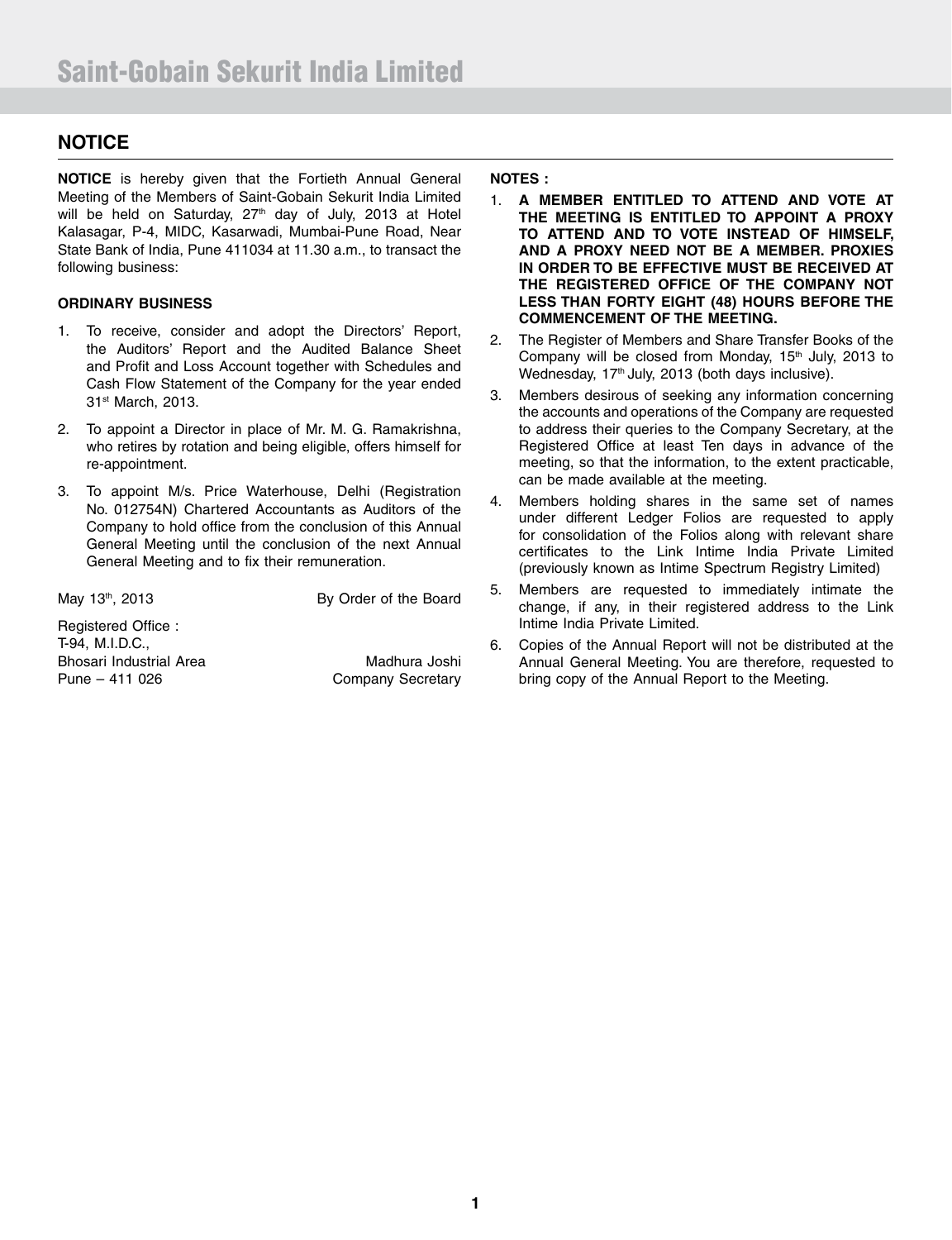# Saint-Gobain Sekurit India Limited

## NOTICE

**NOTICE** is hereby given that the Fortieth Annual General Meeting of the Members of Saint-Gobain Sekurit India Limited will be held on Saturday, 27th day of July, 2013 at Hotel Kalasagar, P-4, MIDC, Kasarwadi, Mumbai-Pune Road, Near State Bank of India, Pune 411034 at 11.30 a.m., to transact the following business:

### ORDINARY BUSINESS

1. To receive, consider and adopt the Directors' Report, the Auditors' Report and the Audited Balance Sheet and Profit and Loss Account together with Schedules and Cash Flow Statement of the Company for the year ended 31st March, 2013.
2. To appoint a Director in place of Mr. M. G. Ramakrishna, who retires by rotation and being eligible, offers himself for re-appointment.
3. To appoint M/s. Price Waterhouse, Delhi (Registration No. 012754N) Chartered Accountants as Auditors of the Company to hold office from the conclusion of this Annual General Meeting until the conclusion of the next Annual General Meeting and to fix their remuneration.

May 13th, 2013

By Order of the Board

Registered Office :
T-94, M.I.D.C.,
Bhosari Industrial Area
Pune – 411 026

Madhura Joshi
Company Secretary

### NOTES :

1. **A MEMBER ENTITLED TO ATTEND AND VOTE AT THE MEETING IS ENTITLED TO APPOINT A PROXY TO ATTEND AND TO VOTE INSTEAD OF HIMSELF, AND A PROXY NEED NOT BE A MEMBER. PROXIES IN ORDER TO BE EFFECTIVE MUST BE RECEIVED AT THE REGISTERED OFFICE OF THE COMPANY NOT LESS THAN FORTY EIGHT (48) HOURS BEFORE THE COMMENCEMENT OF THE MEETING.**
2. The Register of Members and Share Transfer Books of the Company will be closed from Monday, 15th July, 2013 to Wednesday, 17th July, 2013 (both days inclusive).
3. Members desirous of seeking any information concerning the accounts and operations of the Company are requested to address their queries to the Company Secretary, at the Registered Office at least Ten days in advance of the meeting, so that the information, to the extent practicable, can be made available at the meeting.
4. Members holding shares in the same set of names under different Ledger Folios are requested to apply for consolidation of the Folios along with relevant share certificates to the Link Intime India Private Limited (previously known as Intime Spectrum Registry Limited)
5. Members are requested to immediately intimate the change, if any, in their registered address to the Link Intime India Private Limited.
6. Copies of the Annual Report will not be distributed at the Annual General Meeting. You are therefore, requested to bring copy of the Annual Report to the Meeting.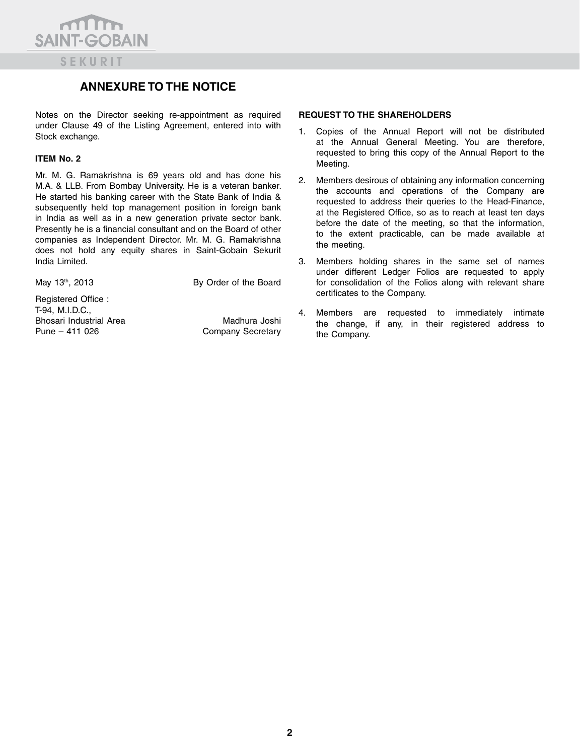## ANNEXURE TO THE NOTICE

Notes on the Director seeking re-appointment as required under Clause 49 of the Listing Agreement, entered into with Stock exchange.

**ITEM No. 2**

Mr. M. G. Ramakrishna is 69 years old and has done his M.A. & LLB. From Bombay University. He is a veteran banker. He started his banking career with the State Bank of India & subsequently held top management position in foreign bank in India as well as in a new generation private sector bank. Presently he is a financial consultant and on the Board of other companies as Independent Director. Mr. M. G. Ramakrishna does not hold any equity shares in Saint-Gobain Sekurit India Limited.

May 13th, 2013

By Order of the Board

Registered Office :
T-94, M.I.D.C.,
Bhosari Industrial Area
Pune – 411 026

Madhura Joshi
Company Secretary

**REQUEST TO THE SHAREHOLDERS**

1. Copies of the Annual Report will not be distributed at the Annual General Meeting. You are therefore, requested to bring this copy of the Annual Report to the Meeting.
2. Members desirous of obtaining any information concerning the accounts and operations of the Company are requested to address their queries to the Head-Finance, at the Registered Office, so as to reach at least ten days before the date of the meeting, so that the information, to the extent practicable, can be made available at the meeting.
3. Members holding shares in the same set of names under different Ledger Folios are requested to apply for consolidation of the Folios along with relevant share certificates to the Company.
4. Members are requested to immediately intimate the change, if any, in their registered address to the Company.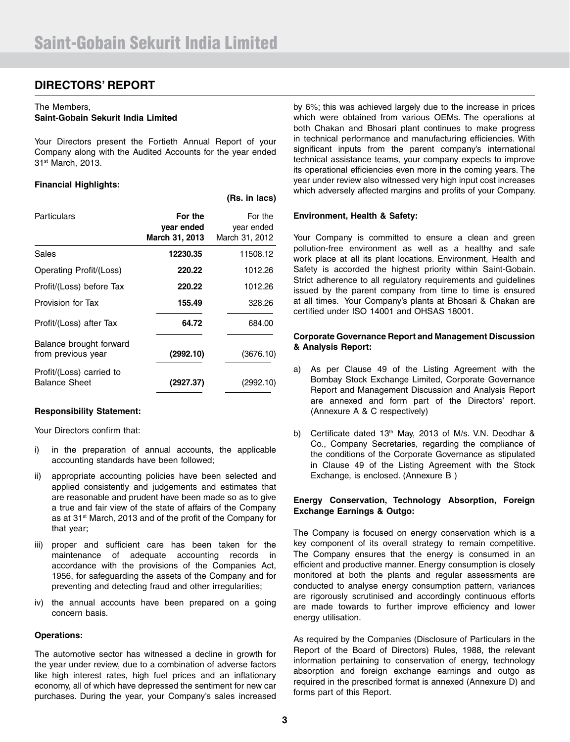# Saint-Gobain Sekurit India Limited

## DIRECTORS' REPORT

The Members,
**Saint-Gobain Sekurit India Limited**

Your Directors present the Fortieth Annual Report of your Company along with the Audited Accounts for the year ended 31st March, 2013.

**Financial Highlights:**

**(Rs. in lacs)**

| Particulars | For the year ended March 31, 2013 | For the year ended March 31, 2012 |
|---|---|---|
| Sales | **12230.35** | 11508.12 |
| Operating Profit/(Loss) | **220.22** | 1012.26 |
| Profit/(Loss) before Tax | **220.22** | 1012.26 |
| Provision for Tax | **155.49** | 328.26 |
| Profit/(Loss) after Tax | **64.72** | 684.00 |
| Balance brought forward from previous year | **(2992.10)** | (3676.10) |
| Profit/(Loss) carried to Balance Sheet | **(2927.37)** | (2992.10) |

**Responsibility Statement:**

Your Directors confirm that:

i) in the preparation of annual accounts, the applicable accounting standards have been followed;

ii) appropriate accounting policies have been selected and applied consistently and judgements and estimates that are reasonable and prudent have been made so as to give a true and fair view of the state of affairs of the Company as at 31st March, 2013 and of the profit of the Company for that year;

iii) proper and sufficient care has been taken for the maintenance of adequate accounting records in accordance with the provisions of the Companies Act, 1956, for safeguarding the assets of the Company and for preventing and detecting fraud and other irregularities;

iv) the annual accounts have been prepared on a going concern basis.

**Operations:**

The automotive sector has witnessed a decline in growth for the year under review, due to a combination of adverse factors like high interest rates, high fuel prices and an inflationary economy, all of which have depressed the sentiment for new car purchases. During the year, your Company's sales increased by 6%; this was achieved largely due to the increase in prices which were obtained from various OEMs. The operations at both Chakan and Bhosari plant continues to make progress in technical performance and manufacturing efficiencies. With significant inputs from the parent company's international technical assistance teams, your company expects to improve its operational efficiencies even more in the coming years. The year under review also witnessed very high input cost increases which adversely affected margins and profits of your Company.

**Environment, Health & Safety:**

Your Company is committed to ensure a clean and green pollution-free environment as well as a healthy and safe work place at all its plant locations. Environment, Health and Safety is accorded the highest priority within Saint-Gobain. Strict adherence to all regulatory requirements and guidelines issued by the parent company from time to time is ensured at all times. Your Company's plants at Bhosari & Chakan are certified under ISO 14001 and OHSAS 18001.

**Corporate Governance Report and Management Discussion & Analysis Report:**

a) As per Clause 49 of the Listing Agreement with the Bombay Stock Exchange Limited, Corporate Governance Report and Management Discussion and Analysis Report are annexed and form part of the Directors' report. (Annexure A & C respectively)

b) Certificate dated 13th May, 2013 of M/s. V.N. Deodhar & Co., Company Secretaries, regarding the compliance of the conditions of the Corporate Governance as stipulated in Clause 49 of the Listing Agreement with the Stock Exchange, is enclosed. (Annexure B )

**Energy Conservation, Technology Absorption, Foreign Exchange Earnings & Outgo:**

The Company is focused on energy conservation which is a key component of its overall strategy to remain competitive. The Company ensures that the energy is consumed in an efficient and productive manner. Energy consumption is closely monitored at both the plants and regular assessments are conducted to analyse energy consumption pattern, variances are rigorously scrutinised and accordingly continuous efforts are made towards to further improve efficiency and lower energy utilisation.

As required by the Companies (Disclosure of Particulars in the Report of the Board of Directors) Rules, 1988, the relevant information pertaining to conservation of energy, technology absorption and foreign exchange earnings and outgo as required in the prescribed format is annexed (Annexure D) and forms part of this Report.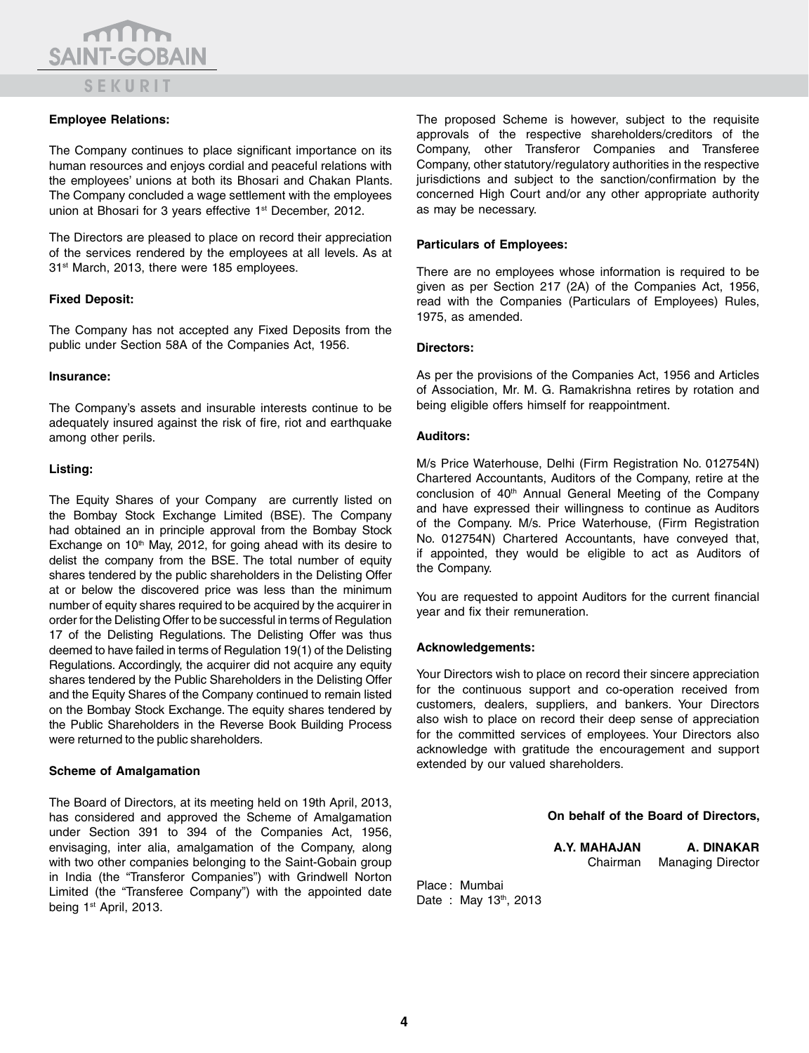### Employee Relations:

The Company continues to place significant importance on its human resources and enjoys cordial and peaceful relations with the employees' unions at both its Bhosari and Chakan Plants. The Company concluded a wage settlement with the employees union at Bhosari for 3 years effective 1st December, 2012.

The Directors are pleased to place on record their appreciation of the services rendered by the employees at all levels. As at 31st March, 2013, there were 185 employees.

### Fixed Deposit:

The Company has not accepted any Fixed Deposits from the public under Section 58A of the Companies Act, 1956.

### Insurance:

The Company's assets and insurable interests continue to be adequately insured against the risk of fire, riot and earthquake among other perils.

### Listing:

The Equity Shares of your Company are currently listed on the Bombay Stock Exchange Limited (BSE). The Company had obtained an in principle approval from the Bombay Stock Exchange on 10th May, 2012, for going ahead with its desire to delist the company from the BSE. The total number of equity shares tendered by the public shareholders in the Delisting Offer at or below the discovered price was less than the minimum number of equity shares required to be acquired by the acquirer in order for the Delisting Offer to be successful in terms of Regulation 17 of the Delisting Regulations. The Delisting Offer was thus deemed to have failed in terms of Regulation 19(1) of the Delisting Regulations. Accordingly, the acquirer did not acquire any equity shares tendered by the Public Shareholders in the Delisting Offer and the Equity Shares of the Company continued to remain listed on the Bombay Stock Exchange. The equity shares tendered by the Public Shareholders in the Reverse Book Building Process were returned to the public shareholders.

### Scheme of Amalgamation

The Board of Directors, at its meeting held on 19th April, 2013, has considered and approved the Scheme of Amalgamation under Section 391 to 394 of the Companies Act, 1956, envisaging, inter alia, amalgamation of the Company, along with two other companies belonging to the Saint-Gobain group in India (the "Transferor Companies") with Grindwell Norton Limited (the "Transferee Company") with the appointed date being 1st April, 2013.

The proposed Scheme is however, subject to the requisite approvals of the respective shareholders/creditors of the Company, other Transferor Companies and Transferee Company, other statutory/regulatory authorities in the respective jurisdictions and subject to the sanction/confirmation by the concerned High Court and/or any other appropriate authority as may be necessary.

### Particulars of Employees:

There are no employees whose information is required to be given as per Section 217 (2A) of the Companies Act, 1956, read with the Companies (Particulars of Employees) Rules, 1975, as amended.

### Directors:

As per the provisions of the Companies Act, 1956 and Articles of Association, Mr. M. G. Ramakrishna retires by rotation and being eligible offers himself for reappointment.

### Auditors:

M/s Price Waterhouse, Delhi (Firm Registration No. 012754N) Chartered Accountants, Auditors of the Company, retire at the conclusion of 40th Annual General Meeting of the Company and have expressed their willingness to continue as Auditors of the Company. M/s. Price Waterhouse, (Firm Registration No. 012754N) Chartered Accountants, have conveyed that, if appointed, they would be eligible to act as Auditors of the Company.

You are requested to appoint Auditors for the current financial year and fix their remuneration.

### Acknowledgements:

Your Directors wish to place on record their sincere appreciation for the continuous support and co-operation received from customers, dealers, suppliers, and bankers. Your Directors also wish to place on record their deep sense of appreciation for the committed services of employees. Your Directors also acknowledge with gratitude the encouragement and support extended by our valued shareholders.

**On behalf of the Board of Directors,**

**A.Y. MAHAJAN** — Chairman

**A. DINAKAR** — Managing Director

Place : Mumbai
Date : May 13th, 2013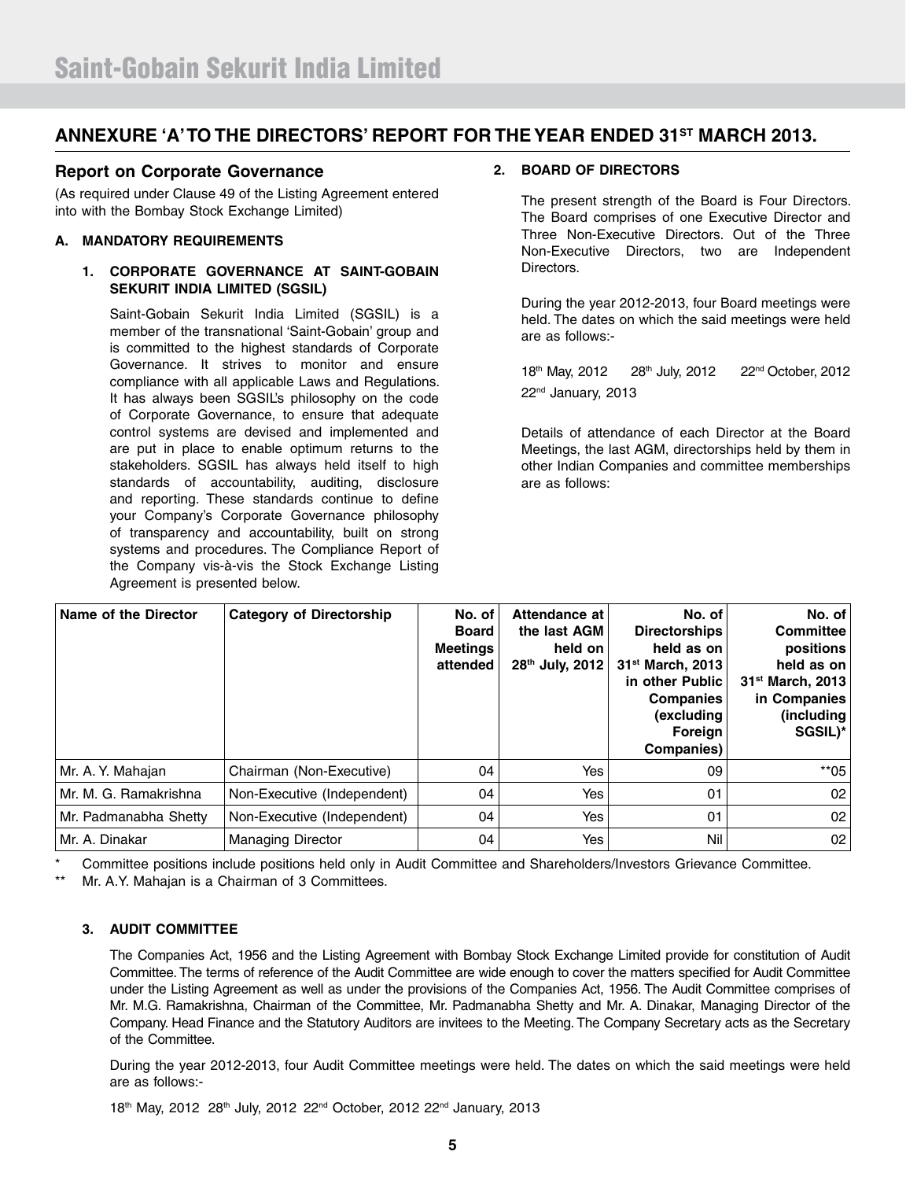# ANNEXURE 'A' TO THE DIRECTORS' REPORT FOR THE YEAR ENDED 31ST MARCH 2013.

## Report on Corporate Governance

(As required under Clause 49 of the Listing Agreement entered into with the Bombay Stock Exchange Limited)

### A. MANDATORY REQUIREMENTS

#### 1. CORPORATE GOVERNANCE AT SAINT-GOBAIN SEKURIT INDIA LIMITED (SGSIL)

Saint-Gobain Sekurit India Limited (SGSIL) is a member of the transnational 'Saint-Gobain' group and is committed to the highest standards of Corporate Governance. It strives to monitor and ensure compliance with all applicable Laws and Regulations. It has always been SGSIL's philosophy on the code of Corporate Governance, to ensure that adequate control systems are devised and implemented and are put in place to enable optimum returns to the stakeholders. SGSIL has always held itself to high standards of accountability, auditing, disclosure and reporting. These standards continue to define your Company's Corporate Governance philosophy of transparency and accountability, built on strong systems and procedures. The Compliance Report of the Company vis-à-vis the Stock Exchange Listing Agreement is presented below.

#### 2. BOARD OF DIRECTORS

The present strength of the Board is Four Directors. The Board comprises of one Executive Director and Three Non-Executive Directors. Out of the Three Non-Executive Directors, two are Independent Directors.

During the year 2012-2013, four Board meetings were held. The dates on which the said meetings were held are as follows:-

18th May, 2012 28th July, 2012 22nd October, 2012 22nd January, 2013

Details of attendance of each Director at the Board Meetings, the last AGM, directorships held by them in other Indian Companies and committee memberships are as follows:

| Name of the Director | Category of Directorship | No. of Board Meetings attended | Attendance at the last AGM held on 28th July, 2012 | No. of Directorships held as on 31st March, 2013 in other Public Companies (excluding Foreign Companies) | No. of Committee positions held as on 31st March, 2013 in Companies (including SGSIL)* |
|---|---|---|---|---|---|
| Mr. A. Y. Mahajan | Chairman (Non-Executive) | 04 | Yes | 09 | **05 |
| Mr. M. G. Ramakrishna | Non-Executive (Independent) | 04 | Yes | 01 | 02 |
| Mr. Padmanabha Shetty | Non-Executive (Independent) | 04 | Yes | 01 | 02 |
| Mr. A. Dinakar | Managing Director | 04 | Yes | Nil | 02 |

\* Committee positions include positions held only in Audit Committee and Shareholders/Investors Grievance Committee.

\** Mr. A.Y. Mahajan is a Chairman of 3 Committees.

#### 3. AUDIT COMMITTEE

The Companies Act, 1956 and the Listing Agreement with Bombay Stock Exchange Limited provide for constitution of Audit Committee. The terms of reference of the Audit Committee are wide enough to cover the matters specified for Audit Committee under the Listing Agreement as well as under the provisions of the Companies Act, 1956. The Audit Committee comprises of Mr. M.G. Ramakrishna, Chairman of the Committee, Mr. Padmanabha Shetty and Mr. A. Dinakar, Managing Director of the Company. Head Finance and the Statutory Auditors are invitees to the Meeting. The Company Secretary acts as the Secretary of the Committee.

During the year 2012-2013, four Audit Committee meetings were held. The dates on which the said meetings were held are as follows:-

18th May, 2012 28th July, 2012 22nd October, 2012 22nd January, 2013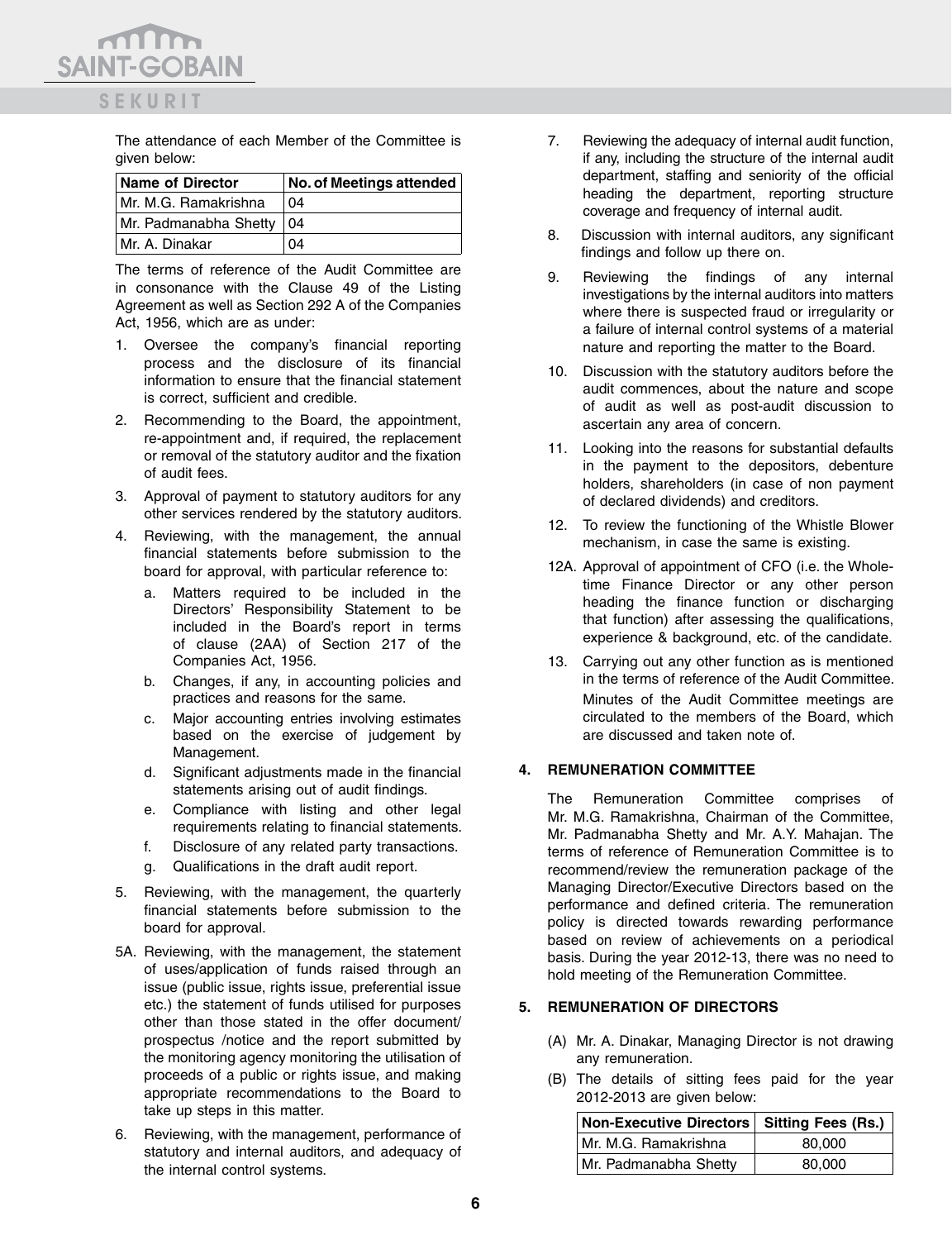The attendance of each Member of the Committee is given below:

| Name of Director | No. of Meetings attended |
|---|---|
| Mr. M.G. Ramakrishna | 04 |
| Mr. Padmanabha Shetty | 04 |
| Mr. A. Dinakar | 04 |

The terms of reference of the Audit Committee are in consonance with the Clause 49 of the Listing Agreement as well as Section 292 A of the Companies Act, 1956, which are as under:

1. Oversee the company's financial reporting process and the disclosure of its financial information to ensure that the financial statement is correct, sufficient and credible.
2. Recommending to the Board, the appointment, re-appointment and, if required, the replacement or removal of the statutory auditor and the fixation of audit fees.
3. Approval of payment to statutory auditors for any other services rendered by the statutory auditors.
4. Reviewing, with the management, the annual financial statements before submission to the board for approval, with particular reference to:
   a. Matters required to be included in the Directors' Responsibility Statement to be included in the Board's report in terms of clause (2AA) of Section 217 of the Companies Act, 1956.
   b. Changes, if any, in accounting policies and practices and reasons for the same.
   c. Major accounting entries involving estimates based on the exercise of judgement by Management.
   d. Significant adjustments made in the financial statements arising out of audit findings.
   e. Compliance with listing and other legal requirements relating to financial statements.
   f. Disclosure of any related party transactions.
   g. Qualifications in the draft audit report.
5. Reviewing, with the management, the quarterly financial statements before submission to the board for approval.

5A. Reviewing, with the management, the statement of uses/application of funds raised through an issue (public issue, rights issue, preferential issue etc.) the statement of funds utilised for purposes other than those stated in the offer document/ prospectus /notice and the report submitted by the monitoring agency monitoring the utilisation of proceeds of a public or rights issue, and making appropriate recommendations to the Board to take up steps in this matter.

6. Reviewing, with the management, performance of statutory and internal auditors, and adequacy of the internal control systems.
7. Reviewing the adequacy of internal audit function, if any, including the structure of the internal audit department, staffing and seniority of the official heading the department, reporting structure coverage and frequency of internal audit.
8. Discussion with internal auditors, any significant findings and follow up there on.
9. Reviewing the findings of any internal investigations by the internal auditors into matters where there is suspected fraud or irregularity or a failure of internal control systems of a material nature and reporting the matter to the Board.
10. Discussion with the statutory auditors before the audit commences, about the nature and scope of audit as well as post-audit discussion to ascertain any area of concern.
11. Looking into the reasons for substantial defaults in the payment to the depositors, debenture holders, shareholders (in case of non payment of declared dividends) and creditors.
12. To review the functioning of the Whistle Blower mechanism, in case the same is existing.

12A. Approval of appointment of CFO (i.e. the Whole-time Finance Director or any other person heading the finance function or discharging that function) after assessing the qualifications, experience & background, etc. of the candidate.

13. Carrying out any other function as is mentioned in the terms of reference of the Audit Committee.

Minutes of the Audit Committee meetings are circulated to the members of the Board, which are discussed and taken note of.

## 4. REMUNERATION COMMITTEE

The Remuneration Committee comprises of Mr. M.G. Ramakrishna, Chairman of the Committee, Mr. Padmanabha Shetty and Mr. A.Y. Mahajan. The terms of reference of Remuneration Committee is to recommend/review the remuneration package of the Managing Director/Executive Directors based on the performance and defined criteria. The remuneration policy is directed towards rewarding performance based on review of achievements on a periodical basis. During the year 2012-13, there was no need to hold meeting of the Remuneration Committee.

## 5. REMUNERATION OF DIRECTORS

(A) Mr. A. Dinakar, Managing Director is not drawing any remuneration.

(B) The details of sitting fees paid for the year 2012-2013 are given below:

| Non-Executive Directors | Sitting Fees (Rs.) |
|---|---|
| Mr. M.G. Ramakrishna | 80,000 |
| Mr. Padmanabha Shetty | 80,000 |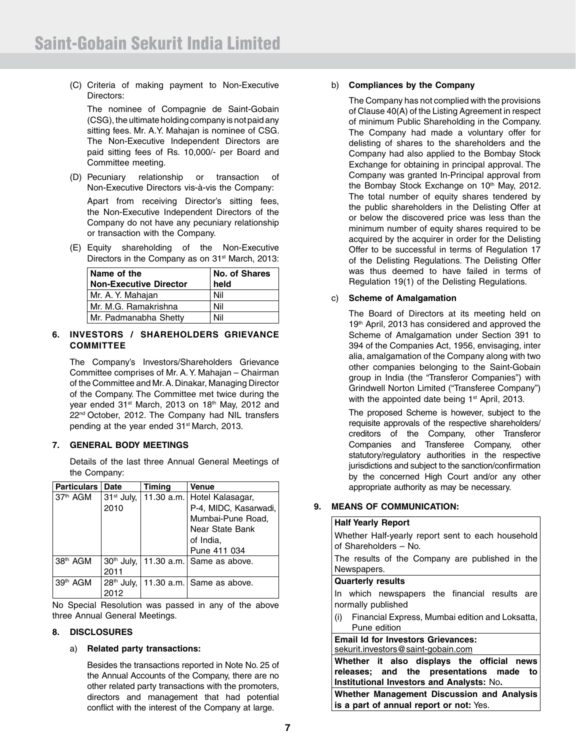(C) Criteria of making payment to Non-Executive Directors:

The nominee of Compagnie de Saint-Gobain (CSG), the ultimate holding company is not paid any sitting fees. Mr. A.Y. Mahajan is nominee of CSG. The Non-Executive Independent Directors are paid sitting fees of Rs. 10,000/- per Board and Committee meeting.

(D) Pecuniary relationship or transaction of Non-Executive Directors vis-à-vis the Company:

Apart from receiving Director's sitting fees, the Non-Executive Independent Directors of the Company do not have any pecuniary relationship or transaction with the Company.

(E) Equity shareholding of the Non-Executive Directors in the Company as on 31st March, 2013:

| Name of the Non-Executive Director | No. of Shares held |
|---|---|
| Mr. A. Y. Mahajan | Nil |
| Mr. M.G. Ramakrishna | Nil |
| Mr. Padmanabha Shetty | Nil |

## 6. INVESTORS / SHAREHOLDERS GRIEVANCE COMMITTEE

The Company's Investors/Shareholders Grievance Committee comprises of Mr. A. Y. Mahajan – Chairman of the Committee and Mr. A. Dinakar, Managing Director of the Company. The Committee met twice during the year ended 31st March, 2013 on 18th May, 2012 and 22nd October, 2012. The Company had NIL transfers pending at the year ended 31st March, 2013.

## 7. GENERAL BODY MEETINGS

Details of the last three Annual General Meetings of the Company:

| Particulars | Date | Timing | Venue |
|---|---|---|---|
| 37th AGM | 31st July, 2010 | 11.30 a.m. | Hotel Kalasagar, P-4, MIDC, Kasarwadi, Mumbai-Pune Road, Near State Bank of India, Pune 411 034 |
| 38th AGM | 30th July, 2011 | 11.30 a.m. | Same as above. |
| 39th AGM | 28th July, 2012 | 11.30 a.m. | Same as above. |

No Special Resolution was passed in any of the above three Annual General Meetings.

## 8. DISCLOSURES

a) **Related party transactions:**

Besides the transactions reported in Note No. 25 of the Annual Accounts of the Company, there are no other related party transactions with the promoters, directors and management that had potential conflict with the interest of the Company at large.

b) **Compliances by the Company**

The Company has not complied with the provisions of Clause 40(A) of the Listing Agreement in respect of minimum Public Shareholding in the Company. The Company had made a voluntary offer for delisting of shares to the shareholders and the Company had also applied to the Bombay Stock Exchange for obtaining in principal approval. The Company was granted In-Principal approval from the Bombay Stock Exchange on 10th May, 2012. The total number of equity shares tendered by the public shareholders in the Delisting Offer at or below the discovered price was less than the minimum number of equity shares required to be acquired by the acquirer in order for the Delisting Offer to be successful in terms of Regulation 17 of the Delisting Regulations. The Delisting Offer was thus deemed to have failed in terms of Regulation 19(1) of the Delisting Regulations.

c) **Scheme of Amalgamation**

The Board of Directors at its meeting held on 19th April, 2013 has considered and approved the Scheme of Amalgamation under Section 391 to 394 of the Companies Act, 1956, envisaging, inter alia, amalgamation of the Company along with two other companies belonging to the Saint-Gobain group in India (the "Transferor Companies") with Grindwell Norton Limited ("Transferee Company") with the appointed date being 1st April, 2013.

The proposed Scheme is however, subject to the requisite approvals of the respective shareholders/ creditors of the Company, other Transferor Companies and Transferee Company, other statutory/regulatory authorities in the respective jurisdictions and subject to the sanction/confirmation by the concerned High Court and/or any other appropriate authority as may be necessary.

## 9. MEANS OF COMMUNICATION:

| **Half Yearly Report** |
|---|
| Whether Half-yearly report sent to each household of Shareholders – No. |
| The results of the Company are published in the Newspapers. |
| **Quarterly results** |
| In which newspapers the financial results are normally published |
| (i) Financial Express, Mumbai edition and Loksatta, Pune edition |
| **Email Id for Investors Grievances:** sekurit.investors@saint-gobain.com |
| **Whether it also displays the official news releases; and the presentations made to Institutional Investors and Analysts:** No. |
| **Whether Management Discussion and Analysis is a part of annual report or not:** Yes. |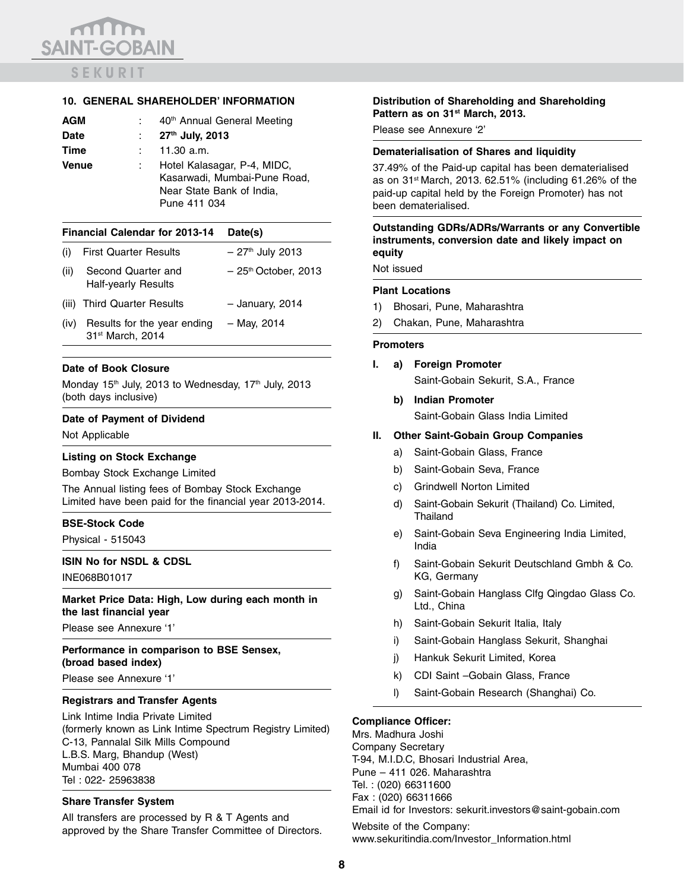## 10. GENERAL SHAREHOLDER' INFORMATION

| | | |
|---|---|---|
| **AGM** | : | 40th Annual General Meeting |
| **Date** | : | **27th July, 2013** |
| **Time** | : | 11.30 a.m. |
| **Venue** | : | Hotel Kalasagar, P-4, MIDC, Kasarwadi, Mumbai-Pune Road, Near State Bank of India, Pune 411 034 |

| Financial Calendar for 2013-14 | Date(s) |
|---|---|
| (i) First Quarter Results | – 27th July 2013 |
| (ii) Second Quarter and Half-yearly Results | – 25th October, 2013 |
| (iii) Third Quarter Results | – January, 2014 |
| (iv) Results for the year ending 31st March, 2014 | – May, 2014 |

**Date of Book Closure**

Monday 15th July, 2013 to Wednesday, 17th July, 2013 (both days inclusive)

**Date of Payment of Dividend**

Not Applicable

**Listing on Stock Exchange**

Bombay Stock Exchange Limited

The Annual listing fees of Bombay Stock Exchange Limited have been paid for the financial year 2013-2014.

**BSE-Stock Code**

Physical - 515043

**ISIN No for NSDL & CDSL**

INE068B01017

**Market Price Data: High, Low during each month in the last financial year**

Please see Annexure '1'

**Performance in comparison to BSE Sensex, (broad based index)**

Please see Annexure '1'

**Registrars and Transfer Agents**

Link Intime India Private Limited
(formerly known as Link Intime Spectrum Registry Limited)
C-13, Pannalal Silk Mills Compound
L.B.S. Marg, Bhandup (West)
Mumbai 400 078
Tel : 022- 25963838

**Share Transfer System**

All transfers are processed by R & T Agents and approved by the Share Transfer Committee of Directors.

**Distribution of Shareholding and Shareholding Pattern as on 31st March, 2013.**

Please see Annexure '2'

**Dematerialisation of Shares and liquidity**

37.49% of the Paid-up capital has been dematerialised as on 31st March, 2013. 62.51% (including 61.26% of the paid-up capital held by the Foreign Promoter) has not been dematerialised.

**Outstanding GDRs/ADRs/Warrants or any Convertible instruments, conversion date and likely impact on equity**

Not issued

**Plant Locations**

1) Bhosari, Pune, Maharashtra
2) Chakan, Pune, Maharashtra

**Promoters**

**I. a) Foreign Promoter**

Saint-Gobain Sekurit, S.A., France

**b) Indian Promoter**

Saint-Gobain Glass India Limited

**II. Other Saint-Gobain Group Companies**

a) Saint-Gobain Glass, France
b) Saint-Gobain Seva, France
c) Grindwell Norton Limited
d) Saint-Gobain Sekurit (Thailand) Co. Limited, Thailand
e) Saint-Gobain Seva Engineering India Limited, India
f) Saint-Gobain Sekurit Deutschland Gmbh & Co. KG, Germany
g) Saint-Gobain Hanglass Clfg Qingdao Glass Co. Ltd., China
h) Saint-Gobain Sekurit Italia, Italy
i) Saint-Gobain Hanglass Sekurit, Shanghai
j) Hankuk Sekurit Limited, Korea
k) CDI Saint –Gobain Glass, France
l) Saint-Gobain Research (Shanghai) Co.

**Compliance Officer:**

Mrs. Madhura Joshi
Company Secretary
T-94, M.I.D.C, Bhosari Industrial Area,
Pune – 411 026. Maharashtra
Tel. : (020) 66311600
Fax : (020) 66311666
Email id for Investors: sekurit.investors@saint-gobain.com

Website of the Company:
www.sekuritindia.com/Investor_Information.html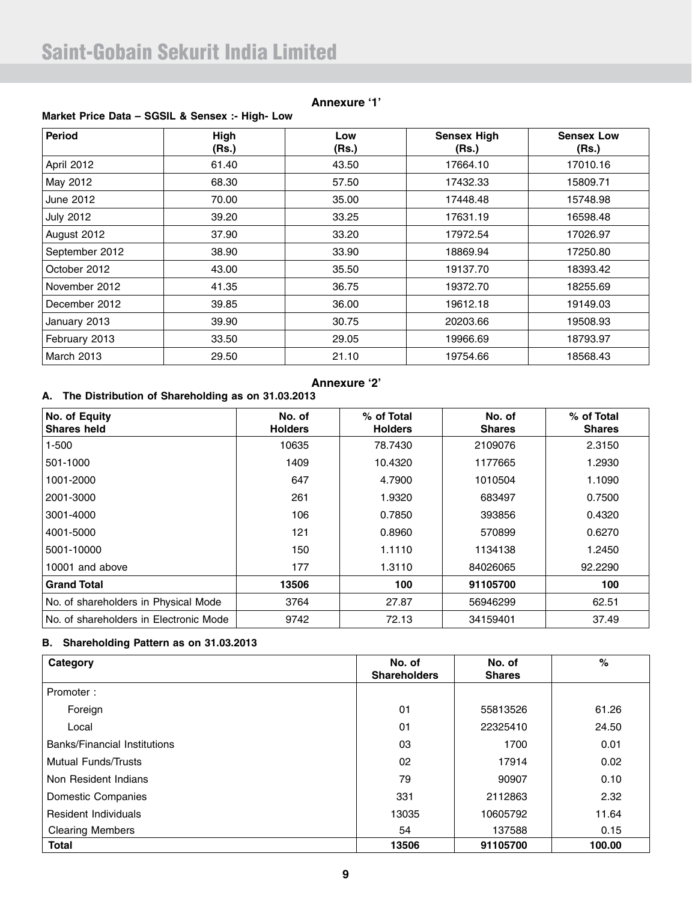## Annexure '1'

**Market Price Data – SGSIL & Sensex :- High- Low**

| Period | High (Rs.) | Low (Rs.) | Sensex High (Rs.) | Sensex Low (Rs.) |
|---|---|---|---|---|
| April 2012 | 61.40 | 43.50 | 17664.10 | 17010.16 |
| May 2012 | 68.30 | 57.50 | 17432.33 | 15809.71 |
| June 2012 | 70.00 | 35.00 | 17448.48 | 15748.98 |
| July 2012 | 39.20 | 33.25 | 17631.19 | 16598.48 |
| August 2012 | 37.90 | 33.20 | 17972.54 | 17026.97 |
| September 2012 | 38.90 | 33.90 | 18869.94 | 17250.80 |
| October 2012 | 43.00 | 35.50 | 19137.70 | 18393.42 |
| November 2012 | 41.35 | 36.75 | 19372.70 | 18255.69 |
| December 2012 | 39.85 | 36.00 | 19612.18 | 19149.03 |
| January 2013 | 39.90 | 30.75 | 20203.66 | 19508.93 |
| February 2013 | 33.50 | 29.05 | 19966.69 | 18793.97 |
| March 2013 | 29.50 | 21.10 | 19754.66 | 18568.43 |

## Annexure '2'

**A. The Distribution of Shareholding as on 31.03.2013**

| No. of Equity Shares held | No. of Holders | % of Total Holders | No. of Shares | % of Total Shares |
|---|---|---|---|---|
| 1-500 | 10635 | 78.7430 | 2109076 | 2.3150 |
| 501-1000 | 1409 | 10.4320 | 1177665 | 1.2930 |
| 1001-2000 | 647 | 4.7900 | 1010504 | 1.1090 |
| 2001-3000 | 261 | 1.9320 | 683497 | 0.7500 |
| 3001-4000 | 106 | 0.7850 | 393856 | 0.4320 |
| 4001-5000 | 121 | 0.8960 | 570899 | 0.6270 |
| 5001-10000 | 150 | 1.1110 | 1134138 | 1.2450 |
| 10001 and above | 177 | 1.3110 | 84026065 | 92.2290 |
| **Grand Total** | **13506** | **100** | **91105700** | **100** |
| No. of shareholders in Physical Mode | 3764 | 27.87 | 56946299 | 62.51 |
| No. of shareholders in Electronic Mode | 9742 | 72.13 | 34159401 | 37.49 |

**B. Shareholding Pattern as on 31.03.2013**

| Category | No. of Shareholders | No. of Shares | % |
|---|---|---|---|
| Promoter : | | | |
| Foreign | 01 | 55813526 | 61.26 |
| Local | 01 | 22325410 | 24.50 |
| Banks/Financial Institutions | 03 | 1700 | 0.01 |
| Mutual Funds/Trusts | 02 | 17914 | 0.02 |
| Non Resident Indians | 79 | 90907 | 0.10 |
| Domestic Companies | 331 | 2112863 | 2.32 |
| Resident Individuals | 13035 | 10605792 | 11.64 |
| Clearing Members | 54 | 137588 | 0.15 |
| **Total** | **13506** | **91105700** | **100.00** |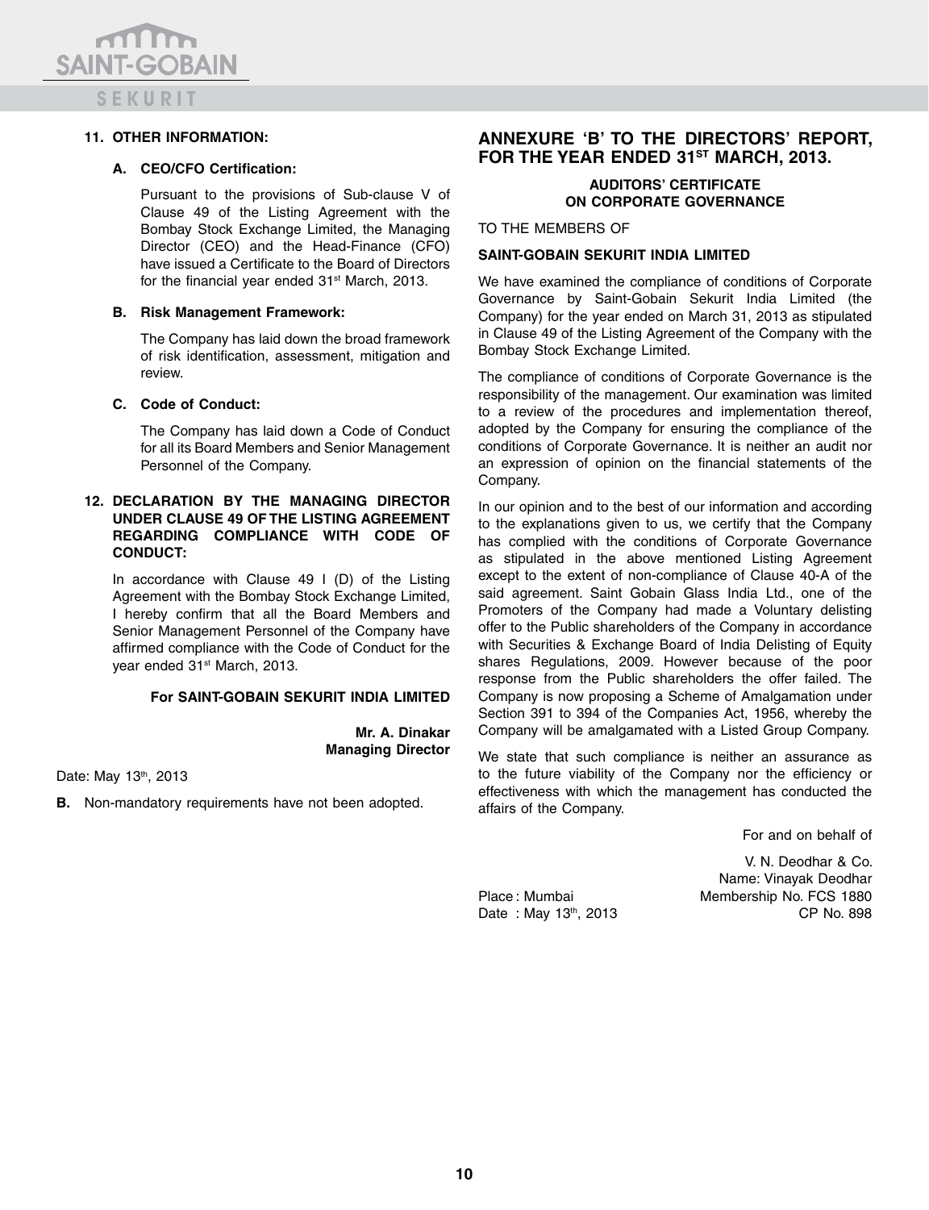**11. OTHER INFORMATION:**

**A. CEO/CFO Certification:**

Pursuant to the provisions of Sub-clause V of Clause 49 of the Listing Agreement with the Bombay Stock Exchange Limited, the Managing Director (CEO) and the Head-Finance (CFO) have issued a Certificate to the Board of Directors for the financial year ended 31st March, 2013.

**B. Risk Management Framework:**

The Company has laid down the broad framework of risk identification, assessment, mitigation and review.

**C. Code of Conduct:**

The Company has laid down a Code of Conduct for all its Board Members and Senior Management Personnel of the Company.

**12. DECLARATION BY THE MANAGING DIRECTOR UNDER CLAUSE 49 OF THE LISTING AGREEMENT REGARDING COMPLIANCE WITH CODE OF CONDUCT:**

In accordance with Clause 49 I (D) of the Listing Agreement with the Bombay Stock Exchange Limited, I hereby confirm that all the Board Members and Senior Management Personnel of the Company have affirmed compliance with the Code of Conduct for the year ended 31st March, 2013.

**For SAINT-GOBAIN SEKURIT INDIA LIMITED**

**Mr. A. Dinakar**
**Managing Director**

Date: May 13th, 2013

**B.** Non-mandatory requirements have not been adopted.

## ANNEXURE 'B' TO THE DIRECTORS' REPORT, FOR THE YEAR ENDED 31ST MARCH, 2013.

**AUDITORS' CERTIFICATE ON CORPORATE GOVERNANCE**

TO THE MEMBERS OF

**SAINT-GOBAIN SEKURIT INDIA LIMITED**

We have examined the compliance of conditions of Corporate Governance by Saint-Gobain Sekurit India Limited (the Company) for the year ended on March 31, 2013 as stipulated in Clause 49 of the Listing Agreement of the Company with the Bombay Stock Exchange Limited.

The compliance of conditions of Corporate Governance is the responsibility of the management. Our examination was limited to a review of the procedures and implementation thereof, adopted by the Company for ensuring the compliance of the conditions of Corporate Governance. It is neither an audit nor an expression of opinion on the financial statements of the Company.

In our opinion and to the best of our information and according to the explanations given to us, we certify that the Company has complied with the conditions of Corporate Governance as stipulated in the above mentioned Listing Agreement except to the extent of non-compliance of Clause 40-A of the said agreement. Saint Gobain Glass India Ltd., one of the Promoters of the Company had made a Voluntary delisting offer to the Public shareholders of the Company in accordance with Securities & Exchange Board of India Delisting of Equity shares Regulations, 2009. However because of the poor response from the Public shareholders the offer failed. The Company is now proposing a Scheme of Amalgamation under Section 391 to 394 of the Companies Act, 1956, whereby the Company will be amalgamated with a Listed Group Company.

We state that such compliance is neither an assurance as to the future viability of the Company nor the efficiency or effectiveness with which the management has conducted the affairs of the Company.

For and on behalf of

V. N. Deodhar & Co.
Name: Vinayak Deodhar
Membership No. FCS 1880
CP No. 898

Place : Mumbai
Date : May 13th, 2013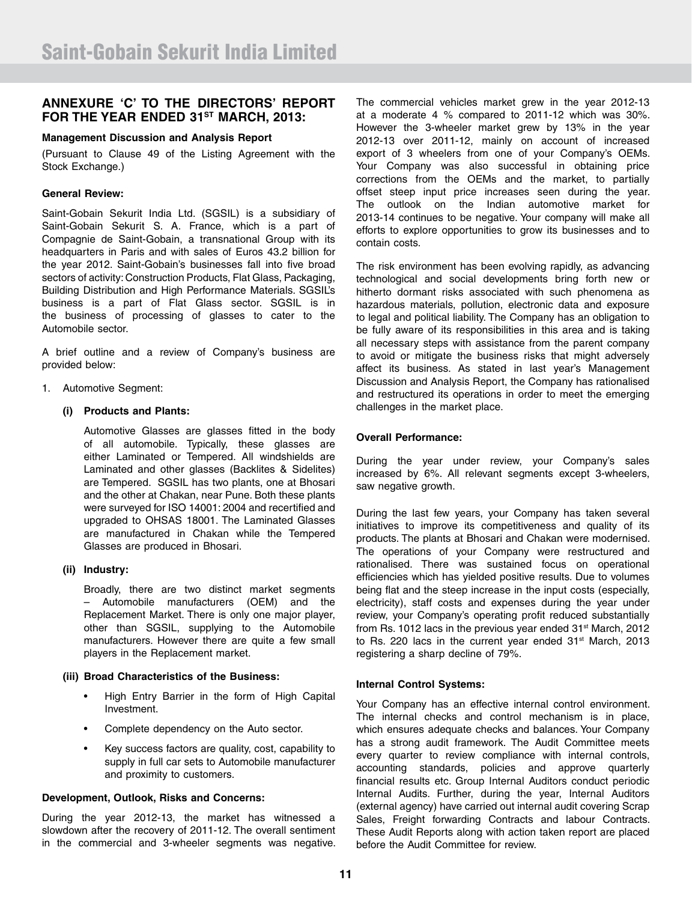## ANNEXURE 'C' TO THE DIRECTORS' REPORT FOR THE YEAR ENDED 31ST MARCH, 2013:

**Management Discussion and Analysis Report**

(Pursuant to Clause 49 of the Listing Agreement with the Stock Exchange.)

**General Review:**

Saint-Gobain Sekurit India Ltd. (SGSIL) is a subsidiary of Saint-Gobain Sekurit S. A. France, which is a part of Compagnie de Saint-Gobain, a transnational Group with its headquarters in Paris and with sales of Euros 43.2 billion for the year 2012. Saint-Gobain's businesses fall into five broad sectors of activity: Construction Products, Flat Glass, Packaging, Building Distribution and High Performance Materials. SGSIL's business is a part of Flat Glass sector. SGSIL is in the business of processing of glasses to cater to the Automobile sector.

A brief outline and a review of Company's business are provided below:

1. Automotive Segment:

   **(i) Products and Plants:**

   Automotive Glasses are glasses fitted in the body of all automobile. Typically, these glasses are either Laminated or Tempered. All windshields are Laminated and other glasses (Backlites & Sidelites) are Tempered. SGSIL has two plants, one at Bhosari and the other at Chakan, near Pune. Both these plants were surveyed for ISO 14001: 2004 and recertified and upgraded to OHSAS 18001. The Laminated Glasses are manufactured in Chakan while the Tempered Glasses are produced in Bhosari.

   **(ii) Industry:**

   Broadly, there are two distinct market segments – Automobile manufacturers (OEM) and the Replacement Market. There is only one major player, other than SGSIL, supplying to the Automobile manufacturers. However there are quite a few small players in the Replacement market.

   **(iii) Broad Characteristics of the Business:**

   - High Entry Barrier in the form of High Capital Investment.
   - Complete dependency on the Auto sector.
   - Key success factors are quality, cost, capability to supply in full car sets to Automobile manufacturer and proximity to customers.

**Development, Outlook, Risks and Concerns:**

During the year 2012-13, the market has witnessed a slowdown after the recovery of 2011-12. The overall sentiment in the commercial and 3-wheeler segments was negative. The commercial vehicles market grew in the year 2012-13 at a moderate 4 % compared to 2011-12 which was 30%. However the 3-wheeler market grew by 13% in the year 2012-13 over 2011-12, mainly on account of increased export of 3 wheelers from one of your Company's OEMs. Your Company was also successful in obtaining price corrections from the OEMs and the market, to partially offset steep input price increases seen during the year. The outlook on the Indian automotive market for 2013-14 continues to be negative. Your company will make all efforts to explore opportunities to grow its businesses and to contain costs.

The risk environment has been evolving rapidly, as advancing technological and social developments bring forth new or hitherto dormant risks associated with such phenomena as hazardous materials, pollution, electronic data and exposure to legal and political liability. The Company has an obligation to be fully aware of its responsibilities in this area and is taking all necessary steps with assistance from the parent company to avoid or mitigate the business risks that might adversely affect its business. As stated in last year's Management Discussion and Analysis Report, the Company has rationalised and restructured its operations in order to meet the emerging challenges in the market place.

**Overall Performance:**

During the year under review, your Company's sales increased by 6%. All relevant segments except 3-wheelers, saw negative growth.

During the last few years, your Company has taken several initiatives to improve its competitiveness and quality of its products. The plants at Bhosari and Chakan were modernised. The operations of your Company were restructured and rationalised. There was sustained focus on operational efficiencies which has yielded positive results. Due to volumes being flat and the steep increase in the input costs (especially, electricity), staff costs and expenses during the year under review, your Company's operating profit reduced substantially from Rs. 1012 lacs in the previous year ended 31st March, 2012 to Rs. 220 lacs in the current year ended 31st March, 2013 registering a sharp decline of 79%.

**Internal Control Systems:**

Your Company has an effective internal control environment. The internal checks and control mechanism is in place, which ensures adequate checks and balances. Your Company has a strong audit framework. The Audit Committee meets every quarter to review compliance with internal controls, accounting standards, policies and approve quarterly financial results etc. Group Internal Auditors conduct periodic Internal Audits. Further, during the year, Internal Auditors (external agency) have carried out internal audit covering Scrap Sales, Freight forwarding Contracts and labour Contracts. These Audit Reports along with action taken report are placed before the Audit Committee for review.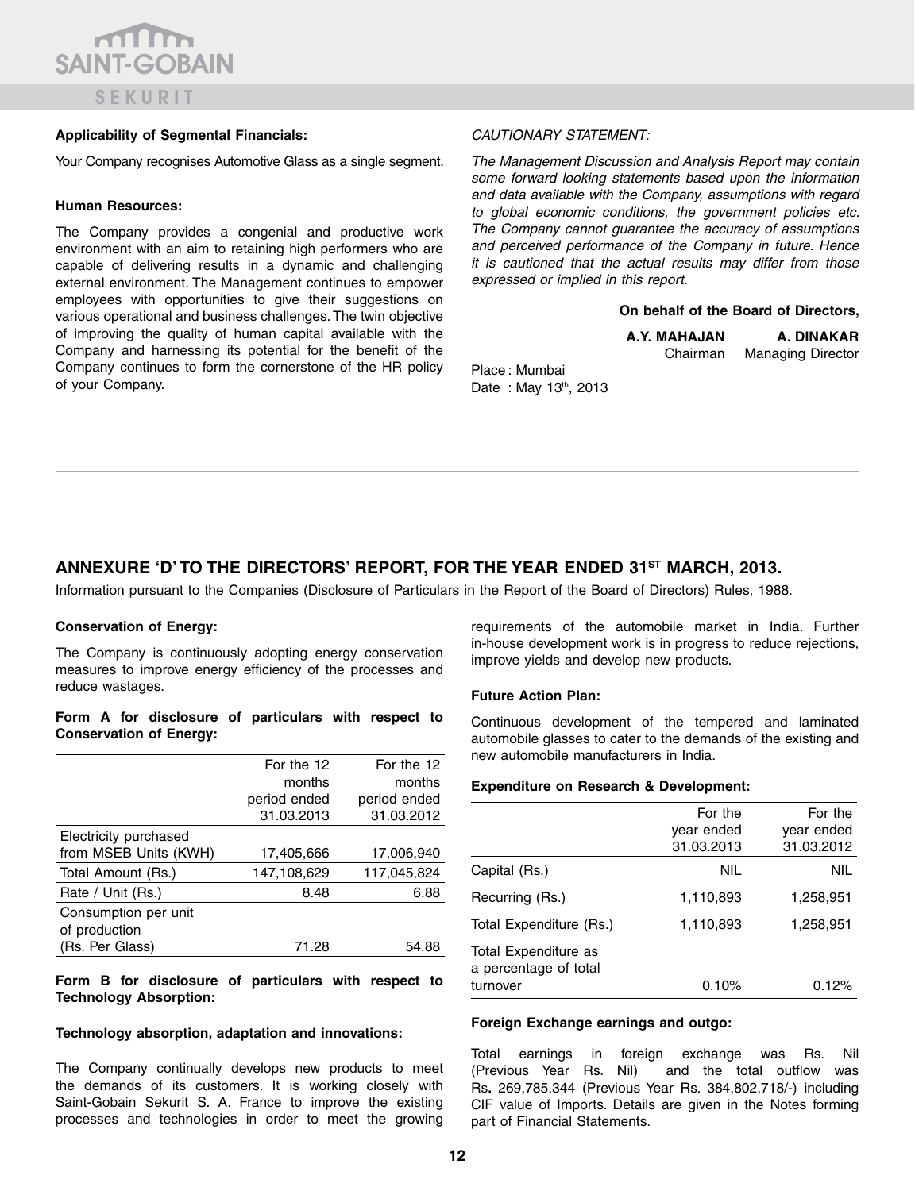**Applicability of Segmental Financials:**

Your Company recognises Automotive Glass as a single segment.

**Human Resources:**

The Company provides a congenial and productive work environment with an aim to retaining high performers who are capable of delivering results in a dynamic and challenging external environment. The Management continues to empower employees with opportunities to give their suggestions on various operational and business challenges. The twin objective of improving the quality of human capital available with the Company and harnessing its potential for the benefit of the Company continues to form the cornerstone of the HR policy of your Company.

*CAUTIONARY STATEMENT:*

*The Management Discussion and Analysis Report may contain some forward looking statements based upon the information and data available with the Company, assumptions with regard to global economic conditions, the government policies etc. The Company cannot guarantee the accuracy of assumptions and perceived performance of the Company in future. Hence it is cautioned that the actual results may differ from those expressed or implied in this report.*

**On behalf of the Board of Directors,**

**A.Y. MAHAJAN** Chairman

**A. DINAKAR** Managing Director

Place : Mumbai
Date : May 13th, 2013

## ANNEXURE 'D' TO THE DIRECTORS' REPORT, FOR THE YEAR ENDED 31ST MARCH, 2013.

Information pursuant to the Companies (Disclosure of Particulars in the Report of the Board of Directors) Rules, 1988.

**Conservation of Energy:**

The Company is continuously adopting energy conservation measures to improve energy efficiency of the processes and reduce wastages.

**Form A for disclosure of particulars with respect to Conservation of Energy:**

| | For the 12 months period ended 31.03.2013 | For the 12 months period ended 31.03.2012 |
|---|---|---|
| Electricity purchased from MSEB Units (KWH) | 17,405,666 | 17,006,940 |
| Total Amount (Rs.) | 147,108,629 | 117,045,824 |
| Rate / Unit (Rs.) | 8.48 | 6.88 |
| Consumption per unit of production (Rs. Per Glass) | 71.28 | 54.88 |

**Form B for disclosure of particulars with respect to Technology Absorption:**

**Technology absorption, adaptation and innovations:**

The Company continually develops new products to meet the demands of its customers. It is working closely with Saint-Gobain Sekurit S. A. France to improve the existing processes and technologies in order to meet the growing requirements of the automobile market in India. Further in-house development work is in progress to reduce rejections, improve yields and develop new products.

**Future Action Plan:**

Continuous development of the tempered and laminated automobile glasses to cater to the demands of the existing and new automobile manufacturers in India.

**Expenditure on Research & Development:**

| | For the year ended 31.03.2013 | For the year ended 31.03.2012 |
|---|---|---|
| Capital (Rs.) | NIL | NIL |
| Recurring (Rs.) | 1,110,893 | 1,258,951 |
| Total Expenditure (Rs.) | 1,110,893 | 1,258,951 |
| Total Expenditure as a percentage of total turnover | 0.10% | 0.12% |

**Foreign Exchange earnings and outgo:**

Total earnings in foreign exchange was Rs. Nil (Previous Year Rs. Nil) and the total outflow was Rs. 269,785,344 (Previous Year Rs. 384,802,718/-) including CIF value of Imports. Details are given in the Notes forming part of Financial Statements.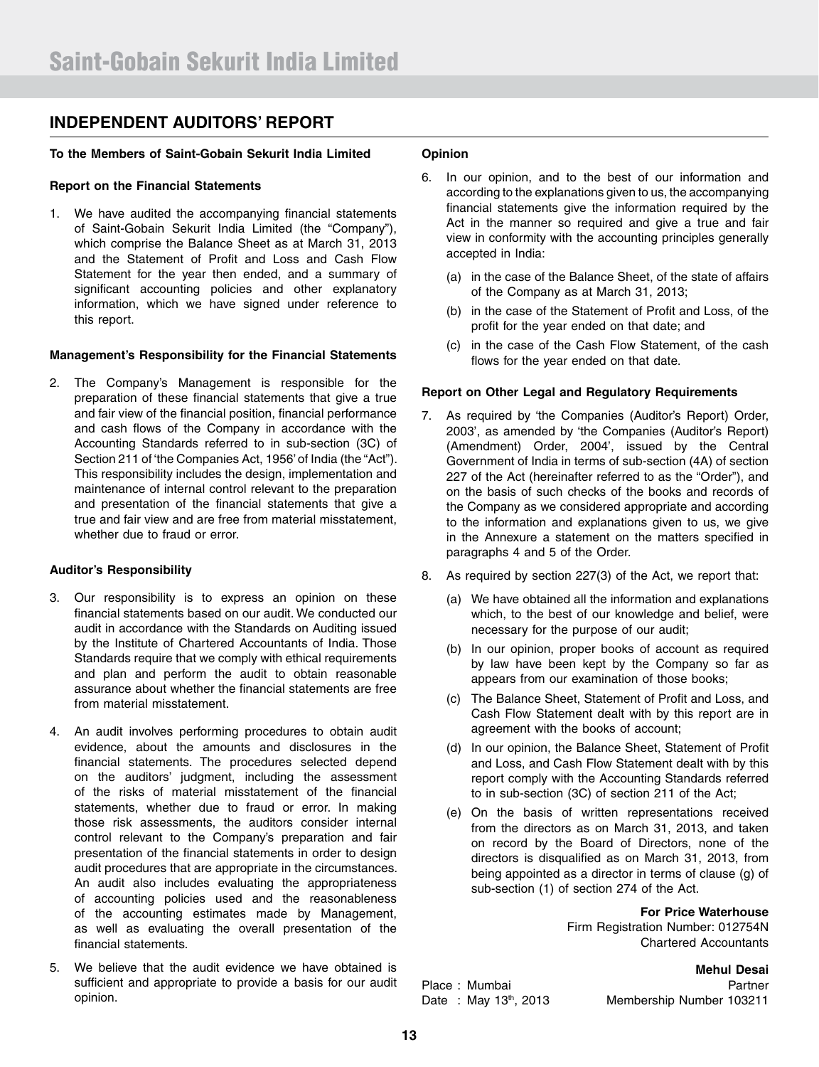## INDEPENDENT AUDITORS' REPORT

**To the Members of Saint-Gobain Sekurit India Limited**

**Report on the Financial Statements**

1. We have audited the accompanying financial statements of Saint-Gobain Sekurit India Limited (the "Company"), which comprise the Balance Sheet as at March 31, 2013 and the Statement of Profit and Loss and Cash Flow Statement for the year then ended, and a summary of significant accounting policies and other explanatory information, which we have signed under reference to this report.

**Management's Responsibility for the Financial Statements**

2. The Company's Management is responsible for the preparation of these financial statements that give a true and fair view of the financial position, financial performance and cash flows of the Company in accordance with the Accounting Standards referred to in sub-section (3C) of Section 211 of 'the Companies Act, 1956' of India (the "Act"). This responsibility includes the design, implementation and maintenance of internal control relevant to the preparation and presentation of the financial statements that give a true and fair view and are free from material misstatement, whether due to fraud or error.

**Auditor's Responsibility**

3. Our responsibility is to express an opinion on these financial statements based on our audit. We conducted our audit in accordance with the Standards on Auditing issued by the Institute of Chartered Accountants of India. Those Standards require that we comply with ethical requirements and plan and perform the audit to obtain reasonable assurance about whether the financial statements are free from material misstatement.

4. An audit involves performing procedures to obtain audit evidence, about the amounts and disclosures in the financial statements. The procedures selected depend on the auditors' judgment, including the assessment of the risks of material misstatement of the financial statements, whether due to fraud or error. In making those risk assessments, the auditors consider internal control relevant to the Company's preparation and fair presentation of the financial statements in order to design audit procedures that are appropriate in the circumstances. An audit also includes evaluating the appropriateness of accounting policies used and the reasonableness of the accounting estimates made by Management, as well as evaluating the overall presentation of the financial statements.

5. We believe that the audit evidence we have obtained is sufficient and appropriate to provide a basis for our audit opinion.

**Opinion**

6. In our opinion, and to the best of our information and according to the explanations given to us, the accompanying financial statements give the information required by the Act in the manner so required and give a true and fair view in conformity with the accounting principles generally accepted in India:

   (a) in the case of the Balance Sheet, of the state of affairs of the Company as at March 31, 2013;

   (b) in the case of the Statement of Profit and Loss, of the profit for the year ended on that date; and

   (c) in the case of the Cash Flow Statement, of the cash flows for the year ended on that date.

**Report on Other Legal and Regulatory Requirements**

7. As required by 'the Companies (Auditor's Report) Order, 2003', as amended by 'the Companies (Auditor's Report) (Amendment) Order, 2004', issued by the Central Government of India in terms of sub-section (4A) of section 227 of the Act (hereinafter referred to as the "Order"), and on the basis of such checks of the books and records of the Company as we considered appropriate and according to the information and explanations given to us, we give in the Annexure a statement on the matters specified in paragraphs 4 and 5 of the Order.

8. As required by section 227(3) of the Act, we report that:

   (a) We have obtained all the information and explanations which, to the best of our knowledge and belief, were necessary for the purpose of our audit;

   (b) In our opinion, proper books of account as required by law have been kept by the Company so far as appears from our examination of those books;

   (c) The Balance Sheet, Statement of Profit and Loss, and Cash Flow Statement dealt with by this report are in agreement with the books of account;

   (d) In our opinion, the Balance Sheet, Statement of Profit and Loss, and Cash Flow Statement dealt with by this report comply with the Accounting Standards referred to in sub-section (3C) of section 211 of the Act;

   (e) On the basis of written representations received from the directors as on March 31, 2013, and taken on record by the Board of Directors, none of the directors is disqualified as on March 31, 2013, from being appointed as a director in terms of clause (g) of sub-section (1) of section 274 of the Act.

**For Price Waterhouse**
Firm Registration Number: 012754N
Chartered Accountants

**Mehul Desai**
Partner
Membership Number 103211

Place : Mumbai
Date : May 13th, 2013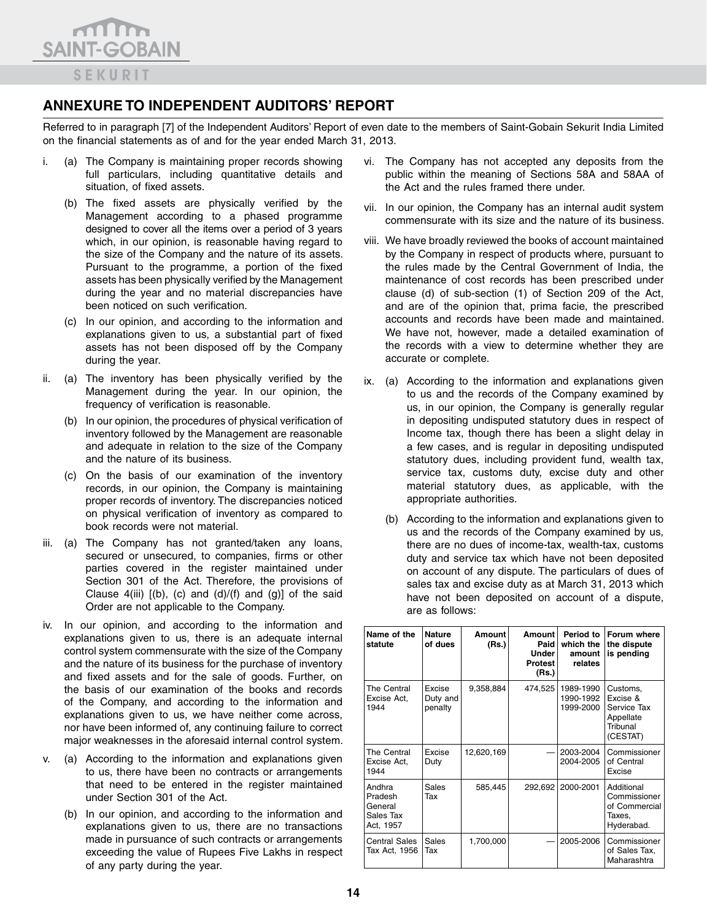## ANNEXURE TO INDEPENDENT AUDITORS' REPORT

Referred to in paragraph [7] of the Independent Auditors' Report of even date to the members of Saint-Gobain Sekurit India Limited on the financial statements as of and for the year ended March 31, 2013.

i. (a) The Company is maintaining proper records showing full particulars, including quantitative details and situation, of fixed assets.

   (b) The fixed assets are physically verified by the Management according to a phased programme designed to cover all the items over a period of 3 years which, in our opinion, is reasonable having regard to the size of the Company and the nature of its assets. Pursuant to the programme, a portion of the fixed assets has been physically verified by the Management during the year and no material discrepancies have been noticed on such verification.

   (c) In our opinion, and according to the information and explanations given to us, a substantial part of fixed assets has not been disposed off by the Company during the year.

ii. (a) The inventory has been physically verified by the Management during the year. In our opinion, the frequency of verification is reasonable.

   (b) In our opinion, the procedures of physical verification of inventory followed by the Management are reasonable and adequate in relation to the size of the Company and the nature of its business.

   (c) On the basis of our examination of the inventory records, in our opinion, the Company is maintaining proper records of inventory. The discrepancies noticed on physical verification of inventory as compared to book records were not material.

iii. (a) The Company has not granted/taken any loans, secured or unsecured, to companies, firms or other parties covered in the register maintained under Section 301 of the Act. Therefore, the provisions of Clause 4(iii) [(b), (c) and (d)/(f) and (g)] of the said Order are not applicable to the Company.

iv. In our opinion, and according to the information and explanations given to us, there is an adequate internal control system commensurate with the size of the Company and the nature of its business for the purchase of inventory and fixed assets and for the sale of goods. Further, on the basis of our examination of the books and records of the Company, and according to the information and explanations given to us, we have neither come across, nor have been informed of, any continuing failure to correct major weaknesses in the aforesaid internal control system.

v. (a) According to the information and explanations given to us, there have been no contracts or arrangements that need to be entered in the register maintained under Section 301 of the Act.

   (b) In our opinion, and according to the information and explanations given to us, there are no transactions made in pursuance of such contracts or arrangements exceeding the value of Rupees Five Lakhs in respect of any party during the year.

vi. The Company has not accepted any deposits from the public within the meaning of Sections 58A and 58AA of the Act and the rules framed there under.

vii. In our opinion, the Company has an internal audit system commensurate with its size and the nature of its business.

viii. We have broadly reviewed the books of account maintained by the Company in respect of products where, pursuant to the rules made by the Central Government of India, the maintenance of cost records has been prescribed under clause (d) of sub-section (1) of Section 209 of the Act, and are of the opinion that, prima facie, the prescribed accounts and records have been made and maintained. We have not, however, made a detailed examination of the records with a view to determine whether they are accurate or complete.

ix. (a) According to the information and explanations given to us and the records of the Company examined by us, in our opinion, the Company is generally regular in depositing undisputed statutory dues in respect of Income tax, though there has been a slight delay in a few cases, and is regular in depositing undisputed statutory dues, including provident fund, wealth tax, service tax, customs duty, excise duty and other material statutory dues, as applicable, with the appropriate authorities.

   (b) According to the information and explanations given to us and the records of the Company examined by us, there are no dues of income-tax, wealth-tax, customs duty and service tax which have not been deposited on account of any dispute. The particulars of dues of sales tax and excise duty as at March 31, 2013 which have not been deposited on account of a dispute, are as follows:

| Name of the statute | Nature of dues | Amount (Rs.) | Amount Paid Under Protest (Rs.) | Period to which the amount relates | Forum where the dispute is pending |
|---|---|---|---|---|---|
| The Central Excise Act, 1944 | Excise Duty and penalty | 9,358,884 | 474,525 | 1989-1990 1990-1992 1999-2000 | Customs, Excise & Service Tax Appellate Tribunal (CESTAT) |
| The Central Excise Act, 1944 | Excise Duty | 12,620,169 | — | 2003-2004 2004-2005 | Commissioner of Central Excise |
| Andhra Pradesh General Sales Tax Act, 1957 | Sales Tax | 585,445 | 292,692 | 2000-2001 | Additional Commissioner of Commercial Taxes, Hyderabad. |
| Central Sales Tax Act, 1956 | Sales Tax | 1,700,000 | — | 2005-2006 | Commissioner of Sales Tax, Maharashtra |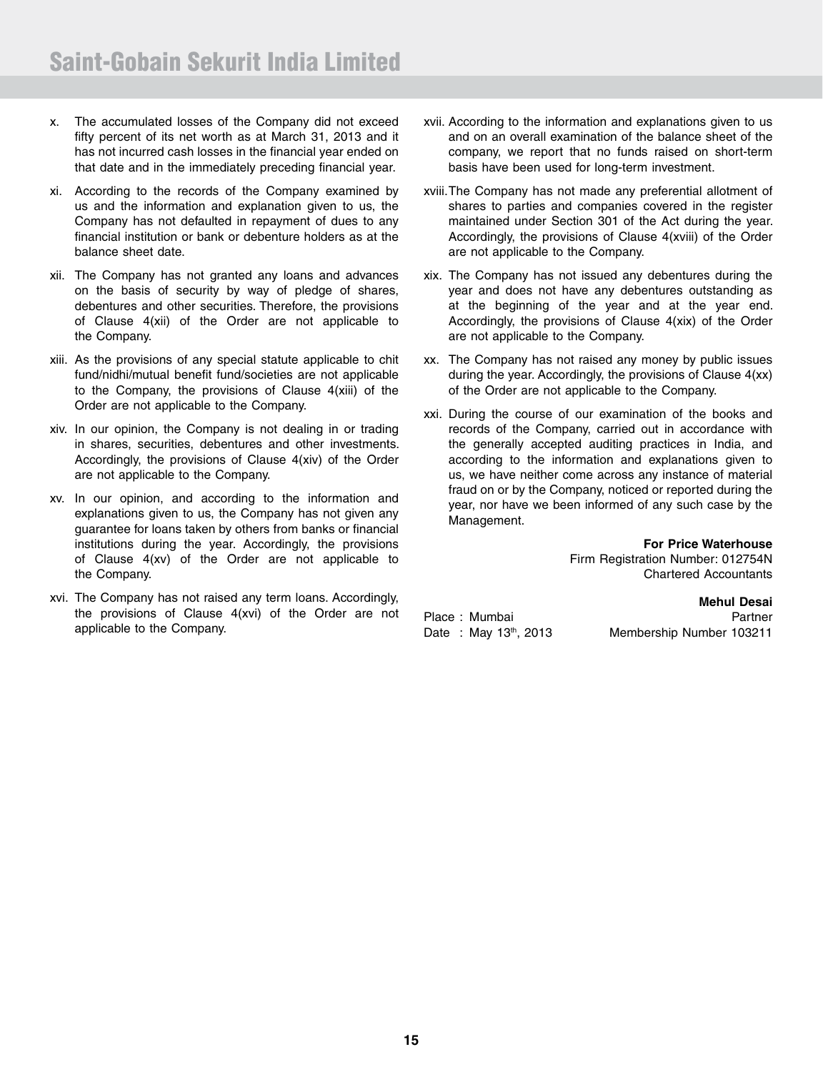x. The accumulated losses of the Company did not exceed fifty percent of its net worth as at March 31, 2013 and it has not incurred cash losses in the financial year ended on that date and in the immediately preceding financial year.

xi. According to the records of the Company examined by us and the information and explanation given to us, the Company has not defaulted in repayment of dues to any financial institution or bank or debenture holders as at the balance sheet date.

xii. The Company has not granted any loans and advances on the basis of security by way of pledge of shares, debentures and other securities. Therefore, the provisions of Clause 4(xii) of the Order are not applicable to the Company.

xiii. As the provisions of any special statute applicable to chit fund/nidhi/mutual benefit fund/societies are not applicable to the Company, the provisions of Clause 4(xiii) of the Order are not applicable to the Company.

xiv. In our opinion, the Company is not dealing in or trading in shares, securities, debentures and other investments. Accordingly, the provisions of Clause 4(xiv) of the Order are not applicable to the Company.

xv. In our opinion, and according to the information and explanations given to us, the Company has not given any guarantee for loans taken by others from banks or financial institutions during the year. Accordingly, the provisions of Clause 4(xv) of the Order are not applicable to the Company.

xvi. The Company has not raised any term loans. Accordingly, the provisions of Clause 4(xvi) of the Order are not applicable to the Company.

xvii. According to the information and explanations given to us and on an overall examination of the balance sheet of the company, we report that no funds raised on short-term basis have been used for long-term investment.

xviii. The Company has not made any preferential allotment of shares to parties and companies covered in the register maintained under Section 301 of the Act during the year. Accordingly, the provisions of Clause 4(xviii) of the Order are not applicable to the Company.

xix. The Company has not issued any debentures during the year and does not have any debentures outstanding as at the beginning of the year and at the year end. Accordingly, the provisions of Clause 4(xix) of the Order are not applicable to the Company.

xx. The Company has not raised any money by public issues during the year. Accordingly, the provisions of Clause 4(xx) of the Order are not applicable to the Company.

xxi. During the course of our examination of the books and records of the Company, carried out in accordance with the generally accepted auditing practices in India, and according to the information and explanations given to us, we have neither come across any instance of material fraud on or by the Company, noticed or reported during the year, nor have we been informed of any such case by the Management.

**For Price Waterhouse**
Firm Registration Number: 012754N
Chartered Accountants

**Mehul Desai**
Partner
Membership Number 103211

Place : Mumbai
Date : May 13th, 2013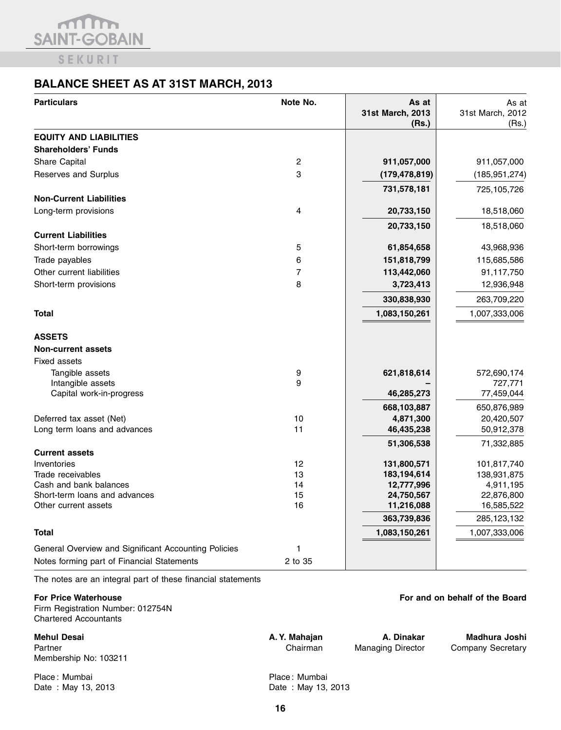# BALANCE SHEET AS AT 31ST MARCH, 2013

| Particulars | Note No. | As at 31st March, 2013 (Rs.) | As at 31st March, 2012 (Rs.) |
|---|---|---|---|
| **EQUITY AND LIABILITIES** | | | |
| **Shareholders' Funds** | | | |
| Share Capital | 2 | **911,057,000** | 911,057,000 |
| Reserves and Surplus | 3 | **(179,478,819)** | (185,951,274) |
| | | **731,578,181** | 725,105,726 |
| **Non-Current Liabilities** | | | |
| Long-term provisions | 4 | **20,733,150** | 18,518,060 |
| | | **20,733,150** | 18,518,060 |
| **Current Liabilities** | | | |
| Short-term borrowings | 5 | **61,854,658** | 43,968,936 |
| Trade payables | 6 | **151,818,799** | 115,685,586 |
| Other current liabilities | 7 | **113,442,060** | 91,117,750 |
| Short-term provisions | 8 | **3,723,413** | 12,936,948 |
| | | **330,838,930** | 263,709,220 |
| **Total** | | **1,083,150,261** | 1,007,333,006 |
| **ASSETS** | | | |
| **Non-current assets** | | | |
| Fixed assets | | | |
| Tangible assets | 9 | **621,818,614** | 572,690,174 |
| Intangible assets | 9 | **–** | 727,771 |
| Capital work-in-progress | | **46,285,273** | 77,459,044 |
| | | **668,103,887** | 650,876,989 |
| Deferred tax asset (Net) | 10 | **4,871,300** | 20,420,507 |
| Long term loans and advances | 11 | **46,435,238** | 50,912,378 |
| | | **51,306,538** | 71,332,885 |
| **Current assets** | | | |
| Inventories | 12 | **131,800,571** | 101,817,740 |
| Trade receivables | 13 | **183,194,614** | 138,931,875 |
| Cash and bank balances | 14 | **12,777,996** | 4,911,195 |
| Short-term loans and advances | 15 | **24,750,567** | 22,876,800 |
| Other current assets | 16 | **11,216,088** | 16,585,522 |
| | | **363,739,836** | 285,123,132 |
| **Total** | | **1,083,150,261** | 1,007,333,006 |
| General Overview and Significant Accounting Policies | 1 | | |
| Notes forming part of Financial Statements | 2 to 35 | | |

The notes are an integral part of these financial statements

**For Price Waterhouse**
Firm Registration Number: 012754N
Chartered Accountants

**Mehul Desai**
Partner
Membership No: 103211

Place : Mumbai
Date : May 13, 2013

**For and on behalf of the Board**

**A. Y. Mahajan**
Chairman

**A. Dinakar**
Managing Director

**Madhura Joshi**
Company Secretary

Place : Mumbai
Date : May 13, 2013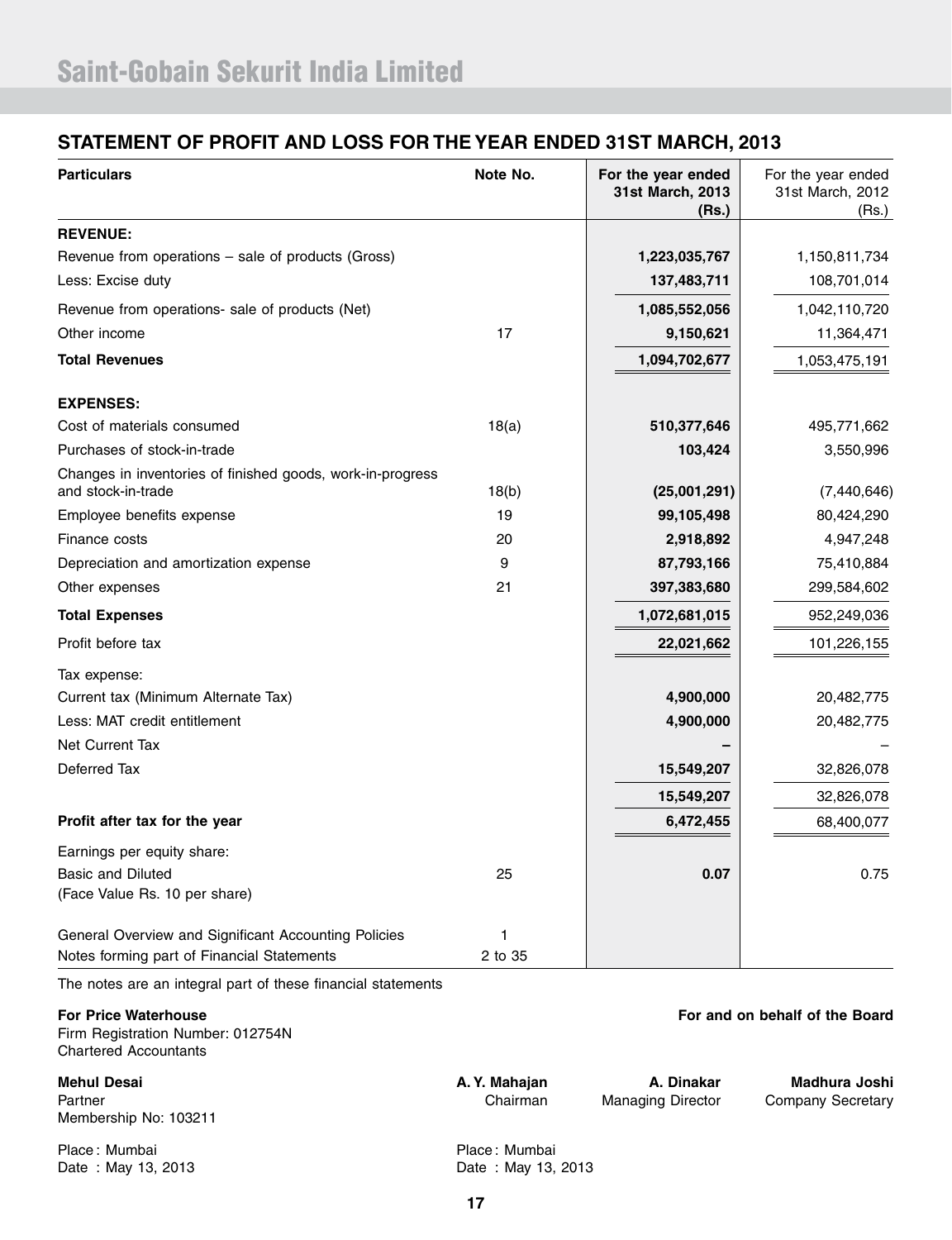# Saint-Gobain Sekurit India Limited

## STATEMENT OF PROFIT AND LOSS FOR THE YEAR ENDED 31ST MARCH, 2013

| Particulars | Note No. | For the year ended 31st March, 2013 (Rs.) | For the year ended 31st March, 2012 (Rs.) |
|---|---|---|---|
| **REVENUE:** | | | |
| Revenue from operations – sale of products (Gross) | | **1,223,035,767** | 1,150,811,734 |
| Less: Excise duty | | **137,483,711** | 108,701,014 |
| Revenue from operations- sale of products (Net) | | **1,085,552,056** | 1,042,110,720 |
| Other income | 17 | **9,150,621** | 11,364,471 |
| **Total Revenues** | | **1,094,702,677** | 1,053,475,191 |
| **EXPENSES:** | | | |
| Cost of materials consumed | 18(a) | **510,377,646** | 495,771,662 |
| Purchases of stock-in-trade | | **103,424** | 3,550,996 |
| Changes in inventories of finished goods, work-in-progress and stock-in-trade | 18(b) | **(25,001,291)** | (7,440,646) |
| Employee benefits expense | 19 | **99,105,498** | 80,424,290 |
| Finance costs | 20 | **2,918,892** | 4,947,248 |
| Depreciation and amortization expense | 9 | **87,793,166** | 75,410,884 |
| Other expenses | 21 | **397,383,680** | 299,584,602 |
| **Total Expenses** | | **1,072,681,015** | 952,249,036 |
| Profit before tax | | **22,021,662** | 101,226,155 |
| Tax expense: | | | |
| Current tax (Minimum Alternate Tax) | | **4,900,000** | 20,482,775 |
| Less: MAT credit entitlement | | **4,900,000** | 20,482,775 |
| Net Current Tax | | **–** | – |
| Deferred Tax | | **15,549,207** | 32,826,078 |
| | | **15,549,207** | 32,826,078 |
| **Profit after tax for the year** | | **6,472,455** | 68,400,077 |
| Earnings per equity share: | | | |
| Basic and Diluted | 25 | **0.07** | 0.75 |
| (Face Value Rs. 10 per share) | | | |
| General Overview and Significant Accounting Policies | 1 | | |
| Notes forming part of Financial Statements | 2 to 35 | | |

The notes are an integral part of these financial statements

**For Price Waterhouse**
Firm Registration Number: 012754N
Chartered Accountants

**Mehul Desai**
Partner
Membership No: 103211

Place : Mumbai
Date : May 13, 2013

**For and on behalf of the Board**

**A. Y. Mahajan** — Chairman
**A. Dinakar** — Managing Director
**Madhura Joshi** — Company Secretary

Place : Mumbai
Date : May 13, 2013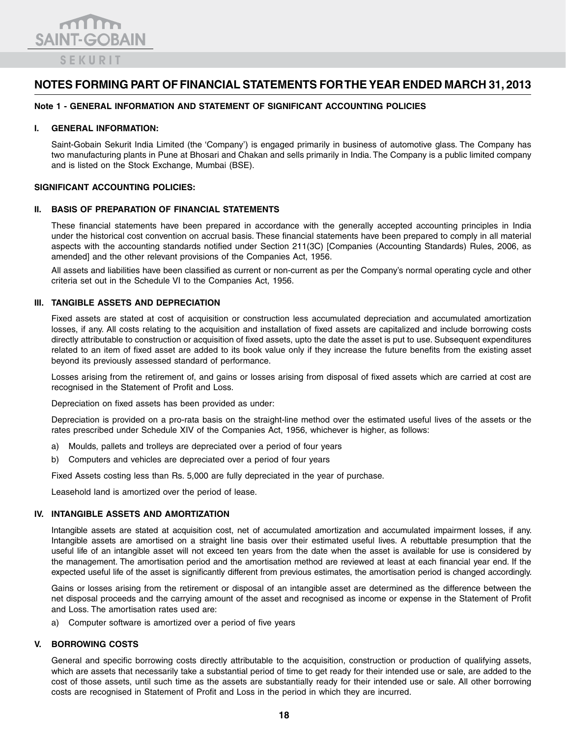# NOTES FORMING PART OF FINANCIAL STATEMENTS FOR THE YEAR ENDED MARCH 31, 2013

**Note 1 - GENERAL INFORMATION AND STATEMENT OF SIGNIFICANT ACCOUNTING POLICIES**

## I. GENERAL INFORMATION:

Saint-Gobain Sekurit India Limited (the 'Company') is engaged primarily in business of automotive glass. The Company has two manufacturing plants in Pune at Bhosari and Chakan and sells primarily in India. The Company is a public limited company and is listed on the Stock Exchange, Mumbai (BSE).

## SIGNIFICANT ACCOUNTING POLICIES:

## II. BASIS OF PREPARATION OF FINANCIAL STATEMENTS

These financial statements have been prepared in accordance with the generally accepted accounting principles in India under the historical cost convention on accrual basis. These financial statements have been prepared to comply in all material aspects with the accounting standards notified under Section 211(3C) [Companies (Accounting Standards) Rules, 2006, as amended] and the other relevant provisions of the Companies Act, 1956.

All assets and liabilities have been classified as current or non-current as per the Company's normal operating cycle and other criteria set out in the Schedule VI to the Companies Act, 1956.

## III. TANGIBLE ASSETS AND DEPRECIATION

Fixed assets are stated at cost of acquisition or construction less accumulated depreciation and accumulated amortization losses, if any. All costs relating to the acquisition and installation of fixed assets are capitalized and include borrowing costs directly attributable to construction or acquisition of fixed assets, upto the date the asset is put to use. Subsequent expenditures related to an item of fixed asset are added to its book value only if they increase the future benefits from the existing asset beyond its previously assessed standard of performance.

Losses arising from the retirement of, and gains or losses arising from disposal of fixed assets which are carried at cost are recognised in the Statement of Profit and Loss.

Depreciation on fixed assets has been provided as under:

Depreciation is provided on a pro-rata basis on the straight-line method over the estimated useful lives of the assets or the rates prescribed under Schedule XIV of the Companies Act, 1956, whichever is higher, as follows:

a) Moulds, pallets and trolleys are depreciated over a period of four years

b) Computers and vehicles are depreciated over a period of four years

Fixed Assets costing less than Rs. 5,000 are fully depreciated in the year of purchase.

Leasehold land is amortized over the period of lease.

## IV. INTANGIBLE ASSETS AND AMORTIZATION

Intangible assets are stated at acquisition cost, net of accumulated amortization and accumulated impairment losses, if any. Intangible assets are amortised on a straight line basis over their estimated useful lives. A rebuttable presumption that the useful life of an intangible asset will not exceed ten years from the date when the asset is available for use is considered by the management. The amortisation period and the amortisation method are reviewed at least at each financial year end. If the expected useful life of the asset is significantly different from previous estimates, the amortisation period is changed accordingly.

Gains or losses arising from the retirement or disposal of an intangible asset are determined as the difference between the net disposal proceeds and the carrying amount of the asset and recognised as income or expense in the Statement of Profit and Loss. The amortisation rates used are:

a) Computer software is amortized over a period of five years

## V. BORROWING COSTS

General and specific borrowing costs directly attributable to the acquisition, construction or production of qualifying assets, which are assets that necessarily take a substantial period of time to get ready for their intended use or sale, are added to the cost of those assets, until such time as the assets are substantially ready for their intended use or sale. All other borrowing costs are recognised in Statement of Profit and Loss in the period in which they are incurred.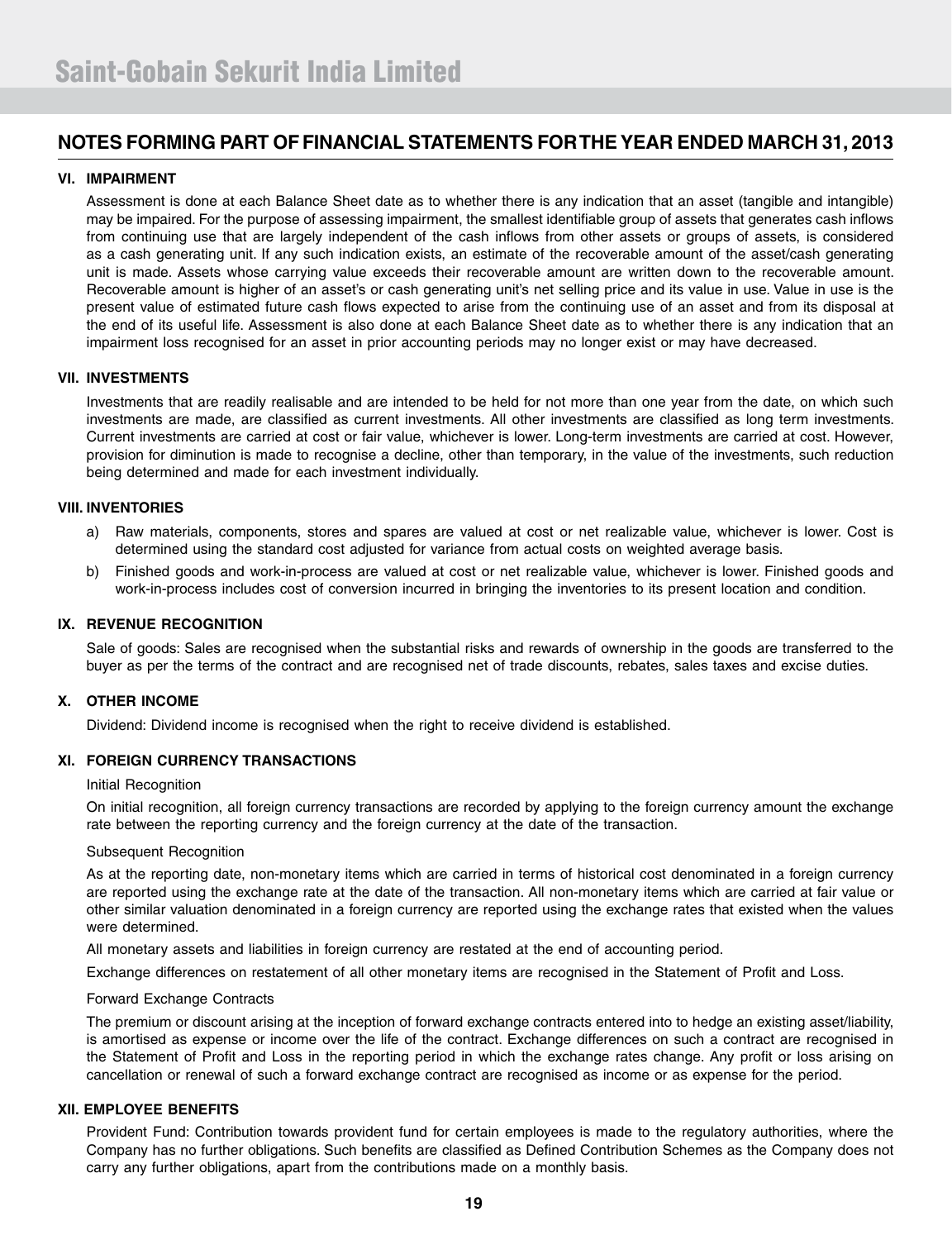## NOTES FORMING PART OF FINANCIAL STATEMENTS FOR THE YEAR ENDED MARCH 31, 2013

### VI. IMPAIRMENT

Assessment is done at each Balance Sheet date as to whether there is any indication that an asset (tangible and intangible) may be impaired. For the purpose of assessing impairment, the smallest identifiable group of assets that generates cash inflows from continuing use that are largely independent of the cash inflows from other assets or groups of assets, is considered as a cash generating unit. If any such indication exists, an estimate of the recoverable amount of the asset/cash generating unit is made. Assets whose carrying value exceeds their recoverable amount are written down to the recoverable amount. Recoverable amount is higher of an asset's or cash generating unit's net selling price and its value in use. Value in use is the present value of estimated future cash flows expected to arise from the continuing use of an asset and from its disposal at the end of its useful life. Assessment is also done at each Balance Sheet date as to whether there is any indication that an impairment loss recognised for an asset in prior accounting periods may no longer exist or may have decreased.

### VII. INVESTMENTS

Investments that are readily realisable and are intended to be held for not more than one year from the date, on which such investments are made, are classified as current investments. All other investments are classified as long term investments. Current investments are carried at cost or fair value, whichever is lower. Long-term investments are carried at cost. However, provision for diminution is made to recognise a decline, other than temporary, in the value of the investments, such reduction being determined and made for each investment individually.

### VIII. INVENTORIES

a) Raw materials, components, stores and spares are valued at cost or net realizable value, whichever is lower. Cost is determined using the standard cost adjusted for variance from actual costs on weighted average basis.

b) Finished goods and work-in-process are valued at cost or net realizable value, whichever is lower. Finished goods and work-in-process includes cost of conversion incurred in bringing the inventories to its present location and condition.

### IX. REVENUE RECOGNITION

Sale of goods: Sales are recognised when the substantial risks and rewards of ownership in the goods are transferred to the buyer as per the terms of the contract and are recognised net of trade discounts, rebates, sales taxes and excise duties.

### X. OTHER INCOME

Dividend: Dividend income is recognised when the right to receive dividend is established.

### XI. FOREIGN CURRENCY TRANSACTIONS

Initial Recognition

On initial recognition, all foreign currency transactions are recorded by applying to the foreign currency amount the exchange rate between the reporting currency and the foreign currency at the date of the transaction.

Subsequent Recognition

As at the reporting date, non-monetary items which are carried in terms of historical cost denominated in a foreign currency are reported using the exchange rate at the date of the transaction. All non-monetary items which are carried at fair value or other similar valuation denominated in a foreign currency are reported using the exchange rates that existed when the values were determined.

All monetary assets and liabilities in foreign currency are restated at the end of accounting period.

Exchange differences on restatement of all other monetary items are recognised in the Statement of Profit and Loss.

Forward Exchange Contracts

The premium or discount arising at the inception of forward exchange contracts entered into to hedge an existing asset/liability, is amortised as expense or income over the life of the contract. Exchange differences on such a contract are recognised in the Statement of Profit and Loss in the reporting period in which the exchange rates change. Any profit or loss arising on cancellation or renewal of such a forward exchange contract are recognised as income or as expense for the period.

### XII. EMPLOYEE BENEFITS

Provident Fund: Contribution towards provident fund for certain employees is made to the regulatory authorities, where the Company has no further obligations. Such benefits are classified as Defined Contribution Schemes as the Company does not carry any further obligations, apart from the contributions made on a monthly basis.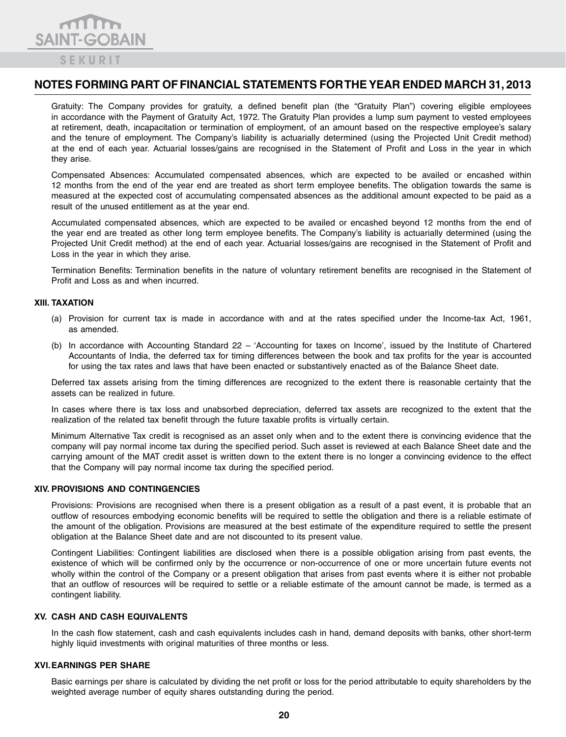## NOTES FORMING PART OF FINANCIAL STATEMENTS FOR THE YEAR ENDED MARCH 31, 2013

Gratuity: The Company provides for gratuity, a defined benefit plan (the "Gratuity Plan") covering eligible employees in accordance with the Payment of Gratuity Act, 1972. The Gratuity Plan provides a lump sum payment to vested employees at retirement, death, incapacitation or termination of employment, of an amount based on the respective employee's salary and the tenure of employment. The Company's liability is actuarially determined (using the Projected Unit Credit method) at the end of each year. Actuarial losses/gains are recognised in the Statement of Profit and Loss in the year in which they arise.

Compensated Absences: Accumulated compensated absences, which are expected to be availed or encashed within 12 months from the end of the year end are treated as short term employee benefits. The obligation towards the same is measured at the expected cost of accumulating compensated absences as the additional amount expected to be paid as a result of the unused entitlement as at the year end.

Accumulated compensated absences, which are expected to be availed or encashed beyond 12 months from the end of the year end are treated as other long term employee benefits. The Company's liability is actuarially determined (using the Projected Unit Credit method) at the end of each year. Actuarial losses/gains are recognised in the Statement of Profit and Loss in the year in which they arise.

Termination Benefits: Termination benefits in the nature of voluntary retirement benefits are recognised in the Statement of Profit and Loss as and when incurred.

### XIII. TAXATION

(a) Provision for current tax is made in accordance with and at the rates specified under the Income-tax Act, 1961, as amended.

(b) In accordance with Accounting Standard 22 – 'Accounting for taxes on Income', issued by the Institute of Chartered Accountants of India, the deferred tax for timing differences between the book and tax profits for the year is accounted for using the tax rates and laws that have been enacted or substantively enacted as of the Balance Sheet date.

Deferred tax assets arising from the timing differences are recognized to the extent there is reasonable certainty that the assets can be realized in future.

In cases where there is tax loss and unabsorbed depreciation, deferred tax assets are recognized to the extent that the realization of the related tax benefit through the future taxable profits is virtually certain.

Minimum Alternative Tax credit is recognised as an asset only when and to the extent there is convincing evidence that the company will pay normal income tax during the specified period. Such asset is reviewed at each Balance Sheet date and the carrying amount of the MAT credit asset is written down to the extent there is no longer a convincing evidence to the effect that the Company will pay normal income tax during the specified period.

### XIV. PROVISIONS AND CONTINGENCIES

Provisions: Provisions are recognised when there is a present obligation as a result of a past event, it is probable that an outflow of resources embodying economic benefits will be required to settle the obligation and there is a reliable estimate of the amount of the obligation. Provisions are measured at the best estimate of the expenditure required to settle the present obligation at the Balance Sheet date and are not discounted to its present value.

Contingent Liabilities: Contingent liabilities are disclosed when there is a possible obligation arising from past events, the existence of which will be confirmed only by the occurrence or non-occurrence of one or more uncertain future events not wholly within the control of the Company or a present obligation that arises from past events where it is either not probable that an outflow of resources will be required to settle or a reliable estimate of the amount cannot be made, is termed as a contingent liability.

### XV. CASH AND CASH EQUIVALENTS

In the cash flow statement, cash and cash equivalents includes cash in hand, demand deposits with banks, other short-term highly liquid investments with original maturities of three months or less.

### XVI. EARNINGS PER SHARE

Basic earnings per share is calculated by dividing the net profit or loss for the period attributable to equity shareholders by the weighted average number of equity shares outstanding during the period.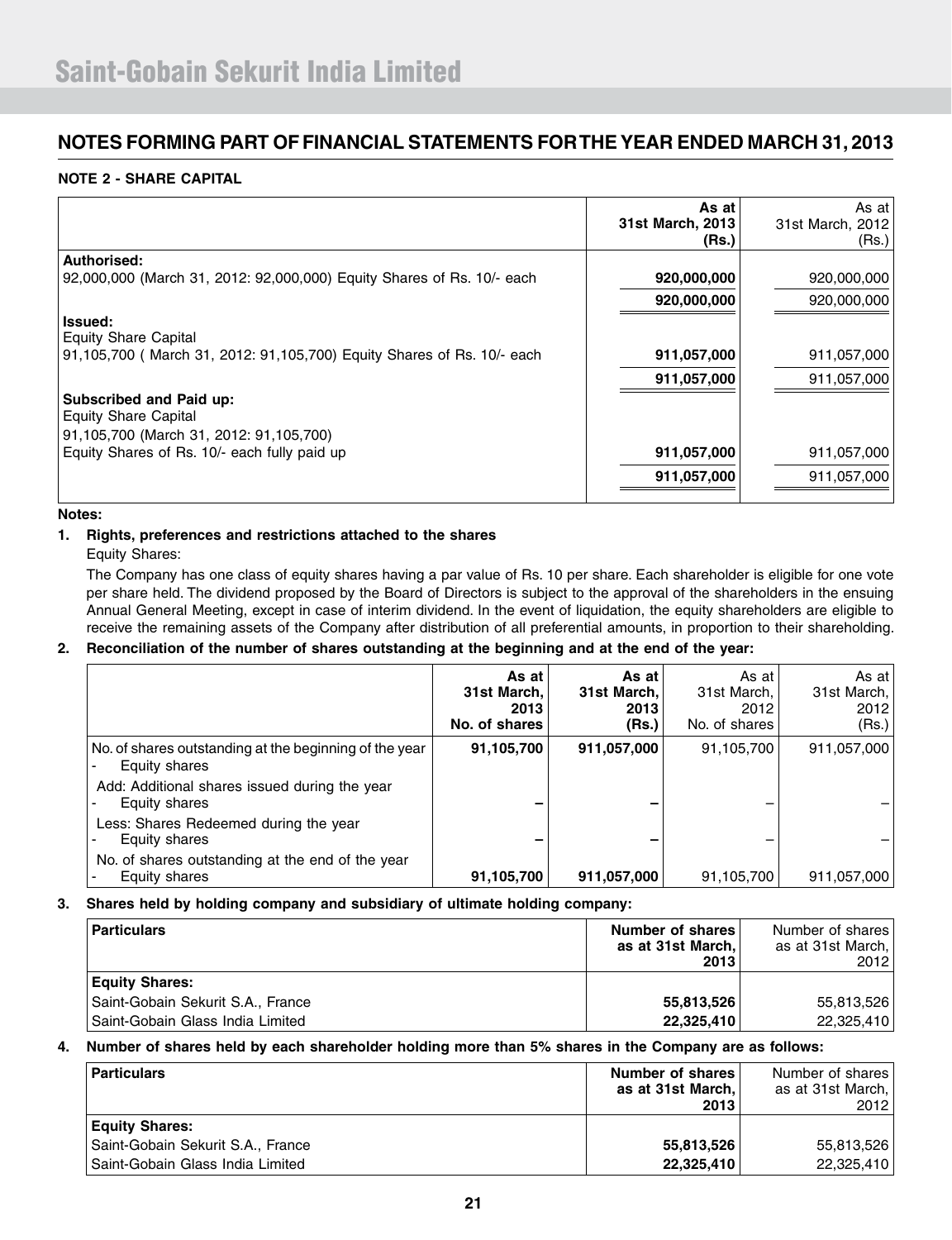## NOTES FORMING PART OF FINANCIAL STATEMENTS FOR THE YEAR ENDED MARCH 31, 2013

### NOTE 2 - SHARE CAPITAL

| | As at 31st March, 2013 (Rs.) | As at 31st March, 2012 (Rs.) |
|---|---|---|
| **Authorised:** | | |
| 92,000,000 (March 31, 2012: 92,000,000) Equity Shares of Rs. 10/- each | **920,000,000** | 920,000,000 |
| | **920,000,000** | 920,000,000 |
| **Issued:** | | |
| Equity Share Capital | | |
| 91,105,700 ( March 31, 2012: 91,105,700) Equity Shares of Rs. 10/- each | **911,057,000** | 911,057,000 |
| | **911,057,000** | 911,057,000 |
| **Subscribed and Paid up:** | | |
| Equity Share Capital | | |
| 91,105,700 (March 31, 2012: 91,105,700) | | |
| Equity Shares of Rs. 10/- each fully paid up | **911,057,000** | 911,057,000 |
| | **911,057,000** | 911,057,000 |

**Notes:**

1. **Rights, preferences and restrictions attached to the shares**

   Equity Shares:

   The Company has one class of equity shares having a par value of Rs. 10 per share. Each shareholder is eligible for one vote per share held. The dividend proposed by the Board of Directors is subject to the approval of the shareholders in the ensuing Annual General Meeting, except in case of interim dividend. In the event of liquidation, the equity shareholders are eligible to receive the remaining assets of the Company after distribution of all preferential amounts, in proportion to their shareholding.

2. **Reconciliation of the number of shares outstanding at the beginning and at the end of the year:**

| | As at 31st March, 2013 No. of shares | As at 31st March, 2013 (Rs.) | As at 31st March, 2012 No. of shares | As at 31st March, 2012 (Rs.) |
|---|---|---|---|---|
| No. of shares outstanding at the beginning of the year - Equity shares | **91,105,700** | **911,057,000** | 91,105,700 | 911,057,000 |
| Add: Additional shares issued during the year - Equity shares | **–** | **–** | – | – |
| Less: Shares Redeemed during the year - Equity shares | **–** | **–** | – | – |
| No. of shares outstanding at the end of the year - Equity shares | **91,105,700** | **911,057,000** | 91,105,700 | 911,057,000 |

3. **Shares held by holding company and subsidiary of ultimate holding company:**

| Particulars | Number of shares as at 31st March, 2013 | Number of shares as at 31st March, 2012 |
|---|---|---|
| **Equity Shares:** | | |
| Saint-Gobain Sekurit S.A., France | **55,813,526** | 55,813,526 |
| Saint-Gobain Glass India Limited | **22,325,410** | 22,325,410 |

4. **Number of shares held by each shareholder holding more than 5% shares in the Company are as follows:**

| Particulars | Number of shares as at 31st March, 2013 | Number of shares as at 31st March, 2012 |
|---|---|---|
| **Equity Shares:** | | |
| Saint-Gobain Sekurit S.A., France | **55,813,526** | 55,813,526 |
| Saint-Gobain Glass India Limited | **22,325,410** | 22,325,410 |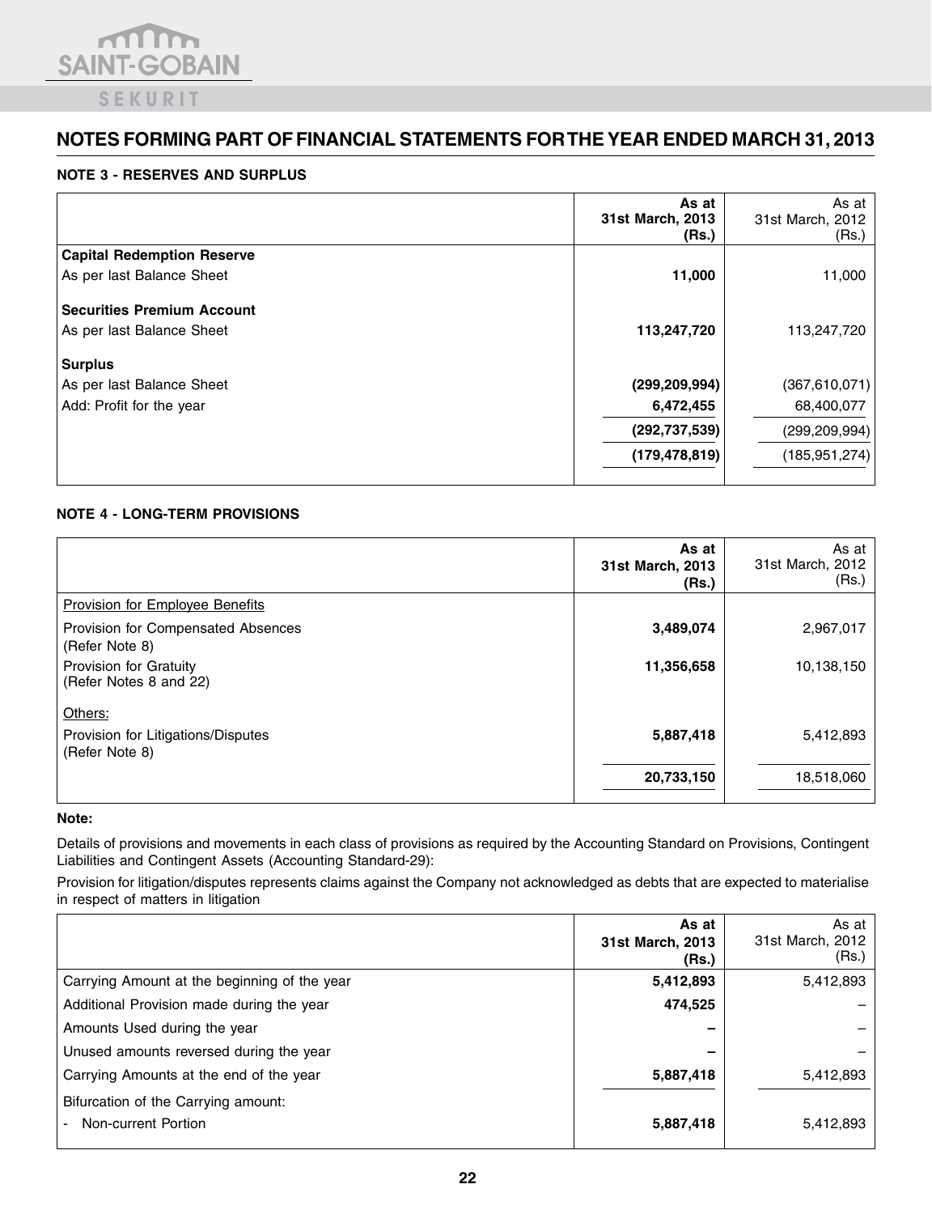# NOTES FORMING PART OF FINANCIAL STATEMENTS FOR THE YEAR ENDED MARCH 31, 2013

### NOTE 3 - RESERVES AND SURPLUS

| | **As at 31st March, 2013 (Rs.)** | As at 31st March, 2012 (Rs.) |
|---|---|---|
| **Capital Redemption Reserve** | | |
| As per last Balance Sheet | **11,000** | 11,000 |
| **Securities Premium Account** | | |
| As per last Balance Sheet | **113,247,720** | 113,247,720 |
| **Surplus** | | |
| As per last Balance Sheet | **(299,209,994)** | (367,610,071) |
| Add: Profit for the year | **6,472,455** | 68,400,077 |
| | **(292,737,539)** | (299,209,994) |
| | **(179,478,819)** | (185,951,274) |

### NOTE 4 - LONG-TERM PROVISIONS

| | **As at 31st March, 2013 (Rs.)** | As at 31st March, 2012 (Rs.) |
|---|---|---|
| Provision for Employee Benefits | | |
| Provision for Compensated Absences (Refer Note 8) | **3,489,074** | 2,967,017 |
| Provision for Gratuity (Refer Notes 8 and 22) | **11,356,658** | 10,138,150 |
| Others: | | |
| Provision for Litigations/Disputes (Refer Note 8) | **5,887,418** | 5,412,893 |
| | **20,733,150** | 18,518,060 |

**Note:**

Details of provisions and movements in each class of provisions as required by the Accounting Standard on Provisions, Contingent Liabilities and Contingent Assets (Accounting Standard-29):

Provision for litigation/disputes represents claims against the Company not acknowledged as debts that are expected to materialise in respect of matters in litigation

| | **As at 31st March, 2013 (Rs.)** | As at 31st March, 2012 (Rs.) |
|---|---|---|
| Carrying Amount at the beginning of the year | **5,412,893** | 5,412,893 |
| Additional Provision made during the year | **474,525** | – |
| Amounts Used during the year | **–** | – |
| Unused amounts reversed during the year | **–** | – |
| Carrying Amounts at the end of the year | **5,887,418** | 5,412,893 |
| Bifurcation of the Carrying amount: | | |
| - Non-current Portion | **5,887,418** | 5,412,893 |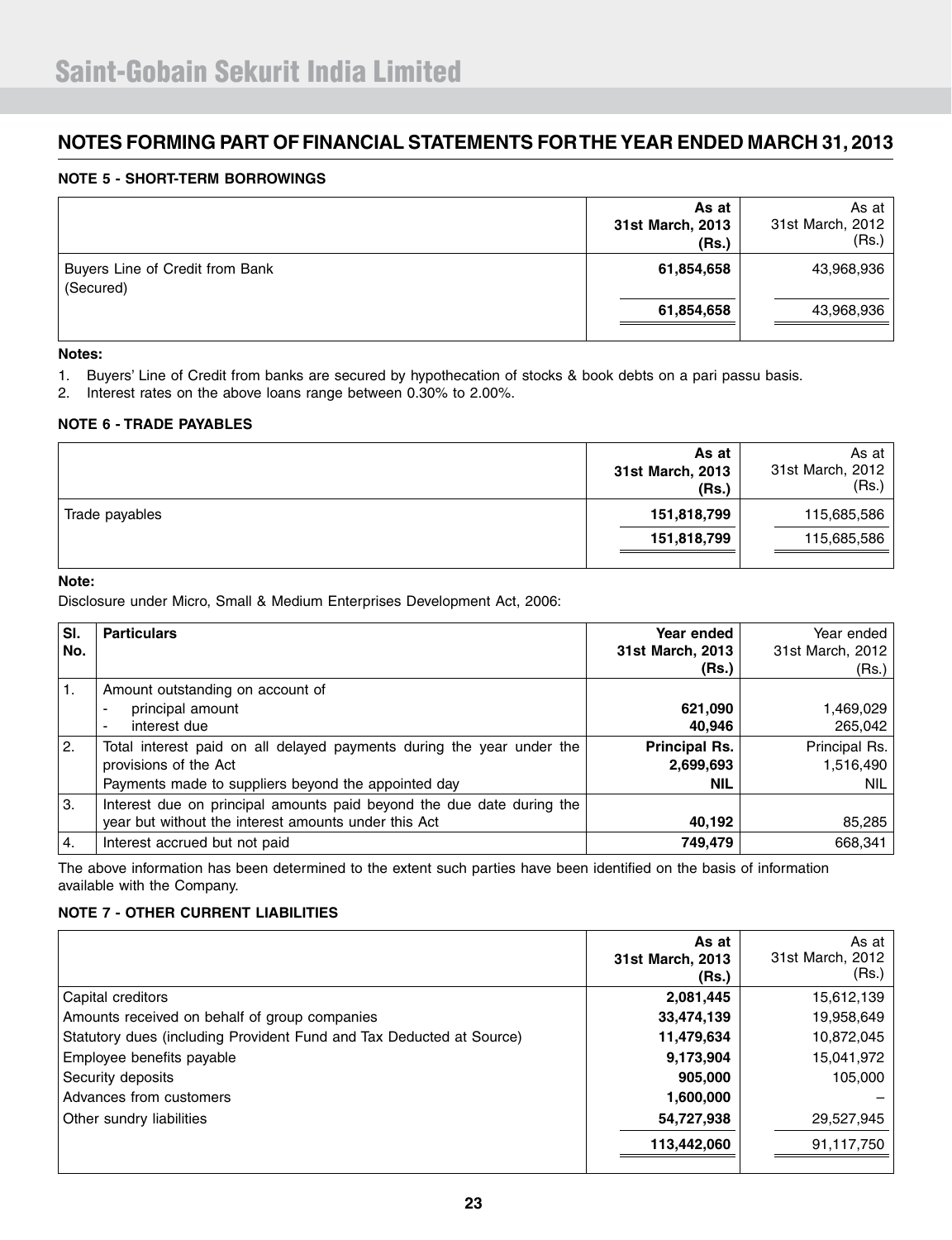## NOTES FORMING PART OF FINANCIAL STATEMENTS FOR THE YEAR ENDED MARCH 31, 2013

### NOTE 5 - SHORT-TERM BORROWINGS

| | As at 31st March, 2013 (Rs.) | As at 31st March, 2012 (Rs.) |
|---|---|---|
| Buyers Line of Credit from Bank (Secured) | **61,854,658** | 43,968,936 |
| | **61,854,658** | 43,968,936 |

**Notes:**

1. Buyers' Line of Credit from banks are secured by hypothecation of stocks & book debts on a pari passu basis.
2. Interest rates on the above loans range between 0.30% to 2.00%.

### NOTE 6 - TRADE PAYABLES

| | As at 31st March, 2013 (Rs.) | As at 31st March, 2012 (Rs.) |
|---|---|---|
| Trade payables | **151,818,799** | 115,685,586 |
| | **151,818,799** | 115,685,586 |

**Note:**

Disclosure under Micro, Small & Medium Enterprises Development Act, 2006:

| Sl. No. | Particulars | Year ended 31st March, 2013 (Rs.) | Year ended 31st March, 2012 (Rs.) |
|---|---|---|---|
| 1. | Amount outstanding on account of | | |
| | - principal amount | **621,090** | 1,469,029 |
| | - interest due | **40,946** | 265,042 |
| 2. | Total interest paid on all delayed payments during the year under the provisions of the Act | **Principal Rs. 2,699,693** | Principal Rs. 1,516,490 |
| | Payments made to suppliers beyond the appointed day | **NIL** | NIL |
| 3. | Interest due on principal amounts paid beyond the due date during the year but without the interest amounts under this Act | **40,192** | 85,285 |
| 4. | Interest accrued but not paid | **749,479** | 668,341 |

The above information has been determined to the extent such parties have been identified on the basis of information available with the Company.

### NOTE 7 - OTHER CURRENT LIABILITIES

| | As at 31st March, 2013 (Rs.) | As at 31st March, 2012 (Rs.) |
|---|---|---|
| Capital creditors | **2,081,445** | 15,612,139 |
| Amounts received on behalf of group companies | **33,474,139** | 19,958,649 |
| Statutory dues (including Provident Fund and Tax Deducted at Source) | **11,479,634** | 10,872,045 |
| Employee benefits payable | **9,173,904** | 15,041,972 |
| Security deposits | **905,000** | 105,000 |
| Advances from customers | **1,600,000** | – |
| Other sundry liabilities | **54,727,938** | 29,527,945 |
| | **113,442,060** | 91,117,750 |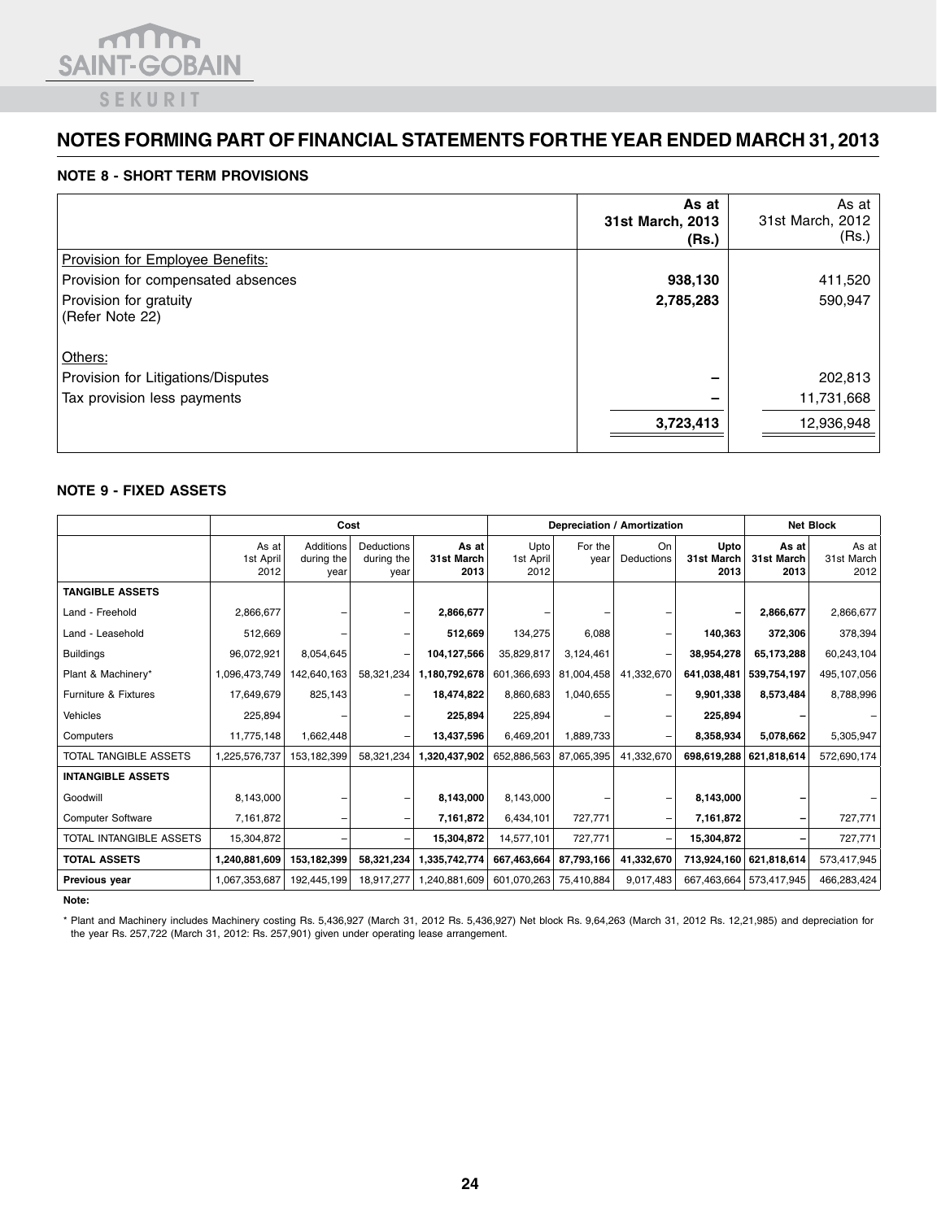# NOTES FORMING PART OF FINANCIAL STATEMENTS FOR THE YEAR ENDED MARCH 31, 2013

## NOTE 8 - SHORT TERM PROVISIONS

| | As at 31st March, 2013 (Rs.) | As at 31st March, 2012 (Rs.) |
|---|---|---|
| Provision for Employee Benefits: | | |
| Provision for compensated absences | **938,130** | 411,520 |
| Provision for gratuity (Refer Note 22) | **2,785,283** | 590,947 |
| Others: | | |
| Provision for Litigations/Disputes | **–** | 202,813 |
| Tax provision less payments | **–** | 11,731,668 |
| | **3,723,413** | 12,936,948 |

## NOTE 9 - FIXED ASSETS

| | Cost | | | | Depreciation / Amortization | | | | Net Block | |
|---|---|---|---|---|---|---|---|---|---|---|
| | As at 1st April 2012 | Additions during the year | Deductions during the year | As at 31st March 2013 | Upto 1st April 2012 | For the year | On Deductions | Upto 31st March 2013 | As at 31st March 2013 | As at 31st March 2012 |
| **TANGIBLE ASSETS** | | | | | | | | | | |
| Land - Freehold | 2,866,677 | – | – | **2,866,677** | – | – | – | **–** | **2,866,677** | 2,866,677 |
| Land - Leasehold | 512,669 | – | – | **512,669** | 134,275 | 6,088 | – | **140,363** | **372,306** | 378,394 |
| Buildings | 96,072,921 | 8,054,645 | – | **104,127,566** | 35,829,817 | 3,124,461 | – | **38,954,278** | **65,173,288** | 60,243,104 |
| Plant & Machinery* | 1,096,473,749 | 142,640,163 | 58,321,234 | **1,180,792,678** | 601,366,693 | 81,004,458 | 41,332,670 | **641,038,481** | **539,754,197** | 495,107,056 |
| Furniture & Fixtures | 17,649,679 | 825,143 | – | **18,474,822** | 8,860,683 | 1,040,655 | – | **9,901,338** | **8,573,484** | 8,788,996 |
| Vehicles | 225,894 | – | – | **225,894** | 225,894 | – | – | **225,894** | **–** | – |
| Computers | 11,775,148 | 1,662,448 | – | **13,437,596** | 6,469,201 | 1,889,733 | – | **8,358,934** | **5,078,662** | 5,305,947 |
| TOTAL TANGIBLE ASSETS | 1,225,576,737 | 153,182,399 | 58,321,234 | **1,320,437,902** | 652,886,563 | 87,065,395 | 41,332,670 | **698,619,288** | **621,818,614** | 572,690,174 |
| **INTANGIBLE ASSETS** | | | | | | | | | | |
| Goodwill | 8,143,000 | – | – | **8,143,000** | 8,143,000 | – | – | **8,143,000** | **–** | – |
| Computer Software | 7,161,872 | – | – | **7,161,872** | 6,434,101 | 727,771 | – | **7,161,872** | **–** | 727,771 |
| TOTAL INTANGIBLE ASSETS | 15,304,872 | – | – | **15,304,872** | 14,577,101 | 727,771 | – | **15,304,872** | **–** | 727,771 |
| **TOTAL ASSETS** | **1,240,881,609** | **153,182,399** | **58,321,234** | **1,335,742,774** | **667,463,664** | **87,793,166** | **41,332,670** | **713,924,160** | **621,818,614** | 573,417,945 |
| **Previous year** | 1,067,353,687 | 192,445,199 | 18,917,277 | 1,240,881,609 | 601,070,263 | 75,410,884 | 9,017,483 | 667,463,664 | 573,417,945 | 466,283,424 |

**Note:**

* Plant and Machinery includes Machinery costing Rs. 5,436,927 (March 31, 2012 Rs. 5,436,927) Net block Rs. 9,64,263 (March 31, 2012 Rs. 12,21,985) and depreciation for the year Rs. 257,722 (March 31, 2012: Rs. 257,901) given under operating lease arrangement.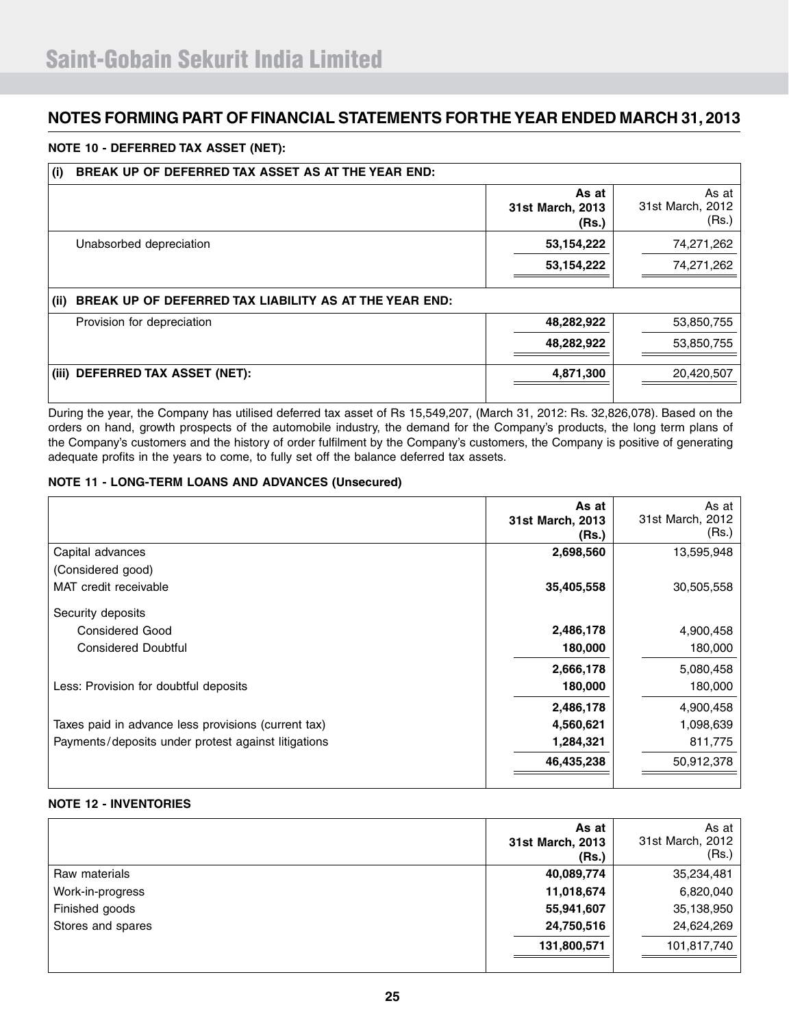# Saint-Gobain Sekurit India Limited

## NOTES FORMING PART OF FINANCIAL STATEMENTS FOR THE YEAR ENDED MARCH 31, 2013

### NOTE 10 - DEFERRED TAX ASSET (NET):

| | As at 31st March, 2013 (Rs.) | As at 31st March, 2012 (Rs.) |
|---|---|---|
| **(i) BREAK UP OF DEFERRED TAX ASSET AS AT THE YEAR END:** | | |
| Unabsorbed depreciation | **53,154,222** | 74,271,262 |
| | **53,154,222** | 74,271,262 |
| **(ii) BREAK UP OF DEFERRED TAX LIABILITY AS AT THE YEAR END:** | | |
| Provision for depreciation | **48,282,922** | 53,850,755 |
| | **48,282,922** | 53,850,755 |
| **(iii) DEFERRED TAX ASSET (NET):** | **4,871,300** | 20,420,507 |

During the year, the Company has utilised deferred tax asset of Rs 15,549,207, (March 31, 2012: Rs. 32,826,078). Based on the orders on hand, growth prospects of the automobile industry, the demand for the Company's products, the long term plans of the Company's customers and the history of order fulfilment by the Company's customers, the Company is positive of generating adequate profits in the years to come, to fully set off the balance deferred tax assets.

### NOTE 11 - LONG-TERM LOANS AND ADVANCES (Unsecured)

| | As at 31st March, 2013 (Rs.) | As at 31st March, 2012 (Rs.) |
|---|---|---|
| Capital advances | **2,698,560** | 13,595,948 |
| (Considered good) | | |
| MAT credit receivable | **35,405,558** | 30,505,558 |
| Security deposits | | |
| Considered Good | **2,486,178** | 4,900,458 |
| Considered Doubtful | **180,000** | 180,000 |
| | **2,666,178** | 5,080,458 |
| Less: Provision for doubtful deposits | **180,000** | 180,000 |
| | **2,486,178** | 4,900,458 |
| Taxes paid in advance less provisions (current tax) | **4,560,621** | 1,098,639 |
| Payments/deposits under protest against litigations | **1,284,321** | 811,775 |
| | **46,435,238** | 50,912,378 |

### NOTE 12 - INVENTORIES

| | As at 31st March, 2013 (Rs.) | As at 31st March, 2012 (Rs.) |
|---|---|---|
| Raw materials | **40,089,774** | 35,234,481 |
| Work-in-progress | **11,018,674** | 6,820,040 |
| Finished goods | **55,941,607** | 35,138,950 |
| Stores and spares | **24,750,516** | 24,624,269 |
| | **131,800,571** | 101,817,740 |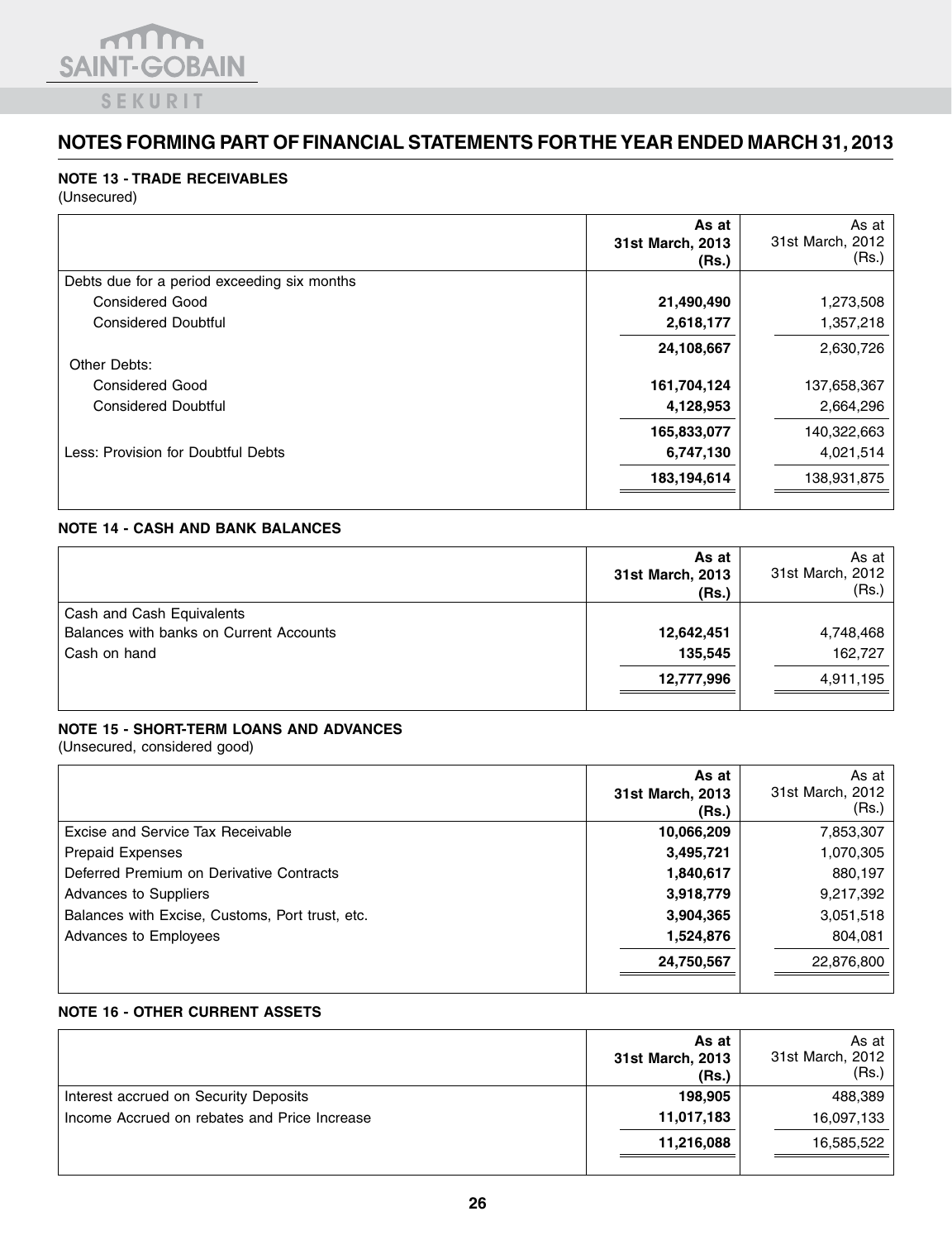# NOTES FORMING PART OF FINANCIAL STATEMENTS FOR THE YEAR ENDED MARCH 31, 2013

## NOTE 13 - TRADE RECEIVABLES

(Unsecured)

| | As at 31st March, 2013 (Rs.) | As at 31st March, 2012 (Rs.) |
|---|---|---|
| Debts due for a period exceeding six months | | |
| Considered Good | **21,490,490** | 1,273,508 |
| Considered Doubtful | **2,618,177** | 1,357,218 |
| | **24,108,667** | 2,630,726 |
| Other Debts: | | |
| Considered Good | **161,704,124** | 137,658,367 |
| Considered Doubtful | **4,128,953** | 2,664,296 |
| | **165,833,077** | 140,322,663 |
| Less: Provision for Doubtful Debts | **6,747,130** | 4,021,514 |
| | **183,194,614** | 138,931,875 |

## NOTE 14 - CASH AND BANK BALANCES

| | As at 31st March, 2013 (Rs.) | As at 31st March, 2012 (Rs.) |
|---|---|---|
| Cash and Cash Equivalents | | |
| Balances with banks on Current Accounts | **12,642,451** | 4,748,468 |
| Cash on hand | **135,545** | 162,727 |
| | **12,777,996** | 4,911,195 |

## NOTE 15 - SHORT-TERM LOANS AND ADVANCES

(Unsecured, considered good)

| | As at 31st March, 2013 (Rs.) | As at 31st March, 2012 (Rs.) |
|---|---|---|
| Excise and Service Tax Receivable | **10,066,209** | 7,853,307 |
| Prepaid Expenses | **3,495,721** | 1,070,305 |
| Deferred Premium on Derivative Contracts | **1,840,617** | 880,197 |
| Advances to Suppliers | **3,918,779** | 9,217,392 |
| Balances with Excise, Customs, Port trust, etc. | **3,904,365** | 3,051,518 |
| Advances to Employees | **1,524,876** | 804,081 |
| | **24,750,567** | 22,876,800 |

## NOTE 16 - OTHER CURRENT ASSETS

| | As at 31st March, 2013 (Rs.) | As at 31st March, 2012 (Rs.) |
|---|---|---|
| Interest accrued on Security Deposits | **198,905** | 488,389 |
| Income Accrued on rebates and Price Increase | **11,017,183** | 16,097,133 |
| | **11,216,088** | 16,585,522 |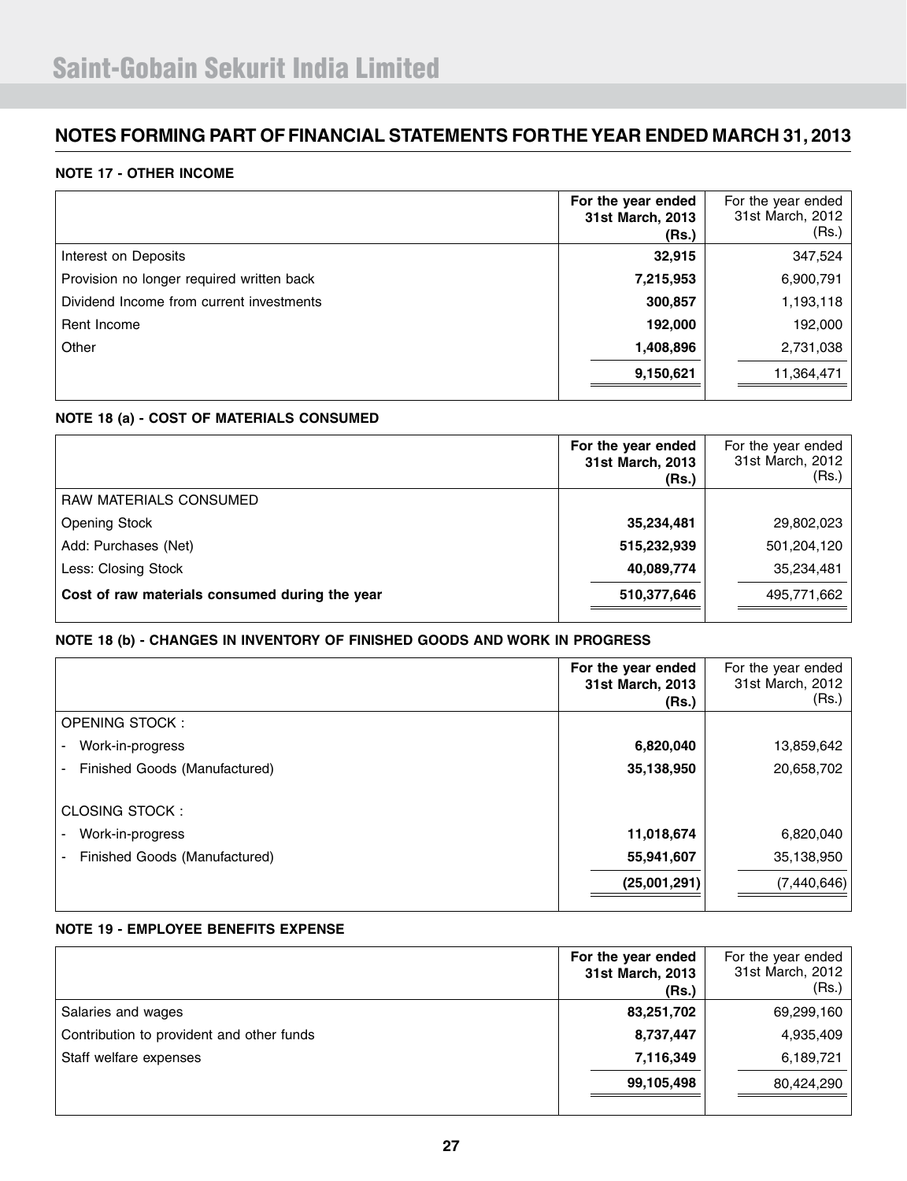## NOTES FORMING PART OF FINANCIAL STATEMENTS FOR THE YEAR ENDED MARCH 31, 2013

### NOTE 17 - OTHER INCOME

| | **For the year ended 31st March, 2013 (Rs.)** | For the year ended 31st March, 2012 (Rs.) |
|---|---|---|
| Interest on Deposits | **32,915** | 347,524 |
| Provision no longer required written back | **7,215,953** | 6,900,791 |
| Dividend Income from current investments | **300,857** | 1,193,118 |
| Rent Income | **192,000** | 192,000 |
| Other | **1,408,896** | 2,731,038 |
| | **9,150,621** | 11,364,471 |

### NOTE 18 (a) - COST OF MATERIALS CONSUMED

| | **For the year ended 31st March, 2013 (Rs.)** | For the year ended 31st March, 2012 (Rs.) |
|---|---|---|
| RAW MATERIALS CONSUMED | | |
| Opening Stock | **35,234,481** | 29,802,023 |
| Add: Purchases (Net) | **515,232,939** | 501,204,120 |
| Less: Closing Stock | **40,089,774** | 35,234,481 |
| **Cost of raw materials consumed during the year** | **510,377,646** | 495,771,662 |

### NOTE 18 (b) - CHANGES IN INVENTORY OF FINISHED GOODS AND WORK IN PROGRESS

| | **For the year ended 31st March, 2013 (Rs.)** | For the year ended 31st March, 2012 (Rs.) |
|---|---|---|
| OPENING STOCK : | | |
| - Work-in-progress | **6,820,040** | 13,859,642 |
| - Finished Goods (Manufactured) | **35,138,950** | 20,658,702 |
| CLOSING STOCK : | | |
| - Work-in-progress | **11,018,674** | 6,820,040 |
| - Finished Goods (Manufactured) | **55,941,607** | 35,138,950 |
| | **(25,001,291)** | (7,440,646) |

### NOTE 19 - EMPLOYEE BENEFITS EXPENSE

| | **For the year ended 31st March, 2013 (Rs.)** | For the year ended 31st March, 2012 (Rs.) |
|---|---|---|
| Salaries and wages | **83,251,702** | 69,299,160 |
| Contribution to provident and other funds | **8,737,447** | 4,935,409 |
| Staff welfare expenses | **7,116,349** | 6,189,721 |
| | **99,105,498** | 80,424,290 |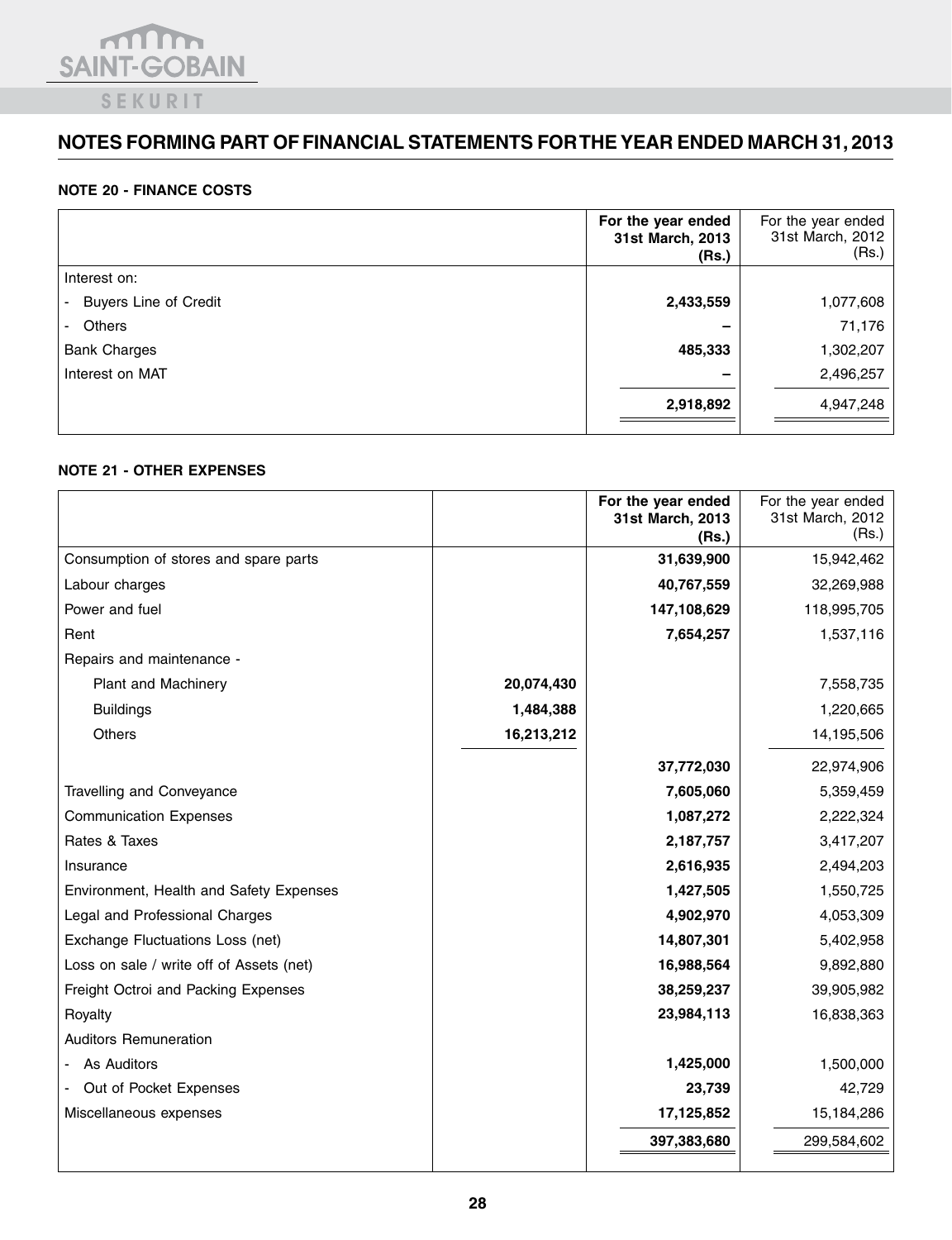## NOTES FORMING PART OF FINANCIAL STATEMENTS FOR THE YEAR ENDED MARCH 31, 2013

### NOTE 20 - FINANCE COSTS

| | **For the year ended 31st March, 2013 (Rs.)** | For the year ended 31st March, 2012 (Rs.) |
|---|---|---|
| Interest on: | | |
| - Buyers Line of Credit | **2,433,559** | 1,077,608 |
| - Others | **–** | 71,176 |
| Bank Charges | **485,333** | 1,302,207 |
| Interest on MAT | **–** | 2,496,257 |
| | **2,918,892** | 4,947,248 |

### NOTE 21 - OTHER EXPENSES

| | | **For the year ended 31st March, 2013 (Rs.)** | For the year ended 31st March, 2012 (Rs.) |
|---|---|---|---|
| Consumption of stores and spare parts | | **31,639,900** | 15,942,462 |
| Labour charges | | **40,767,559** | 32,269,988 |
| Power and fuel | | **147,108,629** | 118,995,705 |
| Rent | | **7,654,257** | 1,537,116 |
| Repairs and maintenance - | | | |
| Plant and Machinery | **20,074,430** | | 7,558,735 |
| Buildings | **1,484,388** | | 1,220,665 |
| Others | **16,213,212** | | 14,195,506 |
| | | **37,772,030** | 22,974,906 |
| Travelling and Conveyance | | **7,605,060** | 5,359,459 |
| Communication Expenses | | **1,087,272** | 2,222,324 |
| Rates & Taxes | | **2,187,757** | 3,417,207 |
| Insurance | | **2,616,935** | 2,494,203 |
| Environment, Health and Safety Expenses | | **1,427,505** | 1,550,725 |
| Legal and Professional Charges | | **4,902,970** | 4,053,309 |
| Exchange Fluctuations Loss (net) | | **14,807,301** | 5,402,958 |
| Loss on sale / write off of Assets (net) | | **16,988,564** | 9,892,880 |
| Freight Octroi and Packing Expenses | | **38,259,237** | 39,905,982 |
| Royalty | | **23,984,113** | 16,838,363 |
| Auditors Remuneration | | | |
| - As Auditors | | **1,425,000** | 1,500,000 |
| - Out of Pocket Expenses | | **23,739** | 42,729 |
| Miscellaneous expenses | | **17,125,852** | 15,184,286 |
| | | **397,383,680** | 299,584,602 |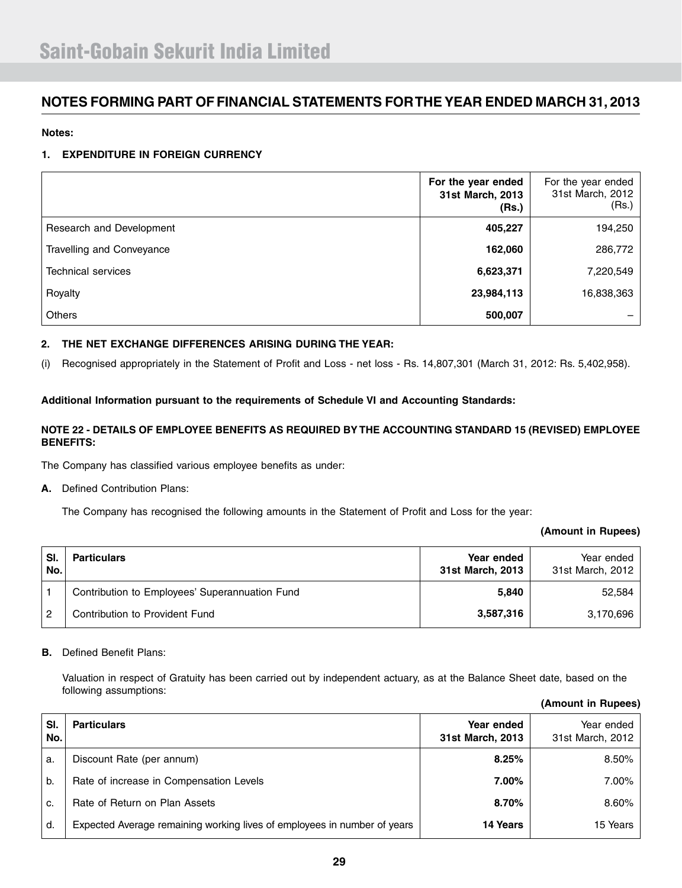## NOTES FORMING PART OF FINANCIAL STATEMENTS FOR THE YEAR ENDED MARCH 31, 2013

**Notes:**

**1. EXPENDITURE IN FOREIGN CURRENCY**

| | **For the year ended 31st March, 2013 (Rs.)** | For the year ended 31st March, 2012 (Rs.) |
|---|---|---|
| Research and Development | **405,227** | 194,250 |
| Travelling and Conveyance | **162,060** | 286,772 |
| Technical services | **6,623,371** | 7,220,549 |
| Royalty | **23,984,113** | 16,838,363 |
| Others | **500,007** | – |

**2. THE NET EXCHANGE DIFFERENCES ARISING DURING THE YEAR:**

(i) Recognised appropriately in the Statement of Profit and Loss - net loss - Rs. 14,807,301 (March 31, 2012: Rs. 5,402,958).

**Additional Information pursuant to the requirements of Schedule VI and Accounting Standards:**

**NOTE 22 - DETAILS OF EMPLOYEE BENEFITS AS REQUIRED BY THE ACCOUNTING STANDARD 15 (REVISED) EMPLOYEE BENEFITS:**

The Company has classified various employee benefits as under:

**A.** Defined Contribution Plans:

The Company has recognised the following amounts in the Statement of Profit and Loss for the year:

**(Amount in Rupees)**

| Sl. No. | Particulars | Year ended 31st March, 2013 | Year ended 31st March, 2012 |
|---|---|---|---|
| 1 | Contribution to Employees' Superannuation Fund | **5,840** | 52,584 |
| 2 | Contribution to Provident Fund | **3,587,316** | 3,170,696 |

**B.** Defined Benefit Plans:

Valuation in respect of Gratuity has been carried out by independent actuary, as at the Balance Sheet date, based on the following assumptions:

**(Amount in Rupees)**

| Sl. No. | Particulars | Year ended 31st March, 2013 | Year ended 31st March, 2012 |
|---|---|---|---|
| a. | Discount Rate (per annum) | **8.25%** | 8.50% |
| b. | Rate of increase in Compensation Levels | **7.00%** | 7.00% |
| c. | Rate of Return on Plan Assets | **8.70%** | 8.60% |
| d. | Expected Average remaining working lives of employees in number of years | **14 Years** | 15 Years |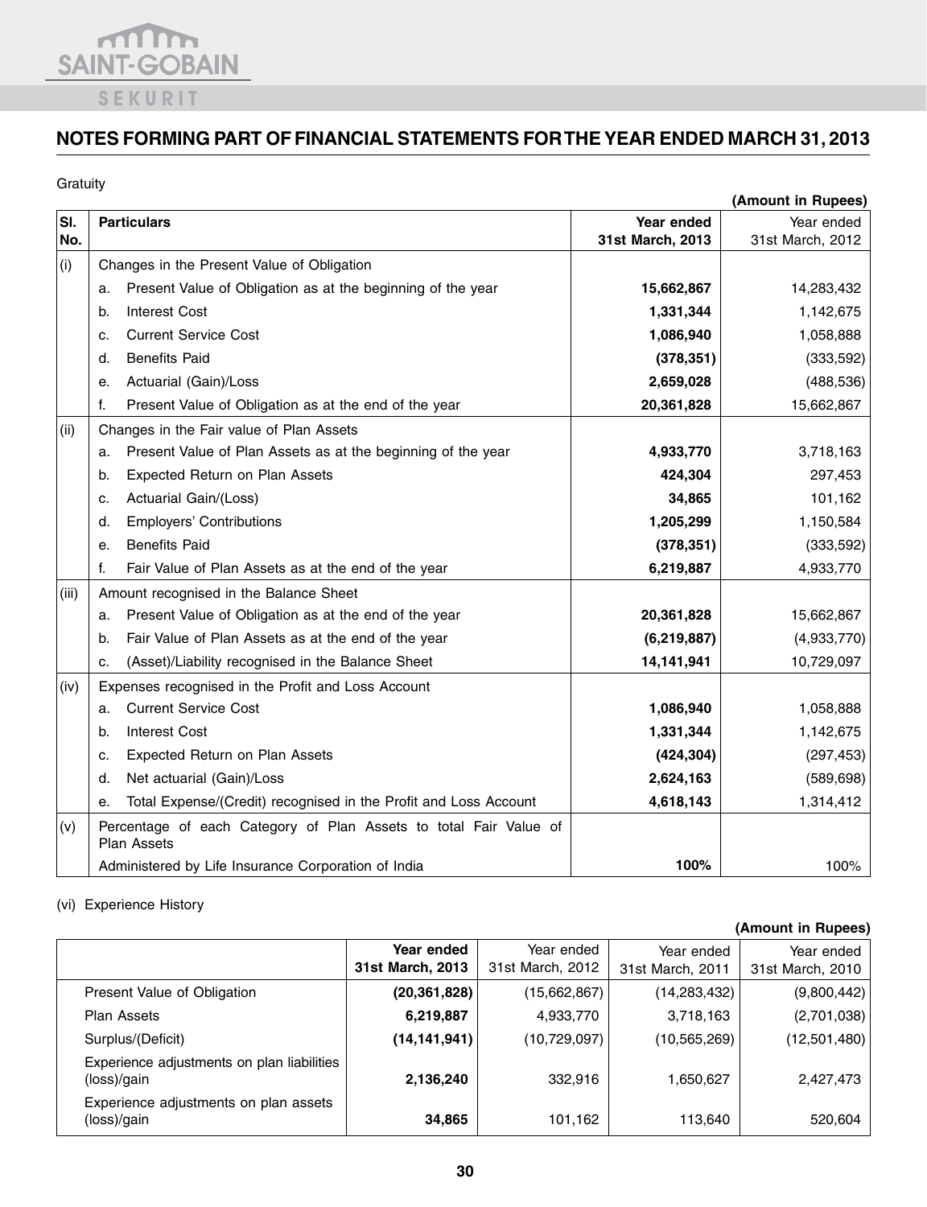## NOTES FORMING PART OF FINANCIAL STATEMENTS FOR THE YEAR ENDED MARCH 31, 2013

Gratuity

(Amount in Rupees)

| Sl. No. | Particulars | Year ended 31st March, 2013 | Year ended 31st March, 2012 |
|---|---|---|---|
| (i) | Changes in the Present Value of Obligation | | |
| | a. Present Value of Obligation as at the beginning of the year | **15,662,867** | 14,283,432 |
| | b. Interest Cost | **1,331,344** | 1,142,675 |
| | c. Current Service Cost | **1,086,940** | 1,058,888 |
| | d. Benefits Paid | **(378,351)** | (333,592) |
| | e. Actuarial (Gain)/Loss | **2,659,028** | (488,536) |
| | f. Present Value of Obligation as at the end of the year | **20,361,828** | 15,662,867 |
| (ii) | Changes in the Fair value of Plan Assets | | |
| | a. Present Value of Plan Assets as at the beginning of the year | **4,933,770** | 3,718,163 |
| | b. Expected Return on Plan Assets | **424,304** | 297,453 |
| | c. Actuarial Gain/(Loss) | **34,865** | 101,162 |
| | d. Employers' Contributions | **1,205,299** | 1,150,584 |
| | e. Benefits Paid | **(378,351)** | (333,592) |
| | f. Fair Value of Plan Assets as at the end of the year | **6,219,887** | 4,933,770 |
| (iii) | Amount recognised in the Balance Sheet | | |
| | a. Present Value of Obligation as at the end of the year | **20,361,828** | 15,662,867 |
| | b. Fair Value of Plan Assets as at the end of the year | **(6,219,887)** | (4,933,770) |
| | c. (Asset)/Liability recognised in the Balance Sheet | **14,141,941** | 10,729,097 |
| (iv) | Expenses recognised in the Profit and Loss Account | | |
| | a. Current Service Cost | **1,086,940** | 1,058,888 |
| | b. Interest Cost | **1,331,344** | 1,142,675 |
| | c. Expected Return on Plan Assets | **(424,304)** | (297,453) |
| | d. Net actuarial (Gain)/Loss | **2,624,163** | (589,698) |
| | e. Total Expense/(Credit) recognised in the Profit and Loss Account | **4,618,143** | 1,314,412 |
| (v) | Percentage of each Category of Plan Assets to total Fair Value of Plan Assets | | |
| | Administered by Life Insurance Corporation of India | **100%** | 100% |

(vi) Experience History

(Amount in Rupees)

| | Year ended 31st March, 2013 | Year ended 31st March, 2012 | Year ended 31st March, 2011 | Year ended 31st March, 2010 |
|---|---|---|---|---|
| Present Value of Obligation | **(20,361,828)** | (15,662,867) | (14,283,432) | (9,800,442) |
| Plan Assets | **6,219,887** | 4,933,770 | 3,718,163 | (2,701,038) |
| Surplus/(Deficit) | **(14,141,941)** | (10,729,097) | (10,565,269) | (12,501,480) |
| Experience adjustments on plan liabilities (loss)/gain | **2,136,240** | 332,916 | 1,650,627 | 2,427,473 |
| Experience adjustments on plan assets (loss)/gain | **34,865** | 101,162 | 113,640 | 520,604 |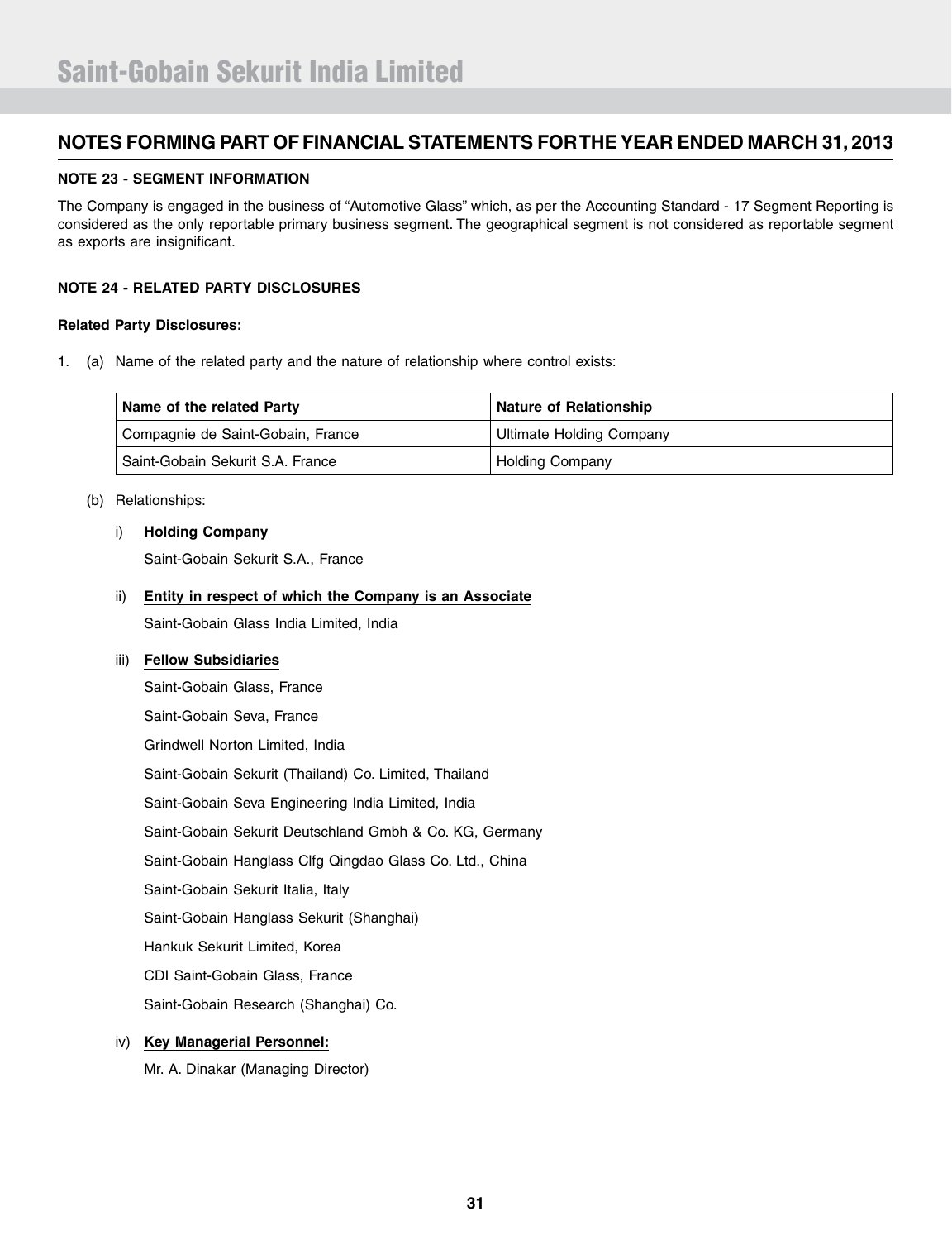## NOTES FORMING PART OF FINANCIAL STATEMENTS FOR THE YEAR ENDED MARCH 31, 2013

### NOTE 23 - SEGMENT INFORMATION

The Company is engaged in the business of "Automotive Glass" which, as per the Accounting Standard - 17 Segment Reporting is considered as the only reportable primary business segment. The geographical segment is not considered as reportable segment as exports are insignificant.

### NOTE 24 - RELATED PARTY DISCLOSURES

**Related Party Disclosures:**

1. (a) Name of the related party and the nature of relationship where control exists:

| Name of the related Party | Nature of Relationship |
|---|---|
| Compagnie de Saint-Gobain, France | Ultimate Holding Company |
| Saint-Gobain Sekurit S.A. France | Holding Company |

(b) Relationships:

i) **Holding Company**

Saint-Gobain Sekurit S.A., France

ii) **Entity in respect of which the Company is an Associate**

Saint-Gobain Glass India Limited, India

iii) **Fellow Subsidiaries**

Saint-Gobain Glass, France

Saint-Gobain Seva, France

Grindwell Norton Limited, India

Saint-Gobain Sekurit (Thailand) Co. Limited, Thailand

Saint-Gobain Seva Engineering India Limited, India

Saint-Gobain Sekurit Deutschland Gmbh & Co. KG, Germany

Saint-Gobain Hanglass Clfg Qingdao Glass Co. Ltd., China

Saint-Gobain Sekurit Italia, Italy

Saint-Gobain Hanglass Sekurit (Shanghai)

Hankuk Sekurit Limited, Korea

CDI Saint-Gobain Glass, France

Saint-Gobain Research (Shanghai) Co.

iv) **Key Managerial Personnel:**

Mr. A. Dinakar (Managing Director)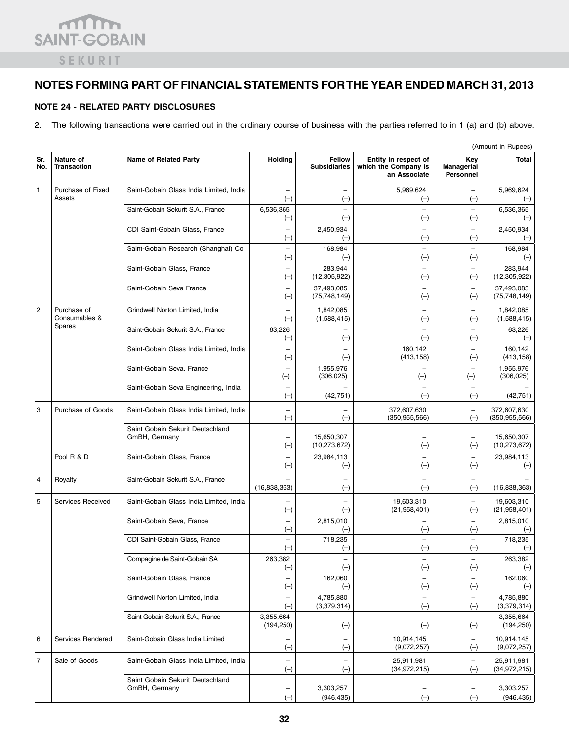## NOTES FORMING PART OF FINANCIAL STATEMENTS FOR THE YEAR ENDED MARCH 31, 2013

### NOTE 24 - RELATED PARTY DISCLOSURES

2. The following transactions were carried out in the ordinary course of business with the parties referred to in 1 (a) and (b) above:

(Amount in Rupees)

| Sr. No. | Nature of Transaction | Name of Related Party | Holding | Fellow Subsidiaries | Entity in respect of which the Company is an Associate | Key Managerial Personnel | Total |
|---|---|---|---|---|---|---|---|
| 1 | Purchase of Fixed Assets | Saint-Gobain Glass India Limited, India | – (–) | – (–) | 5,969,624 (–) | – (–) | 5,969,624 (–) |
| | | Saint-Gobain Sekurit S.A., France | 6,536,365 (–) | – (–) | – (–) | – (–) | 6,536,365 (–) |
| | | CDI Saint-Gobain Glass, France | – (–) | 2,450,934 (–) | – (–) | – (–) | 2,450,934 (–) |
| | | Saint-Gobain Research (Shanghai) Co. | – (–) | 168,984 (–) | – (–) | – (–) | 168,984 (–) |
| | | Saint-Gobain Glass, France | – (–) | 283,944 (12,305,922) | – (–) | – (–) | 283,944 (12,305,922) |
| | | Saint-Gobain Seva France | – (–) | 37,493,085 (75,748,149) | – (–) | – (–) | 37,493,085 (75,748,149) |
| 2 | Purchase of Consumables & Spares | Grindwell Norton Limited, India | – (–) | 1,842,085 (1,588,415) | – (–) | – (–) | 1,842,085 (1,588,415) |
| | | Saint-Gobain Sekurit S.A., France | 63,226 (–) | – (–) | – (–) | – (–) | 63,226 (–) |
| | | Saint-Gobain Glass India Limited, India | – (–) | – (–) | 160,142 (413,158) | – (–) | 160,142 (413,158) |
| | | Saint-Gobain Seva, France | – (–) | 1,955,976 (306,025) | – (–) | – (–) | 1,955,976 (306,025) |
| | | Saint-Gobain Seva Engineering, India | – (–) | – (42,751) | – (–) | – (–) | – (42,751) |
| 3 | Purchase of Goods | Saint-Gobain Glass India Limited, India | – (–) | – (–) | 372,607,630 (350,955,566) | – (–) | 372,607,630 (350,955,566) |
| | | Saint Gobain Sekurit Deutschland GmBH, Germany | – (–) | 15,650,307 (10,273,672) | – (–) | – (–) | 15,650,307 (10,273,672) |
| | Pool R & D | Saint-Gobain Glass, France | – (–) | 23,984,113 (–) | – (–) | – (–) | 23,984,113 (–) |
| 4 | Royalty | Saint-Gobain Sekurit S.A., France | – (16,838,363) | – (–) | – (–) | – (–) | – (16,838,363) |
| 5 | Services Received | Saint-Gobain Glass India Limited, India | – (–) | – (–) | 19,603,310 (21,958,401) | – (–) | 19,603,310 (21,958,401) |
| | | Saint-Gobain Seva, France | – (–) | 2,815,010 (–) | – (–) | – (–) | 2,815,010 (–) |
| | | CDI Saint-Gobain Glass, France | – (–) | 718,235 (–) | – (–) | – (–) | 718,235 (–) |
| | | Compagine de Saint-Gobain SA | 263,382 (–) | – (–) | – (–) | – (–) | 263,382 (–) |
| | | Saint-Gobain Glass, France | – (–) | 162,060 (–) | – (–) | – (–) | 162,060 (–) |
| | | Grindwell Norton Limited, India | – (–) | 4,785,880 (3,379,314) | – (–) | – (–) | 4,785,880 (3,379,314) |
| | | Saint-Gobain Sekurit S.A., France | 3,355,664 (194,250) | – (–) | – (–) | – (–) | 3,355,664 (194,250) |
| 6 | Services Rendered | Saint-Gobain Glass India Limited | – (–) | – (–) | 10,914,145 (9,072,257) | – (–) | 10,914,145 (9,072,257) |
| 7 | Sale of Goods | Saint-Gobain Glass India Limited, India | – (–) | – (–) | 25,911,981 (34,972,215) | – (–) | 25,911,981 (34,972,215) |
| | | Saint Gobain Sekurit Deutschland GmBH, Germany | – (–) | 3,303,257 (946,435) | – (–) | – (–) | 3,303,257 (946,435) |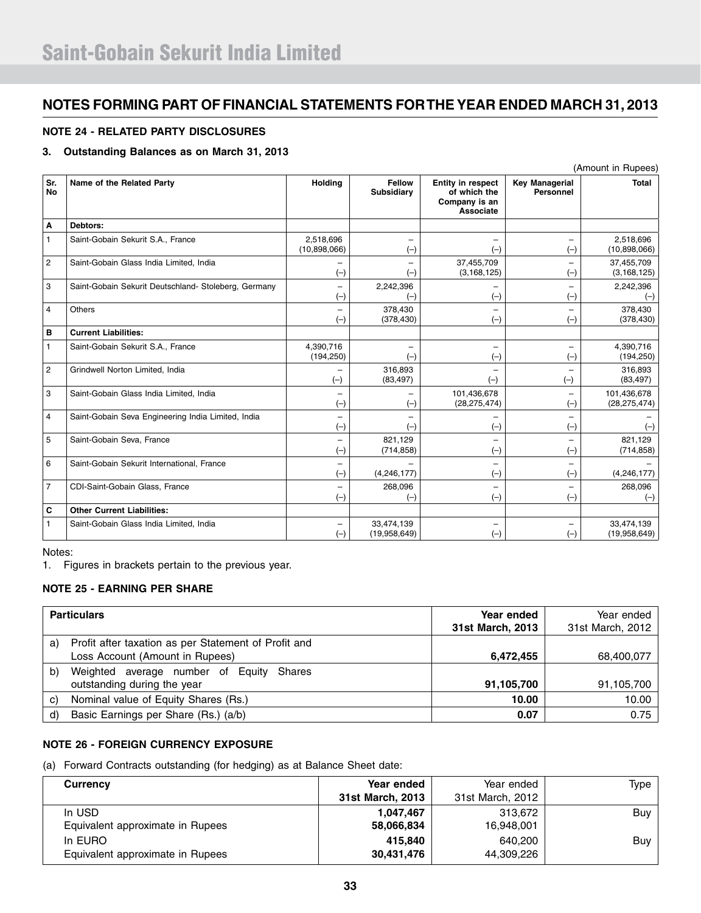# NOTES FORMING PART OF FINANCIAL STATEMENTS FOR THE YEAR ENDED MARCH 31, 2013

### NOTE 24 - RELATED PARTY DISCLOSURES

#### 3. Outstanding Balances as on March 31, 2013

(Amount in Rupees)

| Sr. No | Name of the Related Party | Holding | Fellow Subsidiary | Entity in respect of which the Company is an Associate | Key Managerial Personnel | Total |
|---|---|---|---|---|---|---|
| **A** | **Debtors:** | | | | | |
| 1 | Saint-Gobain Sekurit S.A., France | 2,518,696 (10,898,066) | – (–) | – (–) | – (–) | 2,518,696 (10,898,066) |
| 2 | Saint-Gobain Glass India Limited, India | – (–) | – (–) | 37,455,709 (3,168,125) | – (–) | 37,455,709 (3,168,125) |
| 3 | Saint-Gobain Sekurit Deutschland- Stoleberg, Germany | – (–) | 2,242,396 (–) | – (–) | – (–) | 2,242,396 (–) |
| 4 | Others | – (–) | 378,430 (378,430) | – (–) | – (–) | 378,430 (378,430) |
| **B** | **Current Liabilities:** | | | | | |
| 1 | Saint-Gobain Sekurit S.A., France | 4,390,716 (194,250) | – (–) | – (–) | – (–) | 4,390,716 (194,250) |
| 2 | Grindwell Norton Limited, India | – (–) | 316,893 (83,497) | – (–) | – (–) | 316,893 (83,497) |
| 3 | Saint-Gobain Glass India Limited, India | – (–) | – (–) | 101,436,678 (28,275,474) | – (–) | 101,436,678 (28,275,474) |
| 4 | Saint-Gobain Seva Engineering India Limited, India | – (–) | – (–) | – (–) | – (–) | – (–) |
| 5 | Saint-Gobain Seva, France | – (–) | 821,129 (714,858) | – (–) | – (–) | 821,129 (714,858) |
| 6 | Saint-Gobain Sekurit International, France | – (–) | – (4,246,177) | – (–) | – (–) | – (4,246,177) |
| 7 | CDI-Saint-Gobain Glass, France | – (–) | 268,096 (–) | – (–) | – (–) | 268,096 (–) |
| **C** | **Other Current Liabilities:** | | | | | |
| 1 | Saint-Gobain Glass India Limited, India | – (–) | 33,474,139 (19,958,649) | – (–) | – (–) | 33,474,139 (19,958,649) |

Notes:

1. Figures in brackets pertain to the previous year.

### NOTE 25 - EARNING PER SHARE

| | Particulars | Year ended 31st March, 2013 | Year ended 31st March, 2012 |
|---|---|---|---|
| a) | Profit after taxation as per Statement of Profit and Loss Account (Amount in Rupees) | **6,472,455** | 68,400,077 |
| b) | Weighted average number of Equity Shares outstanding during the year | **91,105,700** | 91,105,700 |
| c) | Nominal value of Equity Shares (Rs.) | **10.00** | 10.00 |
| d) | Basic Earnings per Share (Rs.) (a/b) | **0.07** | 0.75 |

### NOTE 26 - FOREIGN CURRENCY EXPOSURE

(a) Forward Contracts outstanding (for hedging) as at Balance Sheet date:

| Currency | Year ended 31st March, 2013 | Year ended 31st March, 2012 | Type |
|---|---|---|---|
| In USD | **1,047,467** | 313,672 | Buy |
| Equivalent approximate in Rupees | **58,066,834** | 16,948,001 | |
| In EURO | **415,840** | 640,200 | Buy |
| Equivalent approximate in Rupees | **30,431,476** | 44,309,226 | |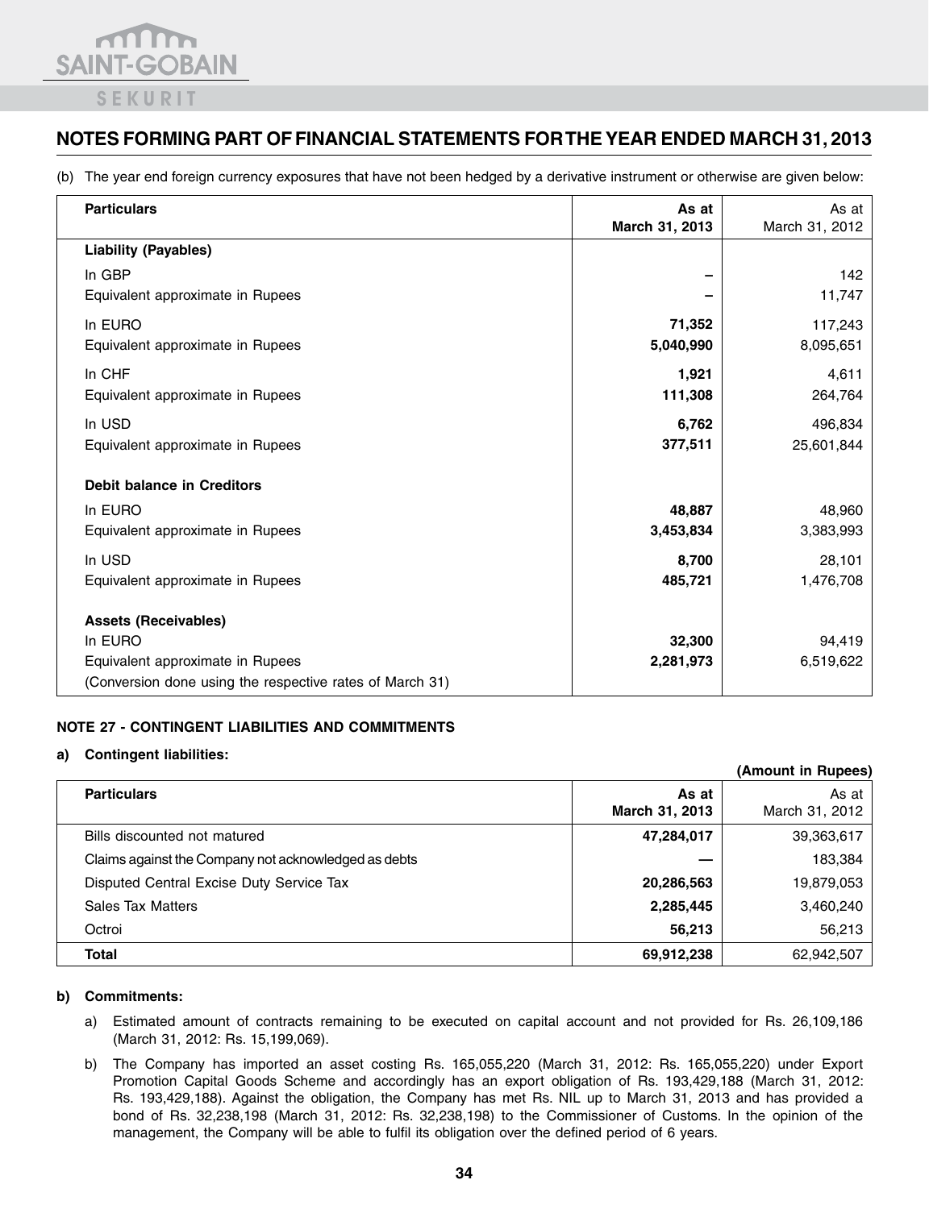# NOTES FORMING PART OF FINANCIAL STATEMENTS FOR THE YEAR ENDED MARCH 31, 2013

(b) The year end foreign currency exposures that have not been hedged by a derivative instrument or otherwise are given below:

| Particulars | As at March 31, 2013 | As at March 31, 2012 |
|---|---|---|
| **Liability (Payables)** | | |
| In GBP | – | 142 |
| Equivalent approximate in Rupees | – | 11,747 |
| In EURO | **71,352** | 117,243 |
| Equivalent approximate in Rupees | **5,040,990** | 8,095,651 |
| In CHF | **1,921** | 4,611 |
| Equivalent approximate in Rupees | **111,308** | 264,764 |
| In USD | **6,762** | 496,834 |
| Equivalent approximate in Rupees | **377,511** | 25,601,844 |
| **Debit balance in Creditors** | | |
| In EURO | **48,887** | 48,960 |
| Equivalent approximate in Rupees | **3,453,834** | 3,383,993 |
| In USD | **8,700** | 28,101 |
| Equivalent approximate in Rupees | **485,721** | 1,476,708 |
| **Assets (Receivables)** | | |
| In EURO | **32,300** | 94,419 |
| Equivalent approximate in Rupees | **2,281,973** | 6,519,622 |
| (Conversion done using the respective rates of March 31) | | |

### NOTE 27 - CONTINGENT LIABILITIES AND COMMITMENTS

**a) Contingent liabilities:**

**(Amount in Rupees)**

| Particulars | As at March 31, 2013 | As at March 31, 2012 |
|---|---|---|
| Bills discounted not matured | **47,284,017** | 39,363,617 |
| Claims against the Company not acknowledged as debts | **—** | 183,384 |
| Disputed Central Excise Duty Service Tax | **20,286,563** | 19,879,053 |
| Sales Tax Matters | **2,285,445** | 3,460,240 |
| Octroi | **56,213** | 56,213 |
| **Total** | **69,912,238** | 62,942,507 |

**b) Commitments:**

a) Estimated amount of contracts remaining to be executed on capital account and not provided for Rs. 26,109,186 (March 31, 2012: Rs. 15,199,069).

b) The Company has imported an asset costing Rs. 165,055,220 (March 31, 2012: Rs. 165,055,220) under Export Promotion Capital Goods Scheme and accordingly has an export obligation of Rs. 193,429,188 (March 31, 2012: Rs. 193,429,188). Against the obligation, the Company has met Rs. NIL up to March 31, 2013 and has provided a bond of Rs. 32,238,198 (March 31, 2012: Rs. 32,238,198) to the Commissioner of Customs. In the opinion of the management, the Company will be able to fulfil its obligation over the defined period of 6 years.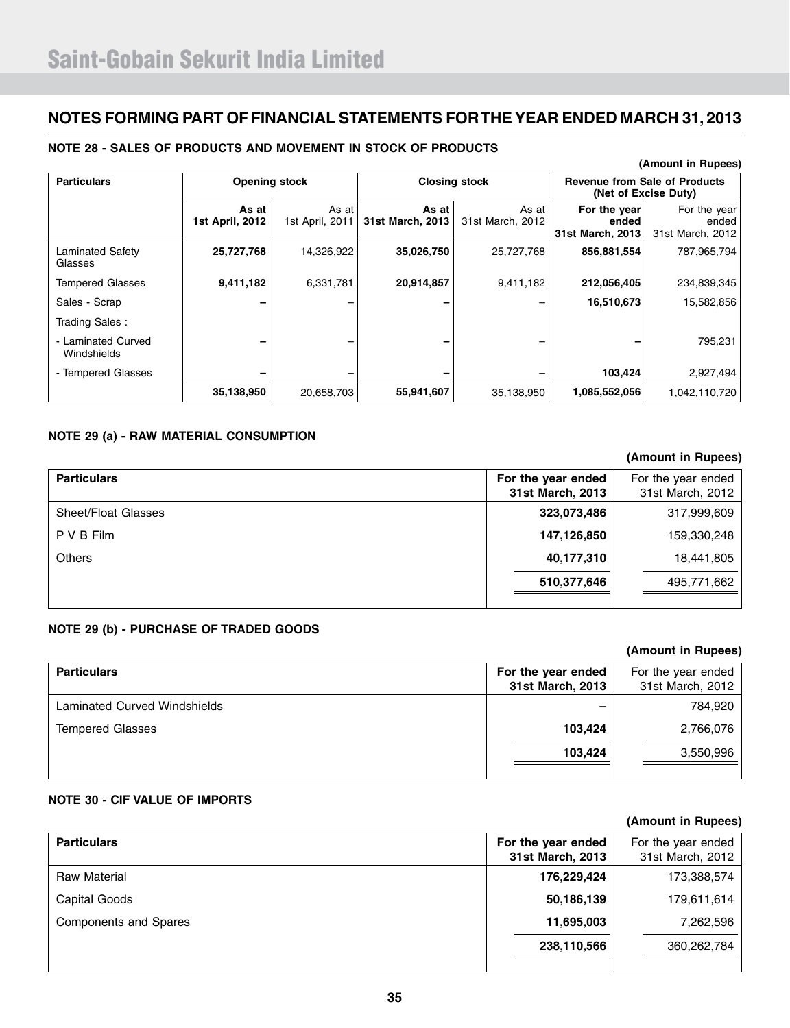# Saint-Gobain Sekurit India Limited

## NOTES FORMING PART OF FINANCIAL STATEMENTS FOR THE YEAR ENDED MARCH 31, 2013

### NOTE 28 - SALES OF PRODUCTS AND MOVEMENT IN STOCK OF PRODUCTS

**(Amount in Rupees)**

| Particulars | Opening stock | | Closing stock | | Revenue from Sale of Products (Net of Excise Duty) | |
|---|---|---|---|---|---|---|
| | **As at 1st April, 2012** | As at 1st April, 2011 | **As at 31st March, 2013** | As at 31st March, 2012 | **For the year ended 31st March, 2013** | For the year ended 31st March, 2012 |
| Laminated Safety Glasses | **25,727,768** | 14,326,922 | **35,026,750** | 25,727,768 | **856,881,554** | 787,965,794 |
| Tempered Glasses | **9,411,182** | 6,331,781 | **20,914,857** | 9,411,182 | **212,056,405** | 234,839,345 |
| Sales - Scrap | **–** | – | **–** | – | **16,510,673** | 15,582,856 |
| Trading Sales : | | | | | | |
| - Laminated Curved Windshields | **–** | – | **–** | – | **–** | 795,231 |
| - Tempered Glasses | **–** | – | **–** | – | **103,424** | 2,927,494 |
| | **35,138,950** | 20,658,703 | **55,941,607** | 35,138,950 | **1,085,552,056** | 1,042,110,720 |

### NOTE 29 (a) - RAW MATERIAL CONSUMPTION

**(Amount in Rupees)**

| Particulars | For the year ended 31st March, 2013 | For the year ended 31st March, 2012 |
|---|---|---|
| Sheet/Float Glasses | **323,073,486** | 317,999,609 |
| P V B Film | **147,126,850** | 159,330,248 |
| Others | **40,177,310** | 18,441,805 |
| | **510,377,646** | 495,771,662 |

### NOTE 29 (b) - PURCHASE OF TRADED GOODS

**(Amount in Rupees)**

| Particulars | For the year ended 31st March, 2013 | For the year ended 31st March, 2012 |
|---|---|---|
| Laminated Curved Windshields | **–** | 784,920 |
| Tempered Glasses | **103,424** | 2,766,076 |
| | **103,424** | 3,550,996 |

### NOTE 30 - CIF VALUE OF IMPORTS

**(Amount in Rupees)**

| Particulars | For the year ended 31st March, 2013 | For the year ended 31st March, 2012 |
|---|---|---|
| Raw Material | **176,229,424** | 173,388,574 |
| Capital Goods | **50,186,139** | 179,611,614 |
| Components and Spares | **11,695,003** | 7,262,596 |
| | **238,110,566** | 360,262,784 |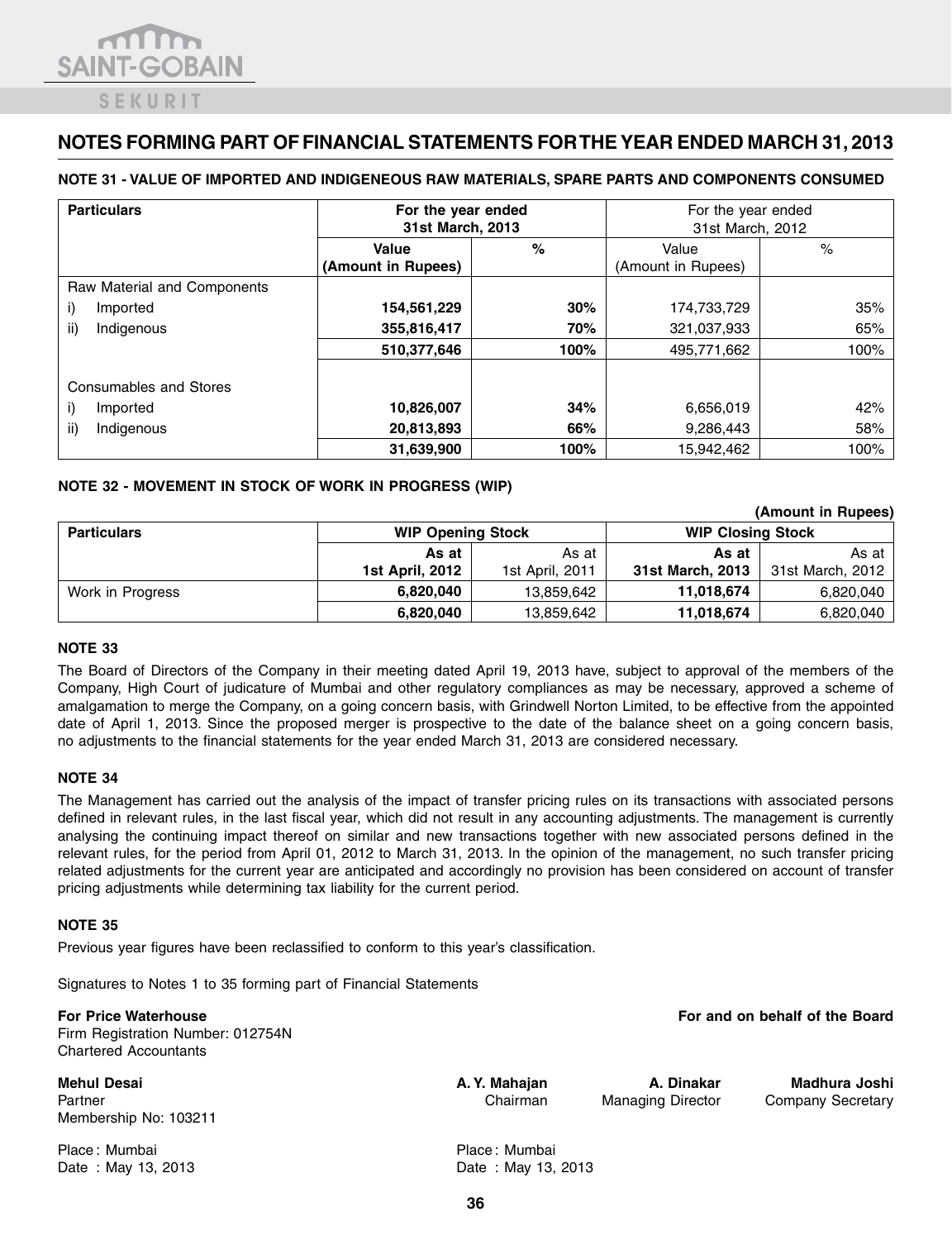# NOTES FORMING PART OF FINANCIAL STATEMENTS FOR THE YEAR ENDED MARCH 31, 2013

## NOTE 31 - VALUE OF IMPORTED AND INDIGENEOUS RAW MATERIALS, SPARE PARTS AND COMPONENTS CONSUMED

| Particulars | For the year ended 31st March, 2013 | | For the year ended 31st March, 2012 | |
|---|---|---|---|---|
| | **Value (Amount in Rupees)** | **%** | Value (Amount in Rupees) | % |
| Raw Material and Components | | | | |
| i) Imported | **154,561,229** | **30%** | 174,733,729 | 35% |
| ii) Indigenous | **355,816,417** | **70%** | 321,037,933 | 65% |
| | **510,377,646** | **100%** | 495,771,662 | 100% |
| Consumables and Stores | | | | |
| i) Imported | **10,826,007** | **34%** | 6,656,019 | 42% |
| ii) Indigenous | **20,813,893** | **66%** | 9,286,443 | 58% |
| | **31,639,900** | **100%** | 15,942,462 | 100% |

## NOTE 32 - MOVEMENT IN STOCK OF WORK IN PROGRESS (WIP)

**(Amount in Rupees)**

| Particulars | WIP Opening Stock | | WIP Closing Stock | |
|---|---|---|---|---|
| | **As at 1st April, 2012** | As at 1st April, 2011 | **As at 31st March, 2013** | As at 31st March, 2012 |
| Work in Progress | **6,820,040** | 13,859,642 | **11,018,674** | 6,820,040 |
| | **6,820,040** | 13,859,642 | **11,018,674** | 6,820,040 |

## NOTE 33

The Board of Directors of the Company in their meeting dated April 19, 2013 have, subject to approval of the members of the Company, High Court of judicature of Mumbai and other regulatory compliances as may be necessary, approved a scheme of amalgamation to merge the Company, on a going concern basis, with Grindwell Norton Limited, to be effective from the appointed date of April 1, 2013. Since the proposed merger is prospective to the date of the balance sheet on a going concern basis, no adjustments to the financial statements for the year ended March 31, 2013 are considered necessary.

## NOTE 34

The Management has carried out the analysis of the impact of transfer pricing rules on its transactions with associated persons defined in relevant rules, in the last fiscal year, which did not result in any accounting adjustments. The management is currently analysing the continuing impact thereof on similar and new transactions together with new associated persons defined in the relevant rules, for the period from April 01, 2012 to March 31, 2013. In the opinion of the management, no such transfer pricing related adjustments for the current year are anticipated and accordingly no provision has been considered on account of transfer pricing adjustments while determining tax liability for the current period.

## NOTE 35

Previous year figures have been reclassified to conform to this year's classification.

Signatures to Notes 1 to 35 forming part of Financial Statements

**For Price Waterhouse**
Firm Registration Number: 012754N
Chartered Accountants

**Mehul Desai**
Partner
Membership No: 103211

Place : Mumbai
Date : May 13, 2013

**For and on behalf of the Board**

**A. Y. Mahajan** — Chairman

**A. Dinakar** — Managing Director

**Madhura Joshi** — Company Secretary

Place : Mumbai
Date : May 13, 2013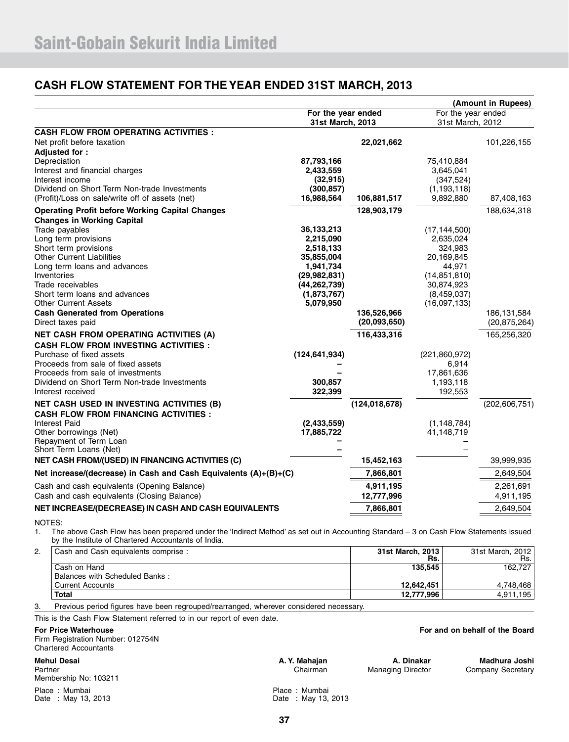# Saint-Gobain Sekurit India Limited

## CASH FLOW STATEMENT FOR THE YEAR ENDED 31ST MARCH, 2013

(Amount in Rupees)

| | For the year ended 31st March, 2013 | | For the year ended 31st March, 2012 | |
|---|---|---|---|---|
| **CASH FLOW FROM OPERATING ACTIVITIES :** | | | | |
| Net profit before taxation | | **22,021,662** | | 101,226,155 |
| **Adjusted for :** | | | | |
| Depreciation | **87,793,166** | | 75,410,884 | |
| Interest and financial charges | **2,433,559** | | 3,645,041 | |
| Interest income | **(32,915)** | | (347,524) | |
| Dividend on Short Term Non-trade Investments | **(300,857)** | | (1,193,118) | |
| (Profit)/Loss on sale/write off of assets (net) | **16,988,564** | **106,881,517** | 9,892,880 | 87,408,163 |
| **Operating Profit before Working Capital Changes** | | **128,903,179** | | 188,634,318 |
| **Changes in Working Capital** | | | | |
| Trade payables | **36,133,213** | | (17,144,500) | |
| Long term provisions | **2,215,090** | | 2,635,024 | |
| Short term provisions | **2,518,133** | | 324,983 | |
| Other Current Liabilities | **35,855,004** | | 20,169,845 | |
| Long term loans and advances | **1,941,734** | | 44,971 | |
| Inventories | **(29,982,831)** | | (14,851,810) | |
| Trade receivables | **(44,262,739)** | | 30,874,923 | |
| Short term loans and advances | **(1,873,767)** | | (8,459,037) | |
| Other Current Assets | **5,079,950** | | (16,097,133) | |
| **Cash Generated from Operations** | | **136,526,966** | | 186,131,584 |
| Direct taxes paid | | **(20,093,650)** | | (20,875,264) |
| **NET CASH FROM OPERATING ACTIVITIES (A)** | | **116,433,316** | | 165,256,320 |
| **CASH FLOW FROM INVESTING ACTIVITIES :** | | | | |
| Purchase of fixed assets | **(124,641,934)** | | (221,860,972) | |
| Proceeds from sale of fixed assets | **–** | | 6,914 | |
| Proceeds from sale of investments | **–** | | 17,861,636 | |
| Dividend on Short Term Non-trade Investments | **300,857** | | 1,193,118 | |
| Interest received | **322,399** | | 192,553 | |
| **NET CASH USED IN INVESTING ACTIVITIES (B)** | | **(124,018,678)** | | (202,606,751) |
| **CASH FLOW FROM FINANCING ACTIVITIES :** | | | | |
| Interest Paid | **(2,433,559)** | | (1,148,784) | |
| Other borrowings (Net) | **17,885,722** | | 41,148,719 | |
| Repayment of Term Loan | **–** | | – | |
| Short Term Loans (Net) | **–** | | – | |
| **NET CASH FROM/(USED) IN FINANCING ACTIVITIES (C)** | | **15,452,163** | | 39,999,935 |
| **Net increase/(decrease) in Cash and Cash Equivalents (A)+(B)+(C)** | | **7,866,801** | | 2,649,504 |
| Cash and cash equivalents (Opening Balance) | | **4,911,195** | | 2,261,691 |
| Cash and cash equivalents (Closing Balance) | | **12,777,996** | | 4,911,195 |
| **NET INCREASE/(DECREASE) IN CASH AND CASH EQUIVALENTS** | | **7,866,801** | | 2,649,504 |

NOTES:

1. The above Cash Flow has been prepared under the 'Indirect Method' as set out in Accounting Standard – 3 on Cash Flow Statements issued by the Institute of Chartered Accountants of India.

2.

| Cash and Cash equivalents comprise : | 31st March, 2013 Rs. | 31st March, 2012 Rs. |
|---|---|---|
| Cash on Hand | **135,545** | 162,727 |
| Balances with Scheduled Banks : | | |
| Current Accounts | **12,642,451** | 4,748,468 |
| **Total** | **12,777,996** | 4,911,195 |

3. Previous period figures have been regrouped/rearranged, wherever considered necessary.

This is the Cash Flow Statement referred to in our report of even date.

**For Price Waterhouse**
Firm Registration Number: 012754N
Chartered Accountants

**Mehul Desai**
Partner
Membership No: 103211

Place : Mumbai
Date : May 13, 2013

**For and on behalf of the Board**

| **A. Y. Mahajan** | **A. Dinakar** | **Madhura Joshi** |
|---|---|---|
| Chairman | Managing Director | Company Secretary |

Place : Mumbai
Date : May 13, 2013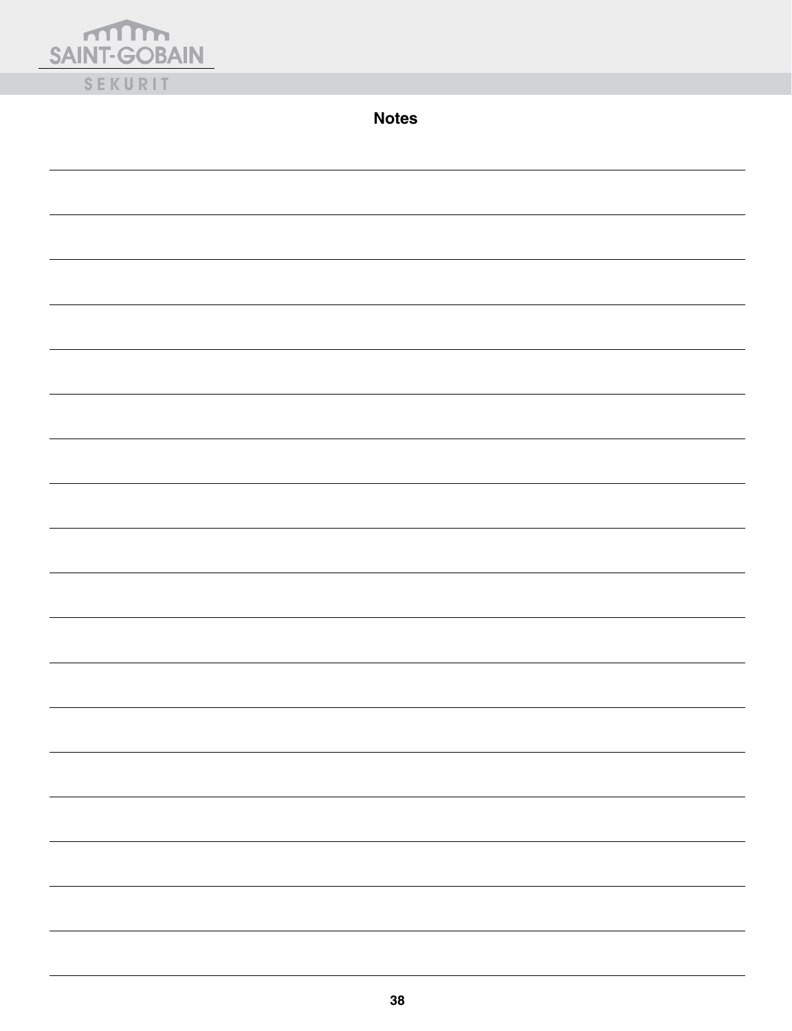## Notes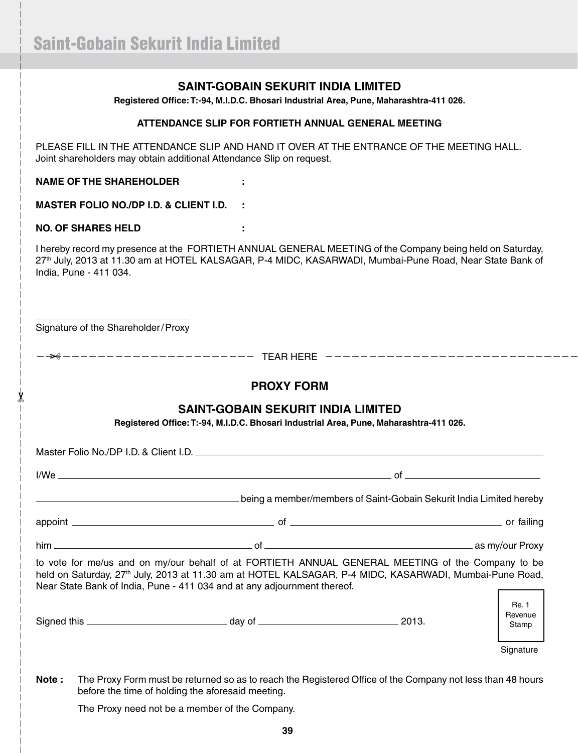## SAINT-GOBAIN SEKURIT INDIA LIMITED

**Registered Office: T:-94, M.I.D.C. Bhosari Industrial Area, Pune, Maharashtra-411 026.**

### ATTENDANCE SLIP FOR FORTIETH ANNUAL GENERAL MEETING

PLEASE FILL IN THE ATTENDANCE SLIP AND HAND IT OVER AT THE ENTRANCE OF THE MEETING HALL.
Joint shareholders may obtain additional Attendance Slip on request.

**NAME OF THE SHAREHOLDER :**

**MASTER FOLIO NO./DP I.D. & CLIENT I.D. :**

**NO. OF SHARES HELD :**

I hereby record my presence at the FORTIETH ANNUAL GENERAL MEETING of the Company being held on Saturday, 27th July, 2013 at 11.30 am at HOTEL KALSAGAR, P-4 MIDC, KASARWADI, Mumbai-Pune Road, Near State Bank of India, Pune - 411 034.

\_\_\_\_\_\_\_\_\_\_\_\_\_\_\_\_\_\_\_\_\_\_\_\_\_\_\_\_\_\_

Signature of the Shareholder / Proxy

✂ - - - - - - - - - - - - - - - - - - - - - - - TEAR HERE - - - - - - - - - - - - - - - - - - - - - - - - - - - -

### PROXY FORM

## SAINT-GOBAIN SEKURIT INDIA LIMITED

**Registered Office: T:-94, M.I.D.C. Bhosari Industrial Area, Pune, Maharashtra-411 026.**

Master Folio No./DP I.D. & Client I.D. \_\_\_\_\_\_\_\_\_\_\_\_\_\_\_\_\_\_\_\_\_\_\_\_\_\_\_\_\_\_\_\_\_\_\_\_\_\_\_\_

I/We \_\_\_\_\_\_\_\_\_\_\_\_\_\_\_\_\_\_\_\_\_\_\_\_\_\_\_\_\_\_\_\_\_\_\_\_\_\_\_\_ of \_\_\_\_\_\_\_\_\_\_\_\_\_\_\_\_\_\_\_\_\_\_\_\_\_\_

\_\_\_\_\_\_\_\_\_\_\_\_\_\_\_\_\_\_\_\_\_\_\_\_\_\_\_\_\_\_ being a member/members of Saint-Gobain Sekurit India Limited hereby

appoint \_\_\_\_\_\_\_\_\_\_\_\_\_\_\_\_\_\_\_\_\_\_\_\_\_\_\_\_\_\_ of \_\_\_\_\_\_\_\_\_\_\_\_\_\_\_\_\_\_\_\_\_\_\_\_\_\_\_\_\_\_ or failing

him \_\_\_\_\_\_\_\_\_\_\_\_\_\_\_\_\_\_\_\_\_\_\_\_\_\_\_\_\_\_ of \_\_\_\_\_\_\_\_\_\_\_\_\_\_\_\_\_\_\_\_\_\_\_\_\_\_\_\_\_\_ as my/our Proxy

to vote for me/us and on my/our behalf of at FORTIETH ANNUAL GENERAL MEETING of the Company to be held on Saturday, 27th July, 2013 at 11.30 am at HOTEL KALSAGAR, P-4 MIDC, KASARWADI, Mumbai-Pune Road, Near State Bank of India, Pune - 411 034 and at any adjournment thereof.

Signed this \_\_\_\_\_\_\_\_\_\_\_\_\_\_\_\_\_\_\_\_ day of \_\_\_\_\_\_\_\_\_\_\_\_\_\_\_\_\_\_\_\_ 2013.

Re. 1 Revenue Stamp

Signature

**Note :** The Proxy Form must be returned so as to reach the Registered Office of the Company not less than 48 hours before the time of holding the aforesaid meeting.

The Proxy need not be a member of the Company.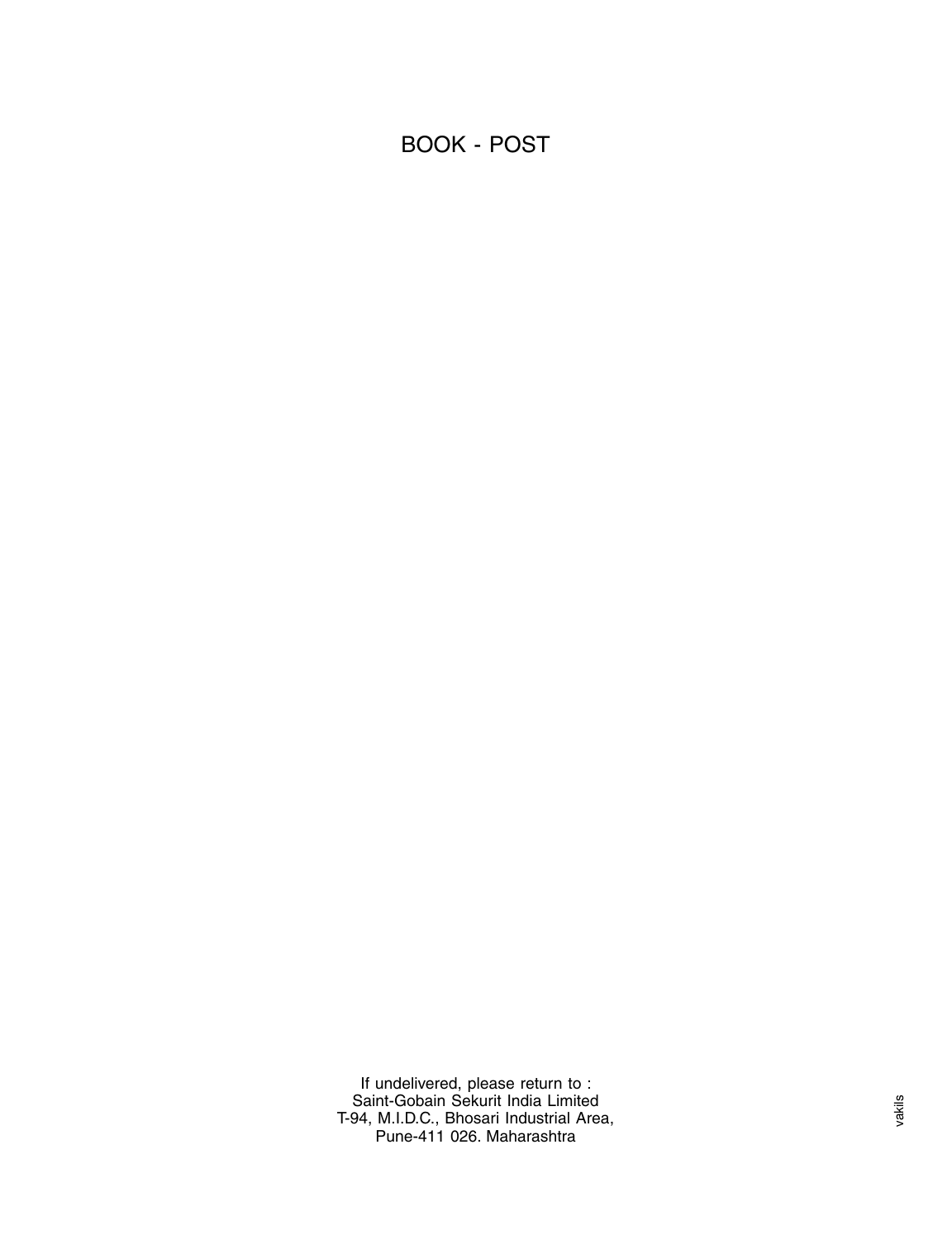BOOK - POST

If undelivered, please return to :
Saint-Gobain Sekurit India Limited
T-94, M.I.D.C., Bhosari Industrial Area,
Pune-411 026. Maharashtra

vakils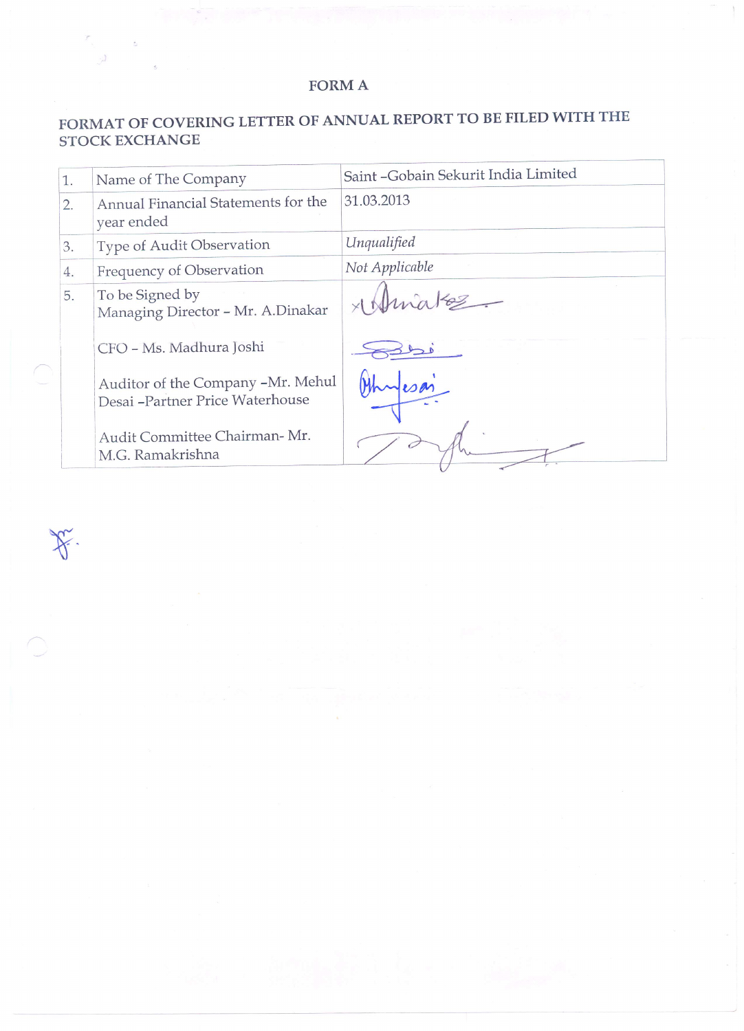# FORM A

## FORMAT OF COVERING LETTER OF ANNUAL REPORT TO BE FILED WITH THE STOCK EXCHANGE

| | | |
|---|---|---|
| 1. | Name of The Company | Saint -Gobain Sekurit India Limited |
| 2. | Annual Financial Statements for the year ended | 31.03.2013 |
| 3. | Type of Audit Observation | *Unqualified* |
| 4. | Frequency of Observation | *Not Applicable* |
| 5. | To be Signed by<br>Managing Director – Mr. A.Dinakar<br><br>CFO – Ms. Madhura Joshi<br><br>Auditor of the Company –Mr. Mehul Desai –Partner Price Waterhouse<br><br>Audit Committee Chairman- Mr. M.G. Ramakrishna | |